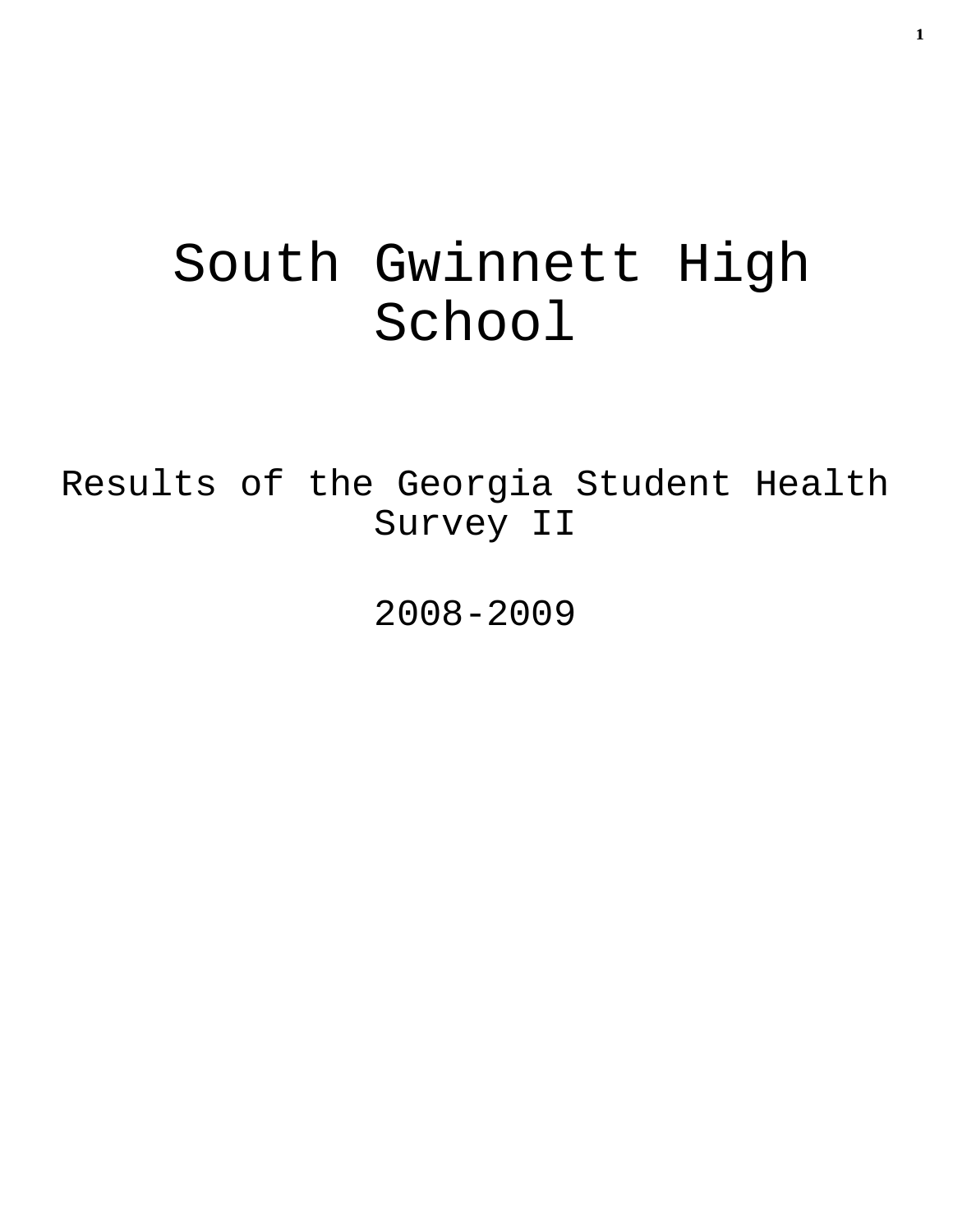# South Gwinnett High School

## Results of the Georgia Student Health Survey II

## 2008-2009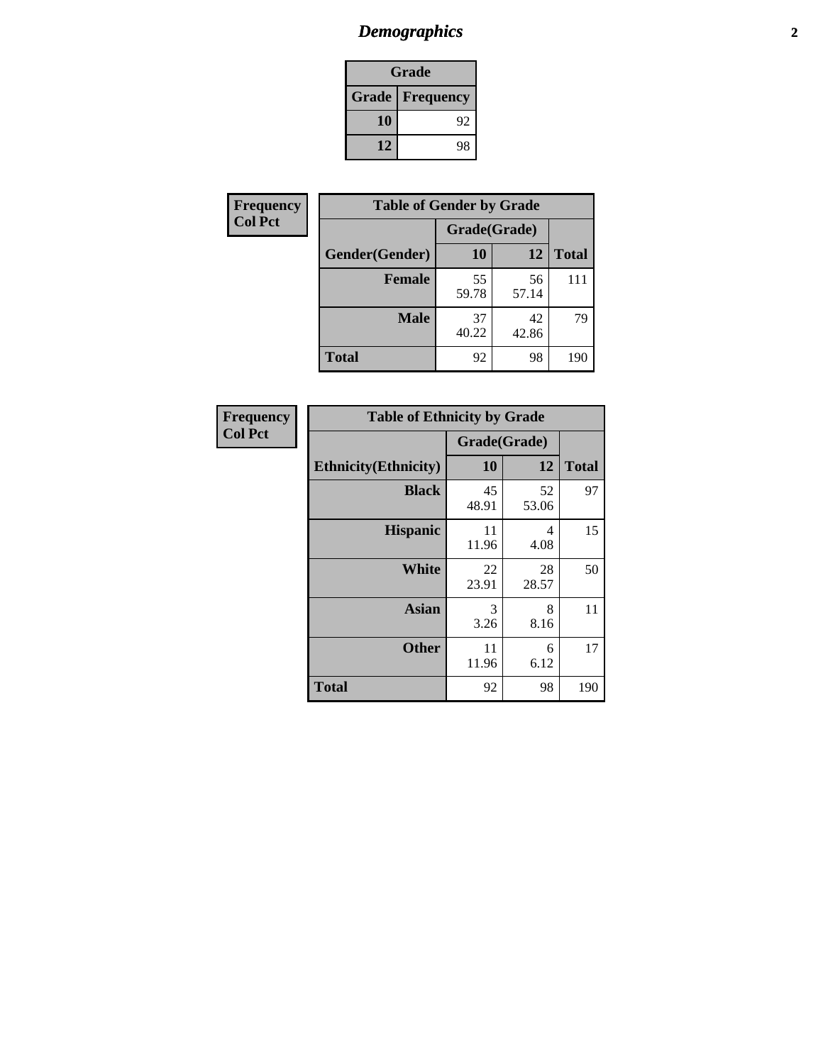# Demographics

| Grade | |
|---|---|
| **Grade** | **Frequency** |
| 10 | 92 |
| 12 | 98 |

**Frequency**
**Col Pct**

| Table of Gender by Grade | | | |
|---|---|---|---|
| | Grade(Grade) | | |
| **Gender(Gender)** | **10** | **12** | **Total** |
| **Female** | 55<br>59.78 | 56<br>57.14 | 111 |
| **Male** | 37<br>40.22 | 42<br>42.86 | 79 |
| **Total** | 92 | 98 | 190 |

**Frequency**
**Col Pct**

| Table of Ethnicity by Grade | | | |
|---|---|---|---|
| | Grade(Grade) | | |
| **Ethnicity(Ethnicity)** | **10** | **12** | **Total** |
| **Black** | 45<br>48.91 | 52<br>53.06 | 97 |
| **Hispanic** | 11<br>11.96 | 4<br>4.08 | 15 |
| **White** | 22<br>23.91 | 28<br>28.57 | 50 |
| **Asian** | 3<br>3.26 | 8<br>8.16 | 11 |
| **Other** | 11<br>11.96 | 6<br>6.12 | 17 |
| **Total** | 92 | 98 | 190 |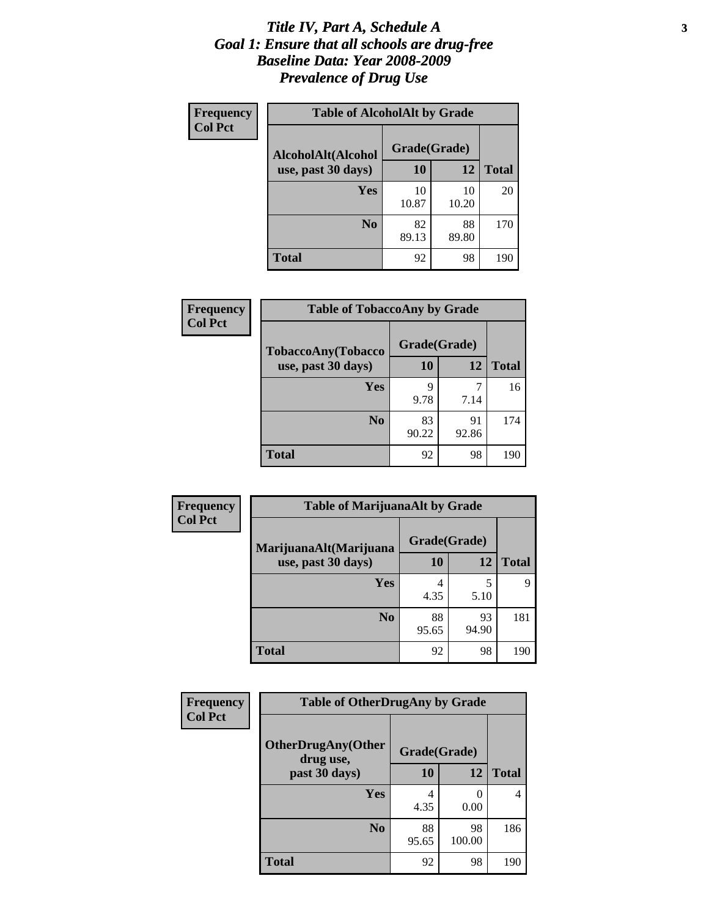# *Title IV, Part A, Schedule A*
# *Goal 1: Ensure that all schools are drug-free*
# *Baseline Data: Year 2008-2009*
# *Prevalence of Drug Use*

**Frequency**
**Col Pct**

**Table of AlcoholAlt by Grade**

| AlcoholAlt(Alcohol use, past 30 days) | Grade(Grade) 10 | 12 | Total |
|---|---|---|---|
| **Yes** | 10<br>10.87 | 10<br>10.20 | 20 |
| **No** | 82<br>89.13 | 88<br>89.80 | 170 |
| **Total** | 92 | 98 | 190 |

**Frequency**
**Col Pct**

**Table of TobaccoAny by Grade**

| TobaccoAny(Tobacco use, past 30 days) | Grade(Grade) 10 | 12 | Total |
|---|---|---|---|
| **Yes** | 9<br>9.78 | 7<br>7.14 | 16 |
| **No** | 83<br>90.22 | 91<br>92.86 | 174 |
| **Total** | 92 | 98 | 190 |

**Frequency**
**Col Pct**

**Table of MarijuanaAlt by Grade**

| MarijuanaAlt(Marijuana use, past 30 days) | Grade(Grade) 10 | 12 | Total |
|---|---|---|---|
| **Yes** | 4<br>4.35 | 5<br>5.10 | 9 |
| **No** | 88<br>95.65 | 93<br>94.90 | 181 |
| **Total** | 92 | 98 | 190 |

**Frequency**
**Col Pct**

**Table of OtherDrugAny by Grade**

| OtherDrugAny(Other drug use, past 30 days) | Grade(Grade) 10 | 12 | Total |
|---|---|---|---|
| **Yes** | 4<br>4.35 | 0<br>0.00 | 4 |
| **No** | 88<br>95.65 | 98<br>100.00 | 186 |
| **Total** | 92 | 98 | 190 |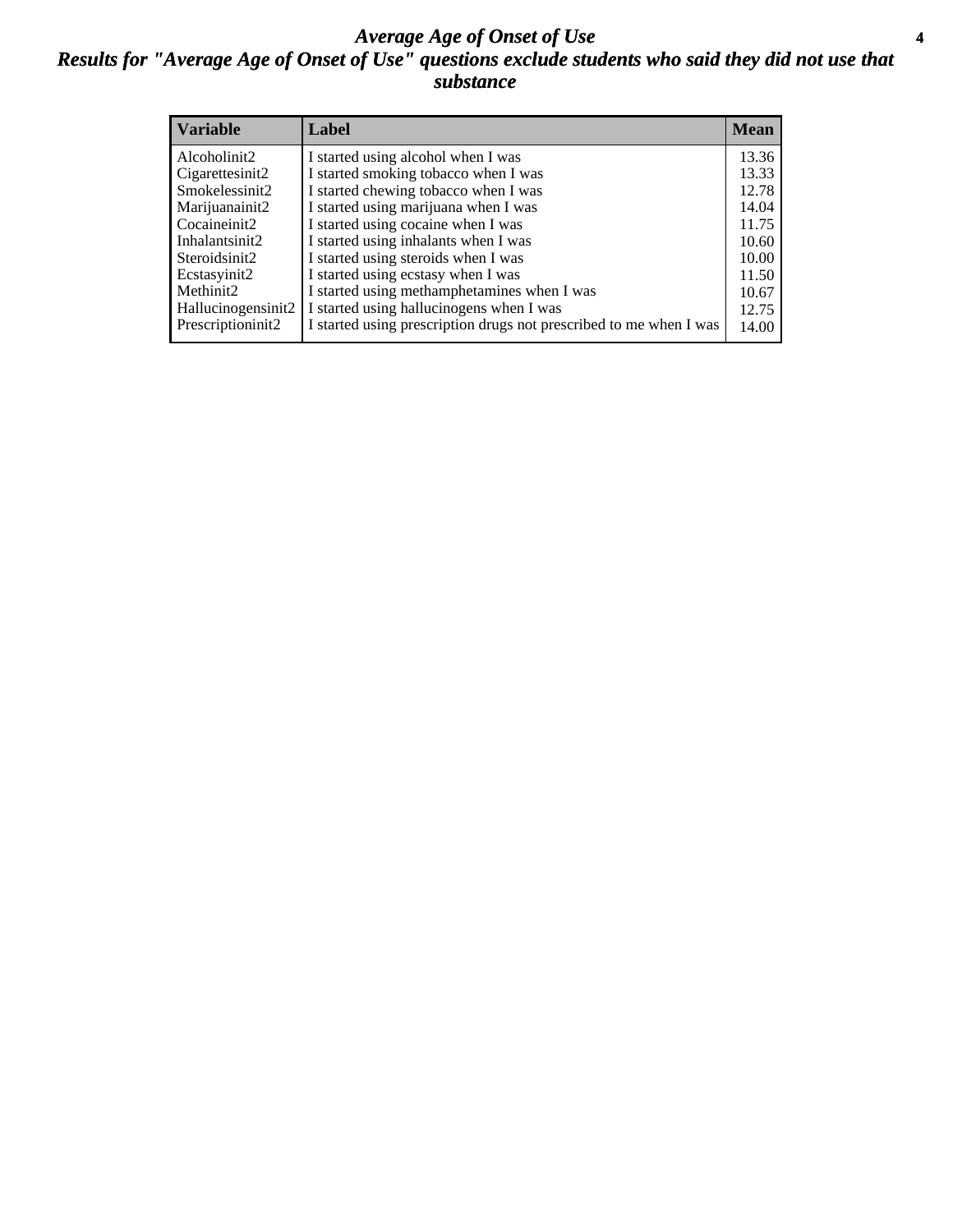# *Average Age of Onset of Use*

## *Results for "Average Age of Onset of Use" questions exclude students who said they did not use that substance*

| Variable | Label | Mean |
|---|---|---|
| Alcoholinit2 | I started using alcohol when I was | 13.36 |
| Cigarettesinit2 | I started smoking tobacco when I was | 13.33 |
| Smokelessinit2 | I started chewing tobacco when I was | 12.78 |
| Marijuanainit2 | I started using marijuana when I was | 14.04 |
| Cocaineinit2 | I started using cocaine when I was | 11.75 |
| Inhalantsinit2 | I started using inhalants when I was | 10.60 |
| Steroidsinit2 | I started using steroids when I was | 10.00 |
| Ecstasyinit2 | I started using ecstasy when I was | 11.50 |
| Methinit2 | I started using methamphetamines when I was | 10.67 |
| Hallucinogensinit2 | I started using hallucinogens when I was | 12.75 |
| Prescriptioninit2 | I started using prescription drugs not prescribed to me when I was | 14.00 |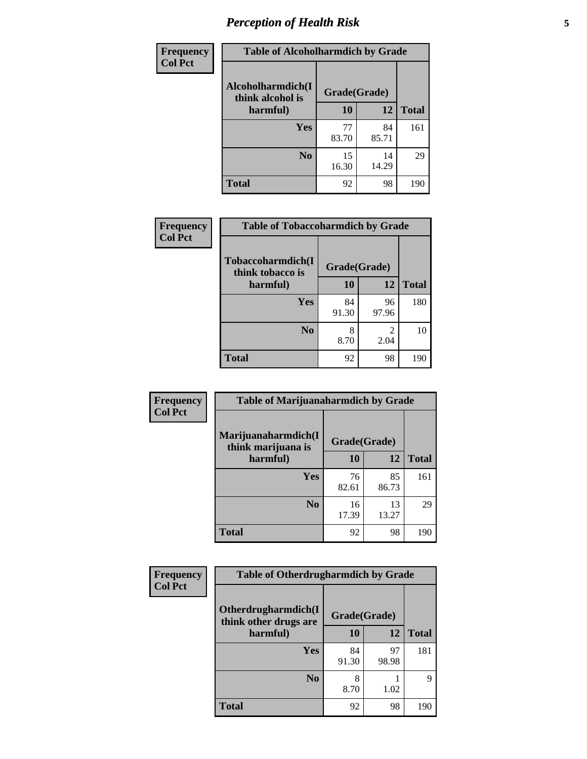# Perception of Health Risk

| Frequency<br>Col Pct | Table of Alcoholharmdich by Grade | | |
|---|---|---|---|
| Alcoholharmdich(I think alcohol is harmful) | Grade(Grade) | | |
| | 10 | 12 | Total |
| Yes | 77<br>83.70 | 84<br>85.71 | 161 |
| No | 15<br>16.30 | 14<br>14.29 | 29 |
| Total | 92 | 98 | 190 |

| Frequency<br>Col Pct | Table of Tobaccoharmdich by Grade | | |
|---|---|---|---|
| Tobaccoharmdich(I think tobacco is harmful) | Grade(Grade) | | |
| | 10 | 12 | Total |
| Yes | 84<br>91.30 | 96<br>97.96 | 180 |
| No | 8<br>8.70 | 2<br>2.04 | 10 |
| Total | 92 | 98 | 190 |

| Frequency<br>Col Pct | Table of Marijuanaharmdich by Grade | | |
|---|---|---|---|
| Marijuanaharmdich(I think marijuana is harmful) | Grade(Grade) | | |
| | 10 | 12 | Total |
| Yes | 76<br>82.61 | 85<br>86.73 | 161 |
| No | 16<br>17.39 | 13<br>13.27 | 29 |
| Total | 92 | 98 | 190 |

| Frequency<br>Col Pct | Table of Otherdrugharmdich by Grade | | |
|---|---|---|---|
| Otherdrugharmdich(I think other drugs are harmful) | Grade(Grade) | | |
| | 10 | 12 | Total |
| Yes | 84<br>91.30 | 97<br>98.98 | 181 |
| No | 8<br>8.70 | 1<br>1.02 | 9 |
| Total | 92 | 98 | 190 |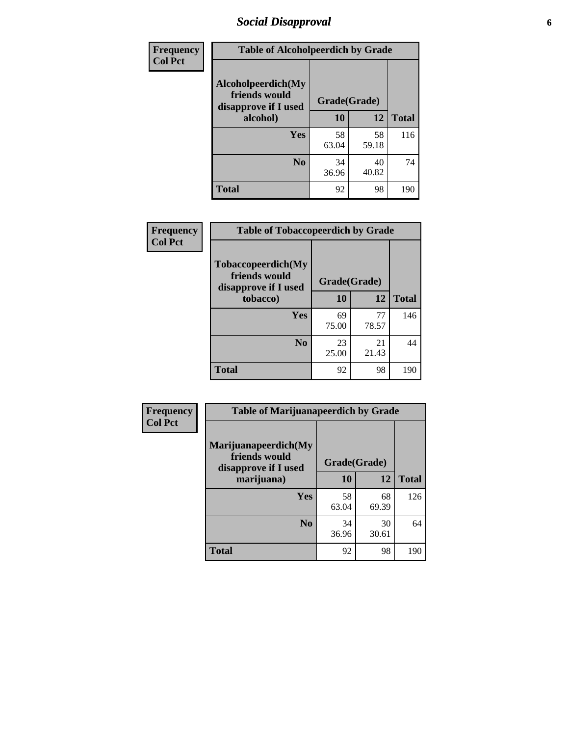# Social Disapproval

| Frequency<br>Col Pct | | | |
|---|---|---|---|

**Table of Alcoholpeerdich by Grade**

| Alcoholpeerdich(My friends would disapprove if I used alcohol) | Grade(Grade) | | |
|---|---|---|---|
| | 10 | 12 | Total |
| Yes | 58<br>63.04 | 58<br>59.18 | 116 |
| No | 34<br>36.96 | 40<br>40.82 | 74 |
| Total | 92 | 98 | 190 |

| Frequency<br>Col Pct | | | |
|---|---|---|---|

**Table of Tobaccopeerdich by Grade**

| Tobaccopeerdich(My friends would disapprove if I used tobacco) | Grade(Grade) | | |
|---|---|---|---|
| | 10 | 12 | Total |
| Yes | 69<br>75.00 | 77<br>78.57 | 146 |
| No | 23<br>25.00 | 21<br>21.43 | 44 |
| Total | 92 | 98 | 190 |

| Frequency<br>Col Pct | | | |
|---|---|---|---|

**Table of Marijuanapeerdich by Grade**

| Marijuanapeerdich(My friends would disapprove if I used marijuana) | Grade(Grade) | | |
|---|---|---|---|
| | 10 | 12 | Total |
| Yes | 58<br>63.04 | 68<br>69.39 | 126 |
| No | 34<br>36.96 | 30<br>30.61 | 64 |
| Total | 92 | 98 | 190 |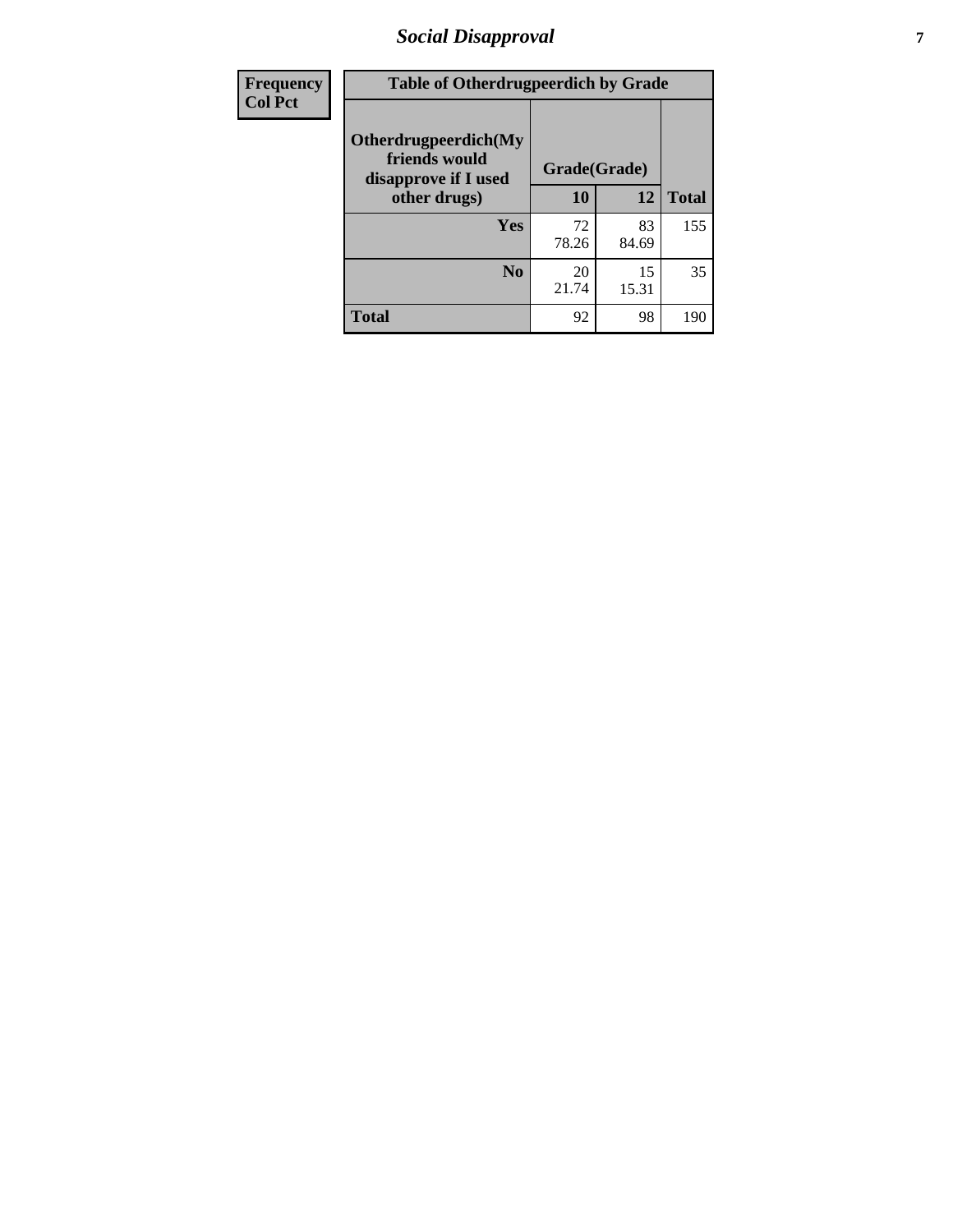| Frequency<br>Col Pct | Table of Otherdrugpeerdich by Grade | | |
|---|---|---|---|
| Otherdrugpeerdich(My friends would disapprove if I used other drugs) | Grade(Grade) | | |
| | 10 | 12 | Total |
| Yes | 72<br>78.26 | 83<br>84.69 | 155 |
| No | 20<br>21.74 | 15<br>15.31 | 35 |
| Total | 92 | 98 | 190 |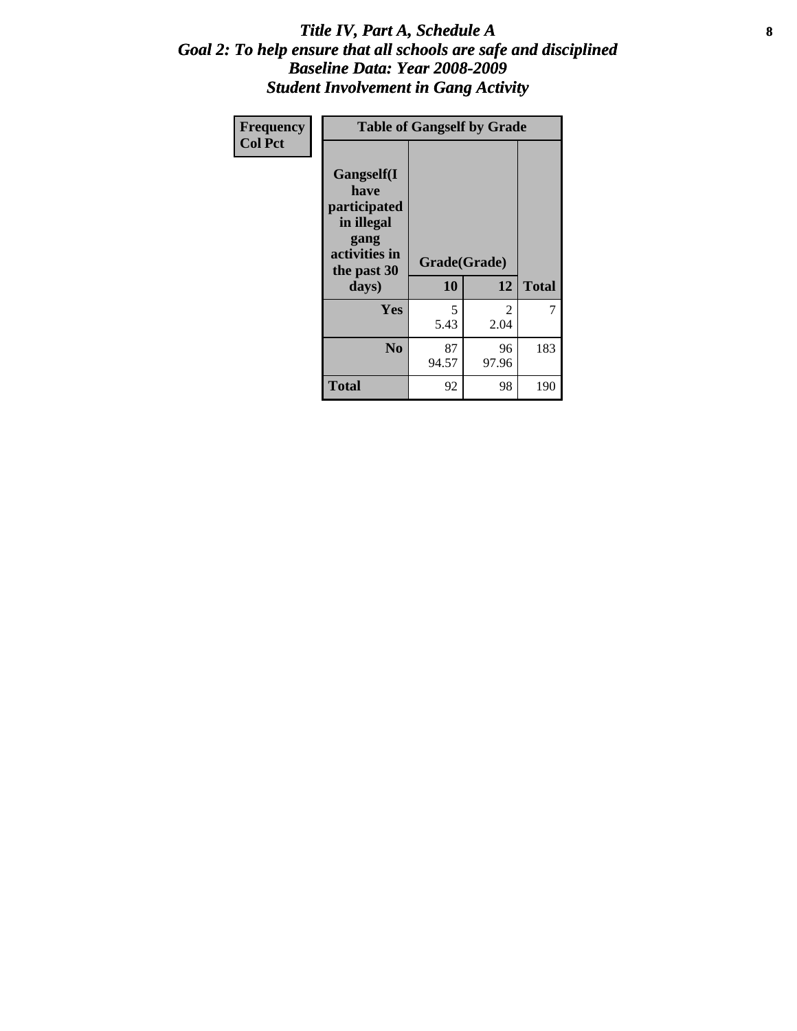# Title IV, Part A, Schedule A
## Goal 2: To help ensure that all schools are safe and disciplined
## Baseline Data: Year 2008-2009
## Student Involvement in Gang Activity

| Frequency<br>Col Pct | Table of Gangself by Grade | | |
|---|---|---|---|
| Gangself(I have participated in illegal gang activities in the past 30 days) | Grade(Grade) | | |
| | 10 | 12 | Total |
| Yes | 5<br>5.43 | 2<br>2.04 | 7 |
| No | 87<br>94.57 | 96<br>97.96 | 183 |
| Total | 92 | 98 | 190 |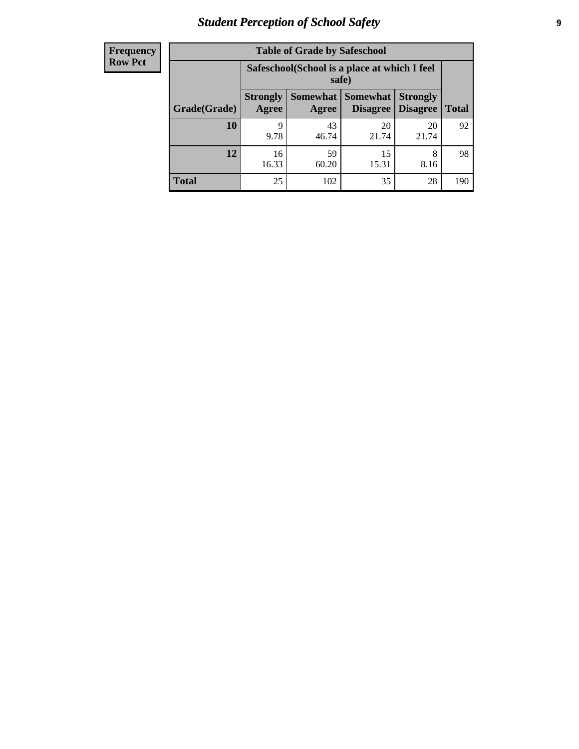# Student Perception of School Safety

| Frequency Row Pct | Table of Grade by Safeschool | | | | |
|---|---|---|---|---|---|
| | Safeschool(School is a place at which I feel safe) | | | | |
| Grade(Grade) | Strongly Agree | Somewhat Agree | Somewhat Disagree | Strongly Disagree | Total |
| 10 | 9<br>9.78 | 43<br>46.74 | 20<br>21.74 | 20<br>21.74 | 92 |
| 12 | 16<br>16.33 | 59<br>60.20 | 15<br>15.31 | 8<br>8.16 | 98 |
| Total | 25 | 102 | 35 | 28 | 190 |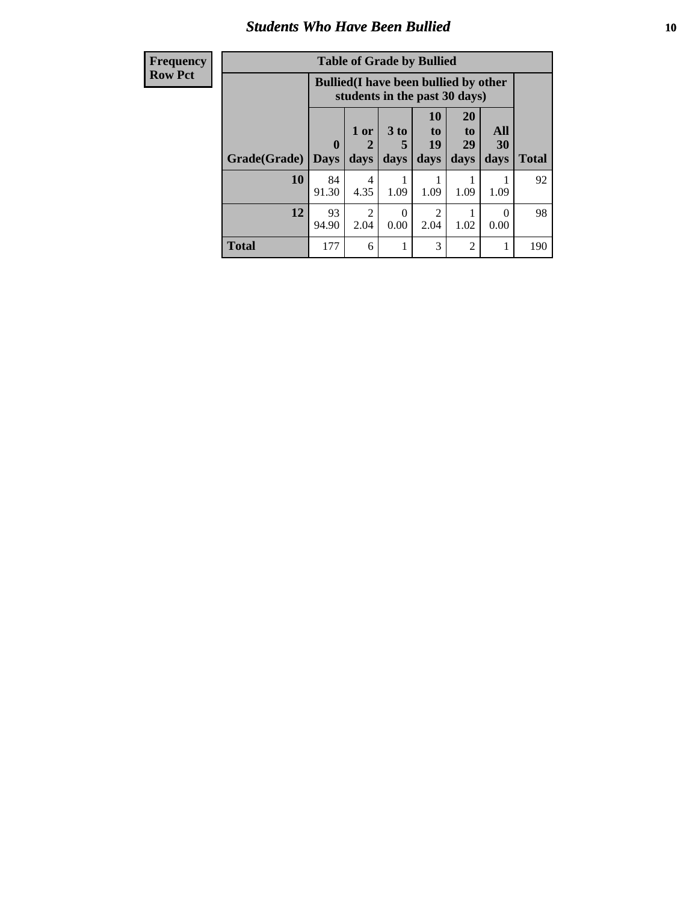# Students Who Have Been Bullied

| Frequency Row Pct |
|---|

| Table of Grade by Bullied | | | | | | | |
|---|---|---|---|---|---|---|---|
| | Bullied(I have been bullied by other students in the past 30 days) | | | | | | |
| Grade(Grade) | 0 Days | 1 or 2 days | 3 to 5 days | 10 to 19 days | 20 to 29 days | All 30 days | Total |
| 10 | 84 91.30 | 4 4.35 | 1 1.09 | 1 1.09 | 1 1.09 | 1 1.09 | 92 |
| 12 | 93 94.90 | 2 2.04 | 0 0.00 | 2 2.04 | 1 1.02 | 0 0.00 | 98 |
| Total | 177 | 6 | 1 | 3 | 2 | 1 | 190 |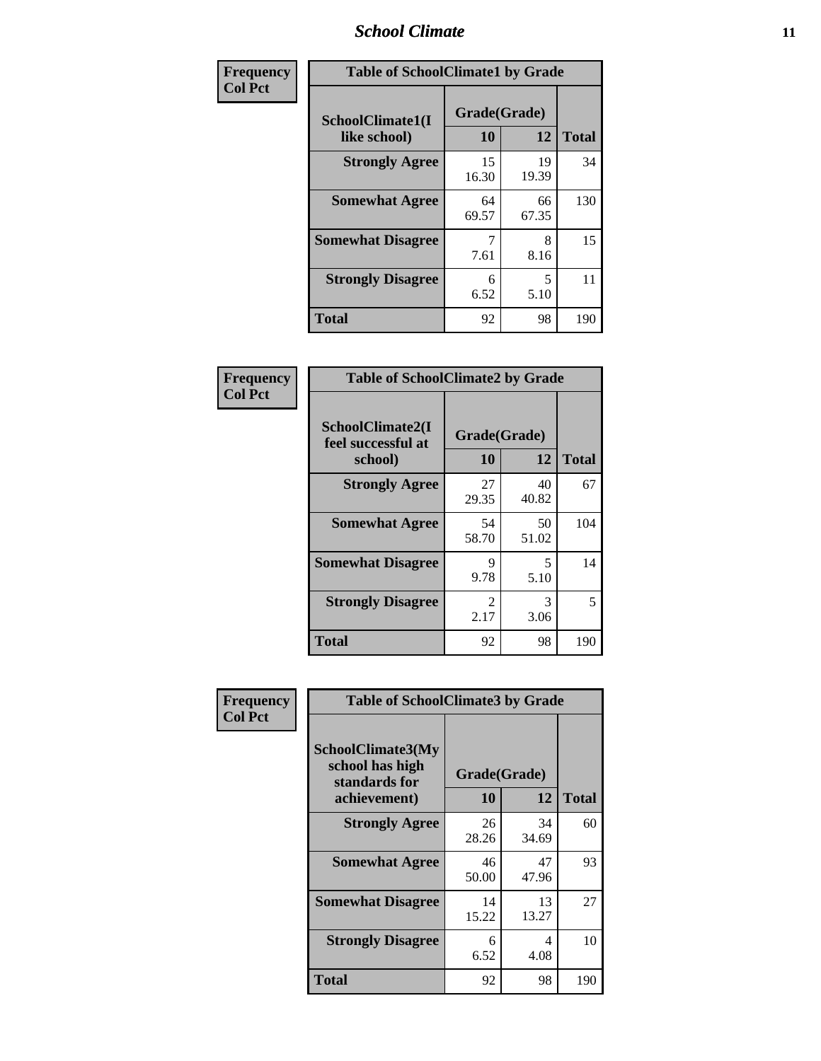| Frequency Col Pct | Table of SchoolClimate1 by Grade | | |
|---|---|---|---|
| SchoolClimate1(I like school) | Grade(Grade) | | |
| | 10 | 12 | Total |
| Strongly Agree | 15<br>16.30 | 19<br>19.39 | 34 |
| Somewhat Agree | 64<br>69.57 | 66<br>67.35 | 130 |
| Somewhat Disagree | 7<br>7.61 | 8<br>8.16 | 15 |
| Strongly Disagree | 6<br>6.52 | 5<br>5.10 | 11 |
| Total | 92 | 98 | 190 |

| Frequency Col Pct | Table of SchoolClimate2 by Grade | | |
|---|---|---|---|
| SchoolClimate2(I feel successful at school) | Grade(Grade) | | |
| | 10 | 12 | Total |
| Strongly Agree | 27<br>29.35 | 40<br>40.82 | 67 |
| Somewhat Agree | 54<br>58.70 | 50<br>51.02 | 104 |
| Somewhat Disagree | 9<br>9.78 | 5<br>5.10 | 14 |
| Strongly Disagree | 2<br>2.17 | 3<br>3.06 | 5 |
| Total | 92 | 98 | 190 |

| Frequency Col Pct | Table of SchoolClimate3 by Grade | | |
|---|---|---|---|
| SchoolClimate3(My school has high standards for achievement) | Grade(Grade) | | |
| | 10 | 12 | Total |
| Strongly Agree | 26<br>28.26 | 34<br>34.69 | 60 |
| Somewhat Agree | 46<br>50.00 | 47<br>47.96 | 93 |
| Somewhat Disagree | 14<br>15.22 | 13<br>13.27 | 27 |
| Strongly Disagree | 6<br>6.52 | 4<br>4.08 | 10 |
| Total | 92 | 98 | 190 |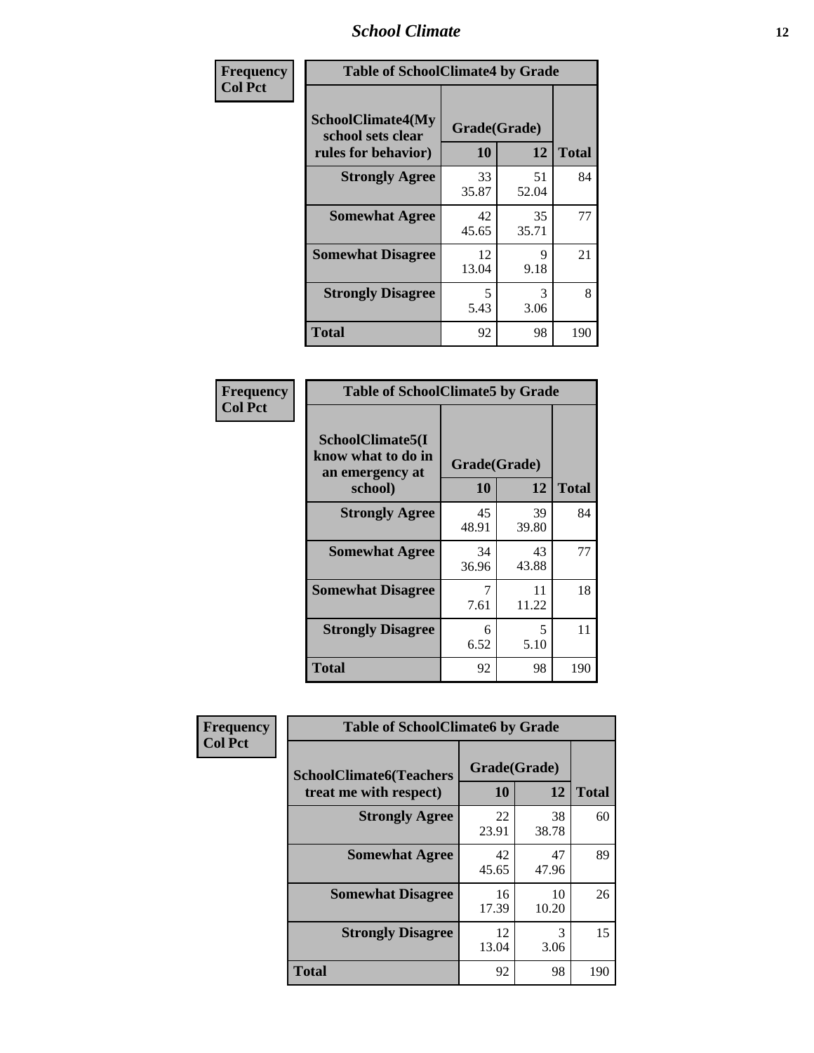| Frequency<br>Col Pct | Table of SchoolClimate4 by Grade | | |
|---|---|---|---|
| SchoolClimate4(My school sets clear rules for behavior) | Grade(Grade) | | |
| | 10 | 12 | Total |
| Strongly Agree | 33<br>35.87 | 51<br>52.04 | 84 |
| Somewhat Agree | 42<br>45.65 | 35<br>35.71 | 77 |
| Somewhat Disagree | 12<br>13.04 | 9<br>9.18 | 21 |
| Strongly Disagree | 5<br>5.43 | 3<br>3.06 | 8 |
| Total | 92 | 98 | 190 |

| Frequency<br>Col Pct | Table of SchoolClimate5 by Grade | | |
|---|---|---|---|
| SchoolClimate5(I know what to do in an emergency at school) | Grade(Grade) | | |
| | 10 | 12 | Total |
| Strongly Agree | 45<br>48.91 | 39<br>39.80 | 84 |
| Somewhat Agree | 34<br>36.96 | 43<br>43.88 | 77 |
| Somewhat Disagree | 7<br>7.61 | 11<br>11.22 | 18 |
| Strongly Disagree | 6<br>6.52 | 5<br>5.10 | 11 |
| Total | 92 | 98 | 190 |

| Frequency<br>Col Pct | Table of SchoolClimate6 by Grade | | |
|---|---|---|---|
| SchoolClimate6(Teachers treat me with respect) | Grade(Grade) | | |
| | 10 | 12 | Total |
| Strongly Agree | 22<br>23.91 | 38<br>38.78 | 60 |
| Somewhat Agree | 42<br>45.65 | 47<br>47.96 | 89 |
| Somewhat Disagree | 16<br>17.39 | 10<br>10.20 | 26 |
| Strongly Disagree | 12<br>13.04 | 3<br>3.06 | 15 |
| Total | 92 | 98 | 190 |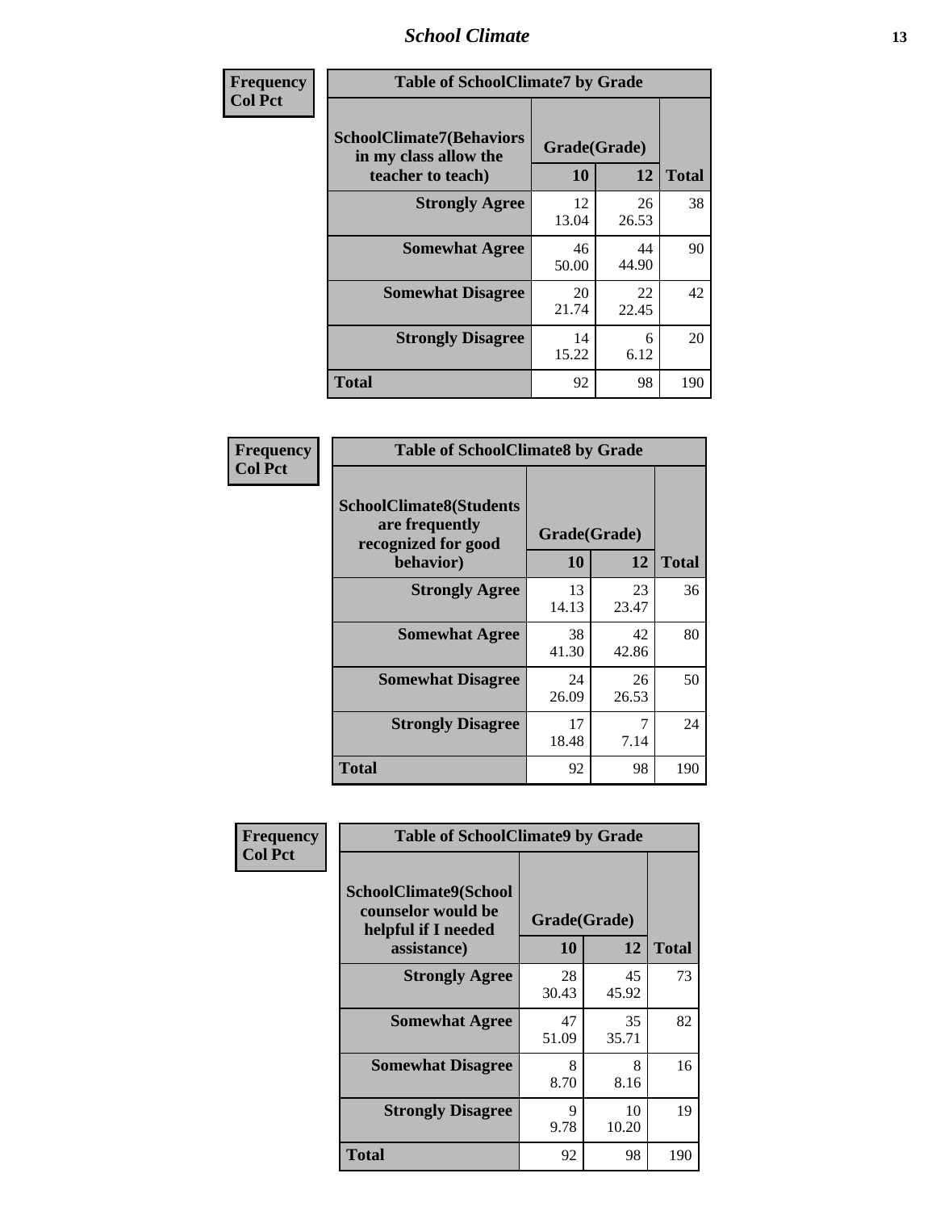| Frequency<br>Col Pct | Table of SchoolClimate7 by Grade | | |
|---|---|---|---|
| **SchoolClimate7(Behaviors in my class allow the teacher to teach)** | **Grade(Grade)** | | |
| | **10** | **12** | **Total** |
| **Strongly Agree** | 12<br>13.04 | 26<br>26.53 | 38 |
| **Somewhat Agree** | 46<br>50.00 | 44<br>44.90 | 90 |
| **Somewhat Disagree** | 20<br>21.74 | 22<br>22.45 | 42 |
| **Strongly Disagree** | 14<br>15.22 | 6<br>6.12 | 20 |
| **Total** | 92 | 98 | 190 |

| Frequency<br>Col Pct | Table of SchoolClimate8 by Grade | | |
|---|---|---|---|
| **SchoolClimate8(Students are frequently recognized for good behavior)** | **Grade(Grade)** | | |
| | **10** | **12** | **Total** |
| **Strongly Agree** | 13<br>14.13 | 23<br>23.47 | 36 |
| **Somewhat Agree** | 38<br>41.30 | 42<br>42.86 | 80 |
| **Somewhat Disagree** | 24<br>26.09 | 26<br>26.53 | 50 |
| **Strongly Disagree** | 17<br>18.48 | 7<br>7.14 | 24 |
| **Total** | 92 | 98 | 190 |

| Frequency<br>Col Pct | Table of SchoolClimate9 by Grade | | |
|---|---|---|---|
| **SchoolClimate9(School counselor would be helpful if I needed assistance)** | **Grade(Grade)** | | |
| | **10** | **12** | **Total** |
| **Strongly Agree** | 28<br>30.43 | 45<br>45.92 | 73 |
| **Somewhat Agree** | 47<br>51.09 | 35<br>35.71 | 82 |
| **Somewhat Disagree** | 8<br>8.70 | 8<br>8.16 | 16 |
| **Strongly Disagree** | 9<br>9.78 | 10<br>10.20 | 19 |
| **Total** | 92 | 98 | 190 |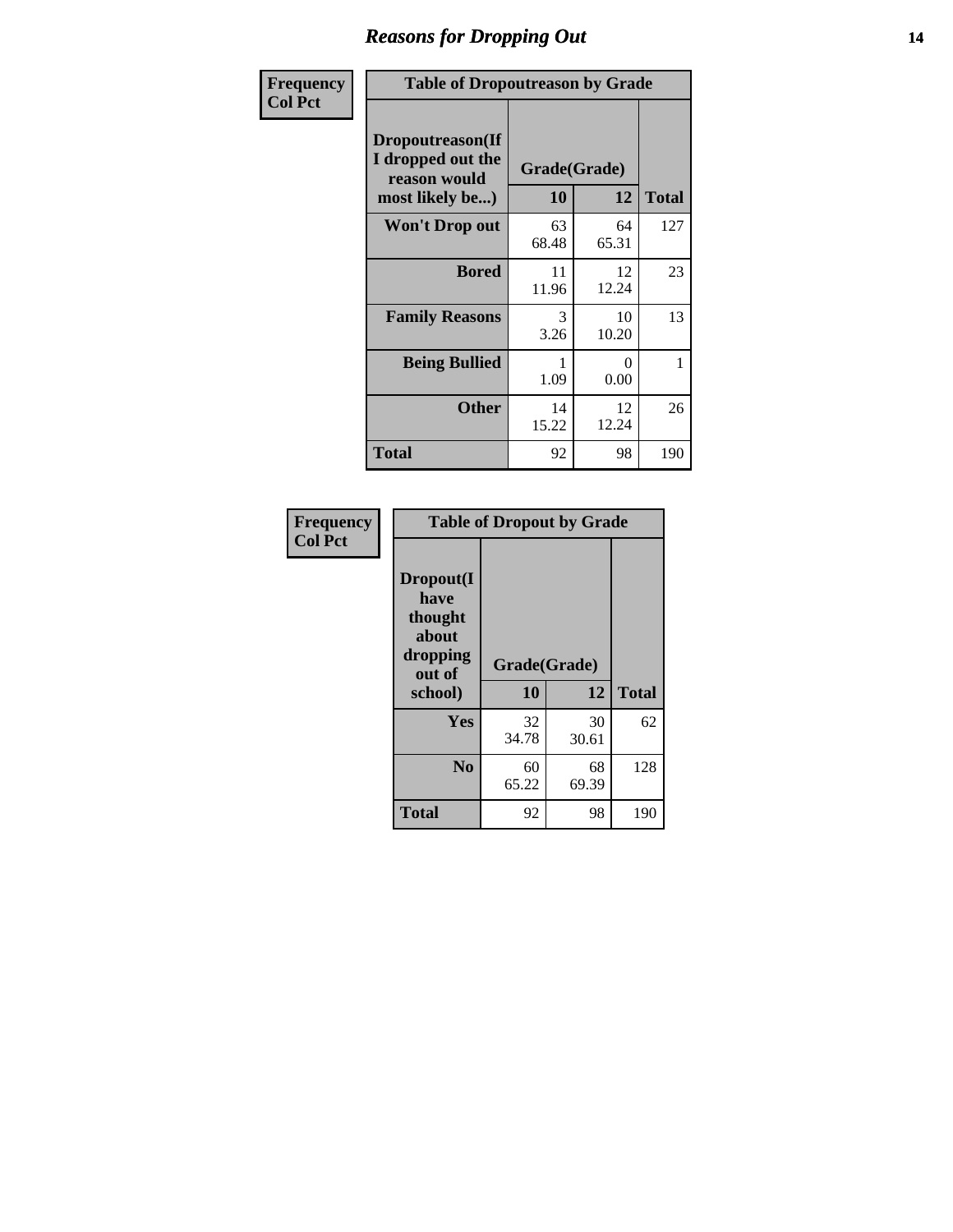# Reasons for Dropping Out

Frequency
Col Pct

**Table of Dropoutreason by Grade**

| Dropoutreason(If I dropped out the reason would most likely be...) | Grade(Grade) | | Total |
|---|---|---|---|
| | 10 | 12 | |
| **Won't Drop out** | 63<br>68.48 | 64<br>65.31 | 127 |
| **Bored** | 11<br>11.96 | 12<br>12.24 | 23 |
| **Family Reasons** | 3<br>3.26 | 10<br>10.20 | 13 |
| **Being Bullied** | 1<br>1.09 | 0<br>0.00 | 1 |
| **Other** | 14<br>15.22 | 12<br>12.24 | 26 |
| **Total** | 92 | 98 | 190 |

Frequency
Col Pct

**Table of Dropout by Grade**

| Dropout(I have thought about dropping out of school) | Grade(Grade) | | Total |
|---|---|---|---|
| | 10 | 12 | |
| **Yes** | 32<br>34.78 | 30<br>30.61 | 62 |
| **No** | 60<br>65.22 | 68<br>69.39 | 128 |
| **Total** | 92 | 98 | 190 |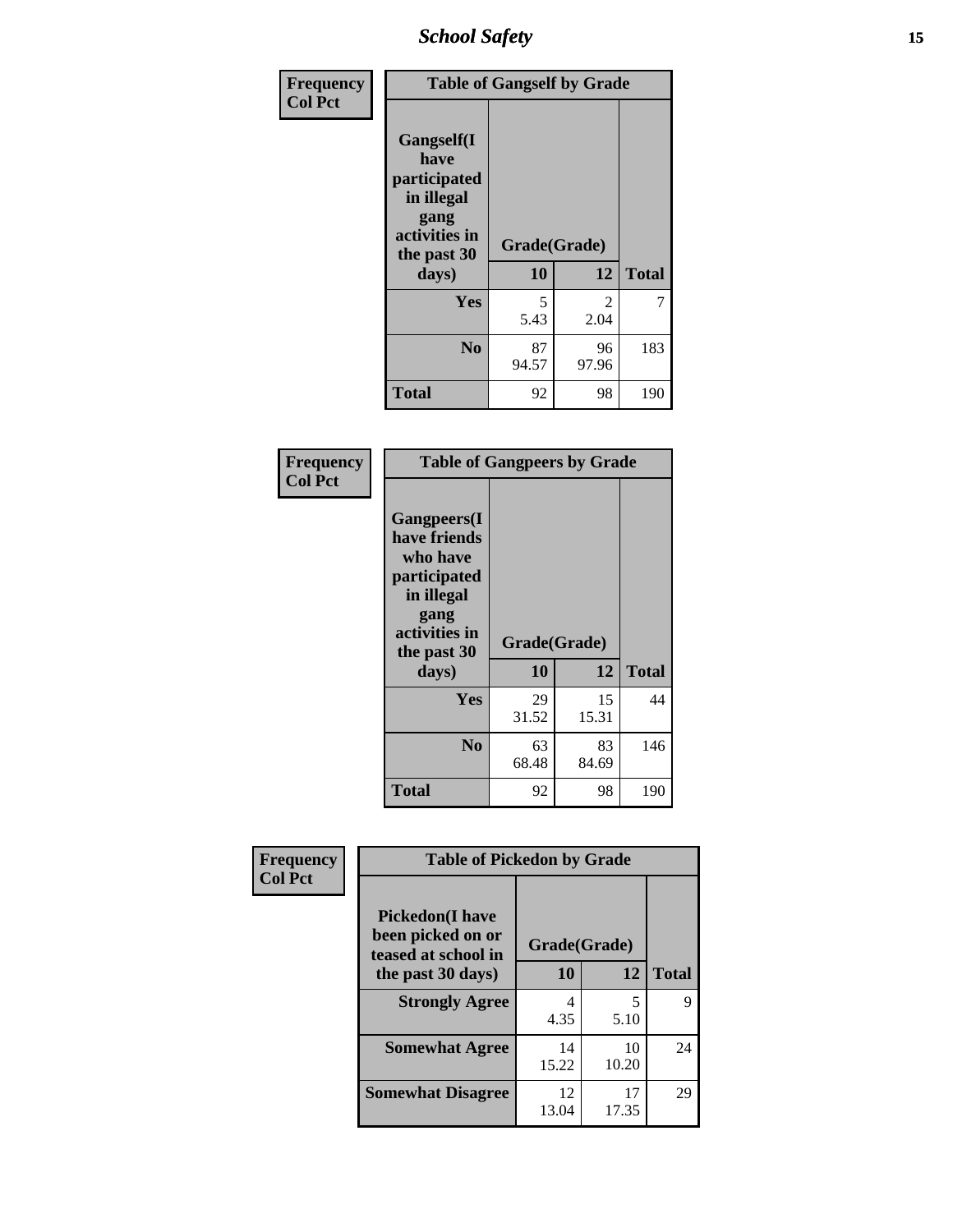| Frequency<br>Col Pct | Table of Gangself by Grade | | |
|---|---|---|---|
| Gangself(I have participated in illegal gang activities in the past 30 days) | Grade(Grade) | | |
| | 10 | 12 | Total |
| Yes | 5<br>5.43 | 2<br>2.04 | 7 |
| No | 87<br>94.57 | 96<br>97.96 | 183 |
| Total | 92 | 98 | 190 |

| Frequency<br>Col Pct | Table of Gangpeers by Grade | | |
|---|---|---|---|
| Gangpeers(I have friends who have participated in illegal gang activities in the past 30 days) | Grade(Grade) | | |
| | 10 | 12 | Total |
| Yes | 29<br>31.52 | 15<br>15.31 | 44 |
| No | 63<br>68.48 | 83<br>84.69 | 146 |
| Total | 92 | 98 | 190 |

| Frequency<br>Col Pct | Table of Pickedon by Grade | | |
|---|---|---|---|
| Pickedon(I have been picked on or teased at school in the past 30 days) | Grade(Grade) | | |
| | 10 | 12 | Total |
| Strongly Agree | 4<br>4.35 | 5<br>5.10 | 9 |
| Somewhat Agree | 14<br>15.22 | 10<br>10.20 | 24 |
| Somewhat Disagree | 12<br>13.04 | 17<br>17.35 | 29 |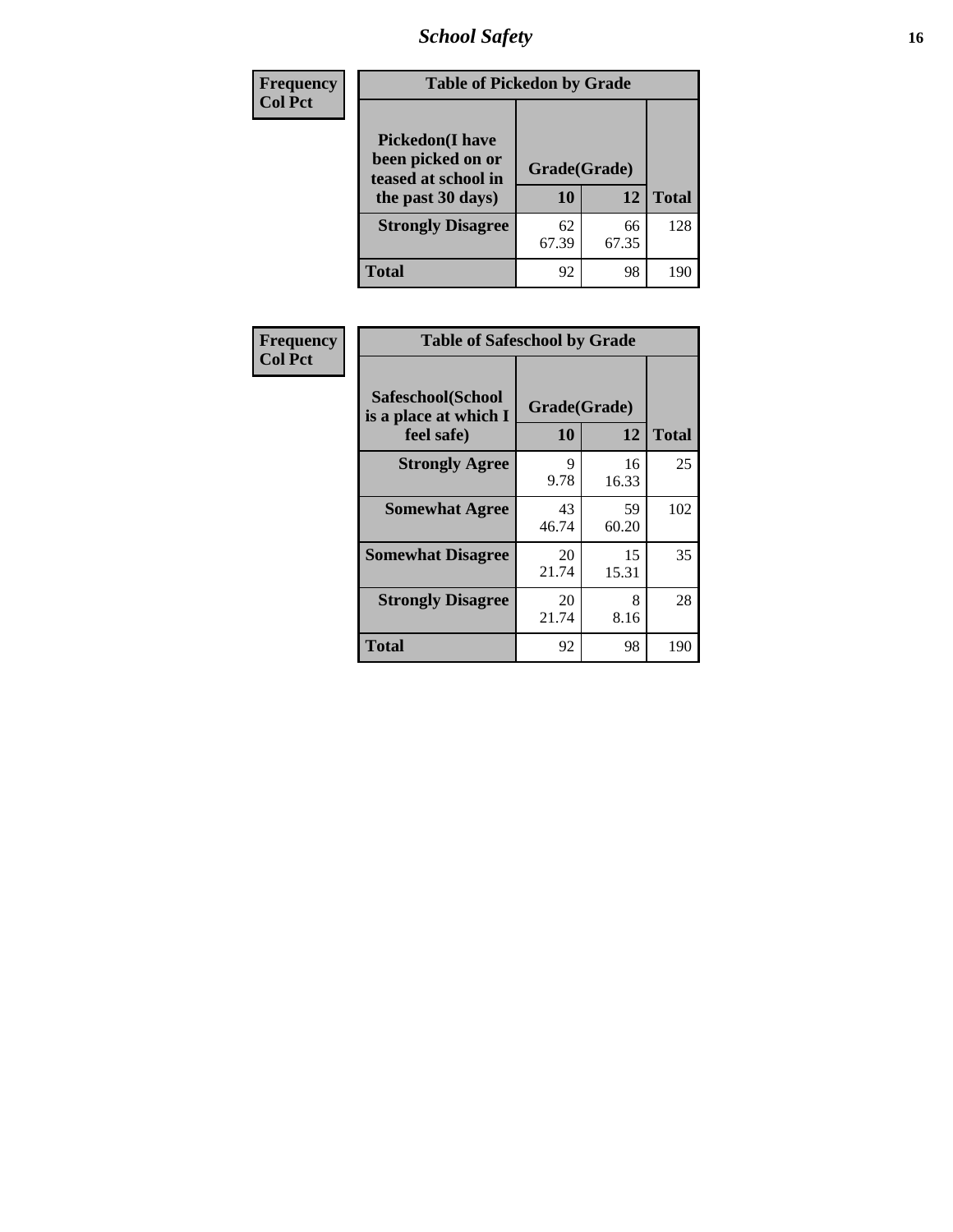| Frequency Col Pct | | | |
|---|---|---|---|

**Table of Pickedon by Grade**

| Pickedon(I have been picked on or teased at school in the past 30 days) | Grade(Grade) | | Total |
|---|---|---|---|
| | 10 | 12 | |
| Strongly Disagree | 62<br>67.39 | 66<br>67.35 | 128 |
| Total | 92 | 98 | 190 |

| Frequency Col Pct | | | |
|---|---|---|---|

**Table of Safeschool by Grade**

| Safeschool(School is a place at which I feel safe) | Grade(Grade) | | Total |
|---|---|---|---|
| | 10 | 12 | |
| Strongly Agree | 9<br>9.78 | 16<br>16.33 | 25 |
| Somewhat Agree | 43<br>46.74 | 59<br>60.20 | 102 |
| Somewhat Disagree | 20<br>21.74 | 15<br>15.31 | 35 |
| Strongly Disagree | 20<br>21.74 | 8<br>8.16 | 28 |
| Total | 92 | 98 | 190 |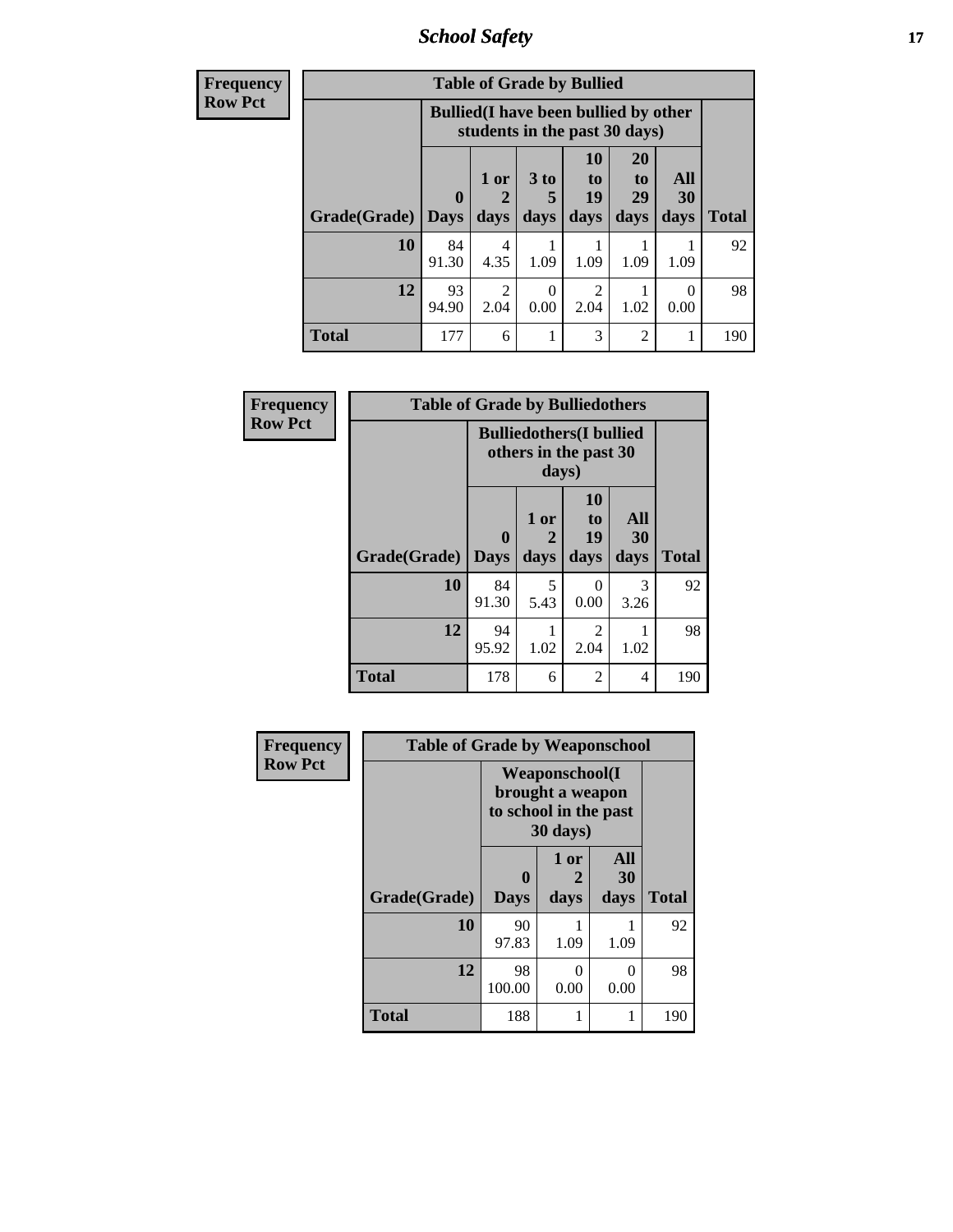| Frequency<br>Row Pct | Table of Grade by Bullied | | | | | | |
|---|---|---|---|---|---|---|---|
| | Bullied(I have been bullied by other students in the past 30 days) | | | | | | |
| Grade(Grade) | 0 Days | 1 or 2 days | 3 to 5 days | 10 to 19 days | 20 to 29 days | All 30 days | Total |
| 10 | 84<br>91.30 | 4<br>4.35 | 1<br>1.09 | 1<br>1.09 | 1<br>1.09 | 1<br>1.09 | 92 |
| 12 | 93<br>94.90 | 2<br>2.04 | 0<br>0.00 | 2<br>2.04 | 1<br>1.02 | 0<br>0.00 | 98 |
| Total | 177 | 6 | 1 | 3 | 2 | 1 | 190 |

| Frequency<br>Row Pct | Table of Grade by Bulliedothers | | | | |
|---|---|---|---|---|---|
| | Bulliedothers(I bullied others in the past 30 days) | | | | |
| Grade(Grade) | 0 Days | 1 or 2 days | 10 to 19 days | All 30 days | Total |
| 10 | 84<br>91.30 | 5<br>5.43 | 0<br>0.00 | 3<br>3.26 | 92 |
| 12 | 94<br>95.92 | 1<br>1.02 | 2<br>2.04 | 1<br>1.02 | 98 |
| Total | 178 | 6 | 2 | 4 | 190 |

| Frequency<br>Row Pct | Table of Grade by Weaponschool | | | |
|---|---|---|---|---|
| | Weaponschool(I brought a weapon to school in the past 30 days) | | | |
| Grade(Grade) | 0 Days | 1 or 2 days | All 30 days | Total |
| 10 | 90<br>97.83 | 1<br>1.09 | 1<br>1.09 | 92 |
| 12 | 98<br>100.00 | 0<br>0.00 | 0<br>0.00 | 98 |
| Total | 188 | 1 | 1 | 190 |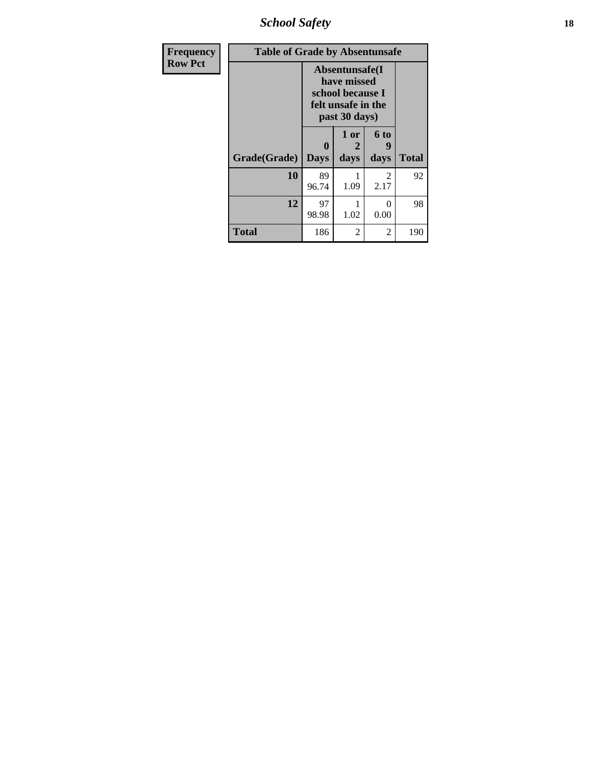## School Safety

| Frequency<br>Row Pct | | | | |
|---|---|---|---|---|

**Table of Grade by Absentunsafe**

| | Absentunsafe(I have missed school because I felt unsafe in the past 30 days) | | | |
|---|---|---|---|---|
| Grade(Grade) | 0 Days | 1 or 2 days | 6 to 9 days | Total |
| **10** | 89<br>96.74 | 1<br>1.09 | 2<br>2.17 | 92 |
| **12** | 97<br>98.98 | 1<br>1.02 | 0<br>0.00 | 98 |
| **Total** | 186 | 2 | 2 | 190 |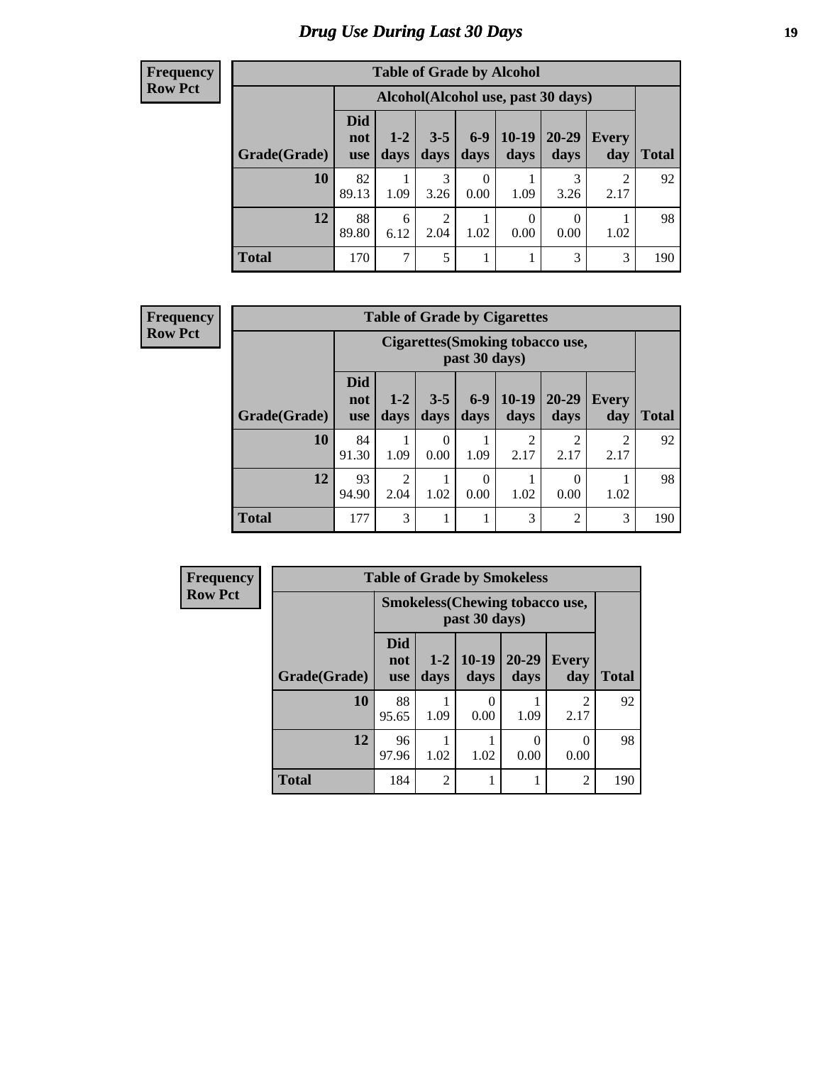# Drug Use During Last 30 Days

**Frequency**
**Row Pct**

| Table of Grade by Alcohol | | | | | | | | |
|---|---|---|---|---|---|---|---|---|
| | Alcohol(Alcohol use, past 30 days) | | | | | | | |
| Grade(Grade) | Did not use | 1-2 days | 3-5 days | 6-9 days | 10-19 days | 20-29 days | Every day | Total |
| 10 | 82<br>89.13 | 1<br>1.09 | 3<br>3.26 | 0<br>0.00 | 1<br>1.09 | 3<br>3.26 | 2<br>2.17 | 92 |
| 12 | 88<br>89.80 | 6<br>6.12 | 2<br>2.04 | 1<br>1.02 | 0<br>0.00 | 0<br>0.00 | 1<br>1.02 | 98 |
| Total | 170 | 7 | 5 | 1 | 1 | 3 | 3 | 190 |

**Frequency**
**Row Pct**

| Table of Grade by Cigarettes | | | | | | | | |
|---|---|---|---|---|---|---|---|---|
| | Cigarettes(Smoking tobacco use, past 30 days) | | | | | | | |
| Grade(Grade) | Did not use | 1-2 days | 3-5 days | 6-9 days | 10-19 days | 20-29 days | Every day | Total |
| 10 | 84<br>91.30 | 1<br>1.09 | 0<br>0.00 | 1<br>1.09 | 2<br>2.17 | 2<br>2.17 | 2<br>2.17 | 92 |
| 12 | 93<br>94.90 | 2<br>2.04 | 1<br>1.02 | 0<br>0.00 | 1<br>1.02 | 0<br>0.00 | 1<br>1.02 | 98 |
| Total | 177 | 3 | 1 | 1 | 3 | 2 | 3 | 190 |

**Frequency**
**Row Pct**

| Table of Grade by Smokeless | | | | | | |
|---|---|---|---|---|---|---|
| | Smokeless(Chewing tobacco use, past 30 days) | | | | | |
| Grade(Grade) | Did not use | 1-2 days | 10-19 days | 20-29 days | Every day | Total |
| 10 | 88<br>95.65 | 1<br>1.09 | 0<br>0.00 | 1<br>1.09 | 2<br>2.17 | 92 |
| 12 | 96<br>97.96 | 1<br>1.02 | 1<br>1.02 | 0<br>0.00 | 0<br>0.00 | 98 |
| Total | 184 | 2 | 1 | 1 | 2 | 190 |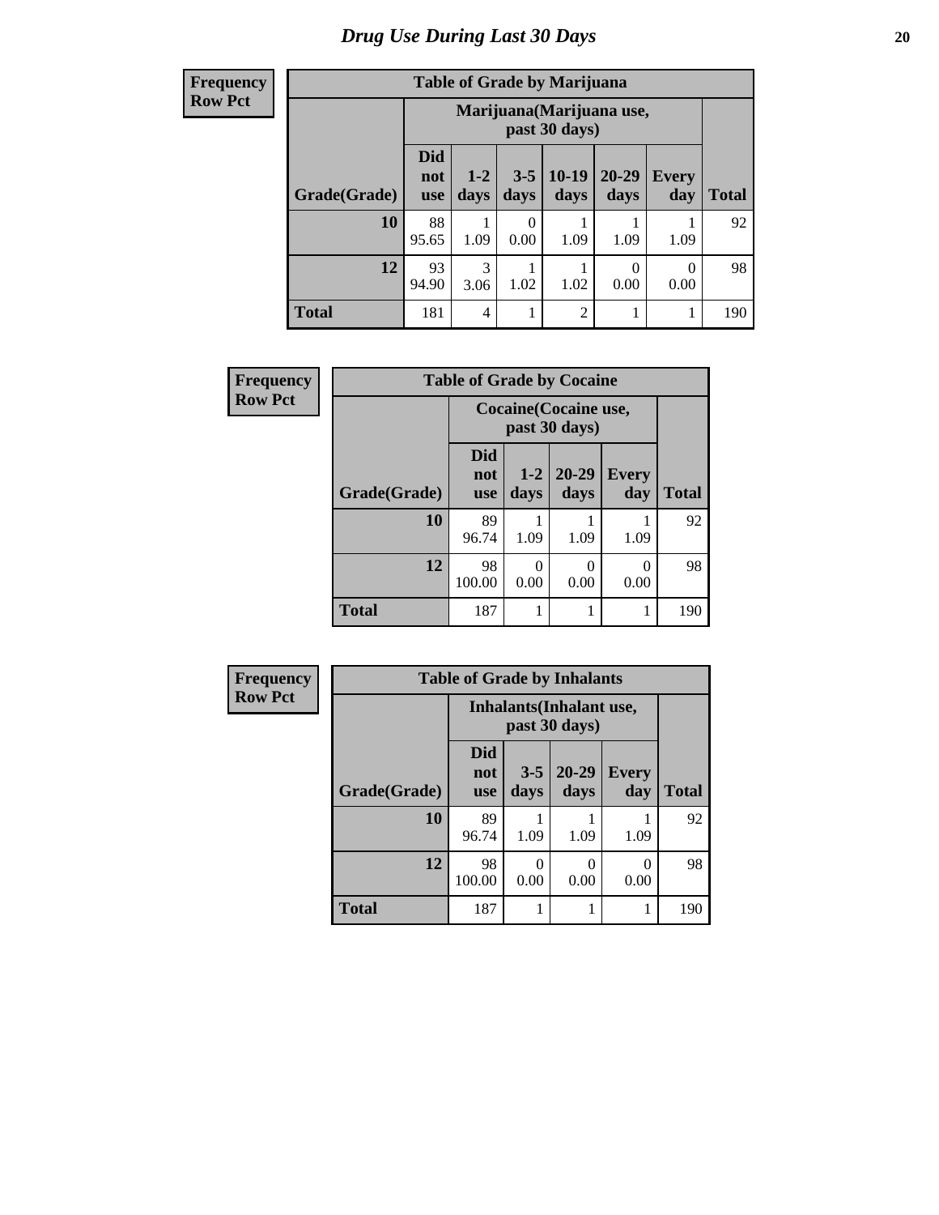# *Drug Use During Last 30 Days*

**Frequency**
**Row Pct**

| Table of Grade by Marijuana | | | | | | | |
|---|---|---|---|---|---|---|---|
| | Marijuana(Marijuana use, past 30 days) | | | | | | |
| Grade(Grade) | Did not use | 1-2 days | 3-5 days | 10-19 days | 20-29 days | Every day | Total |
| **10** | 88<br>95.65 | 1<br>1.09 | 0<br>0.00 | 1<br>1.09 | 1<br>1.09 | 1<br>1.09 | 92 |
| **12** | 93<br>94.90 | 3<br>3.06 | 1<br>1.02 | 1<br>1.02 | 0<br>0.00 | 0<br>0.00 | 98 |
| **Total** | 181 | 4 | 1 | 2 | 1 | 1 | 190 |

**Frequency**
**Row Pct**

| Table of Grade by Cocaine | | | | | |
|---|---|---|---|---|---|
| | Cocaine(Cocaine use, past 30 days) | | | | |
| Grade(Grade) | Did not use | 1-2 days | 20-29 days | Every day | Total |
| **10** | 89<br>96.74 | 1<br>1.09 | 1<br>1.09 | 1<br>1.09 | 92 |
| **12** | 98<br>100.00 | 0<br>0.00 | 0<br>0.00 | 0<br>0.00 | 98 |
| **Total** | 187 | 1 | 1 | 1 | 190 |

**Frequency**
**Row Pct**

| Table of Grade by Inhalants | | | | | |
|---|---|---|---|---|---|
| | Inhalants(Inhalant use, past 30 days) | | | | |
| Grade(Grade) | Did not use | 3-5 days | 20-29 days | Every day | Total |
| **10** | 89<br>96.74 | 1<br>1.09 | 1<br>1.09 | 1<br>1.09 | 92 |
| **12** | 98<br>100.00 | 0<br>0.00 | 0<br>0.00 | 0<br>0.00 | 98 |
| **Total** | 187 | 1 | 1 | 1 | 190 |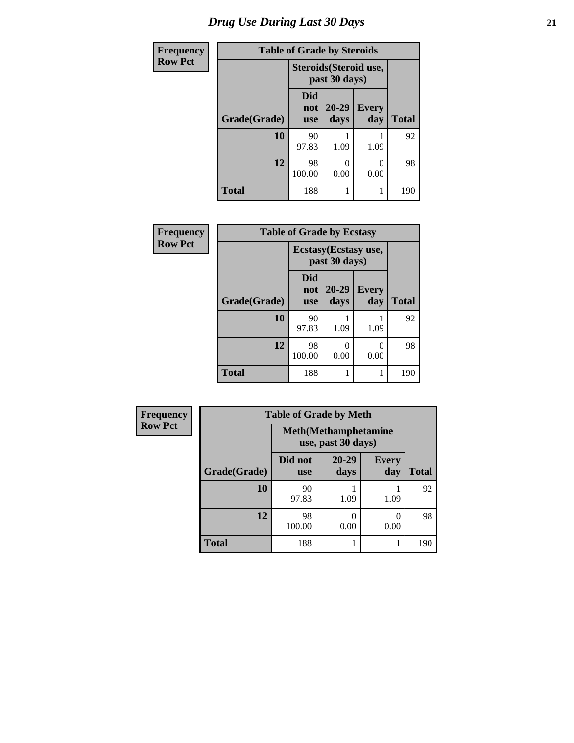# Drug Use During Last 30 Days

| Frequency |
|---|
| Row Pct |

| Table of Grade by Steroids | | | | |
|---|---|---|---|---|
| | Steroids(Steroid use, past 30 days) | | | |
| Grade(Grade) | Did not use | 20-29 days | Every day | Total |
| 10 | 90<br>97.83 | 1<br>1.09 | 1<br>1.09 | 92 |
| 12 | 98<br>100.00 | 0<br>0.00 | 0<br>0.00 | 98 |
| Total | 188 | 1 | 1 | 190 |

| Frequency |
|---|
| Row Pct |

| Table of Grade by Ecstasy | | | | |
|---|---|---|---|---|
| | Ecstasy(Ecstasy use, past 30 days) | | | |
| Grade(Grade) | Did not use | 20-29 days | Every day | Total |
| 10 | 90<br>97.83 | 1<br>1.09 | 1<br>1.09 | 92 |
| 12 | 98<br>100.00 | 0<br>0.00 | 0<br>0.00 | 98 |
| Total | 188 | 1 | 1 | 190 |

| Frequency |
|---|
| Row Pct |

| Table of Grade by Meth | | | | |
|---|---|---|---|---|
| | Meth(Methamphetamine use, past 30 days) | | | |
| Grade(Grade) | Did not use | 20-29 days | Every day | Total |
| 10 | 90<br>97.83 | 1<br>1.09 | 1<br>1.09 | 92 |
| 12 | 98<br>100.00 | 0<br>0.00 | 0<br>0.00 | 98 |
| Total | 188 | 1 | 1 | 190 |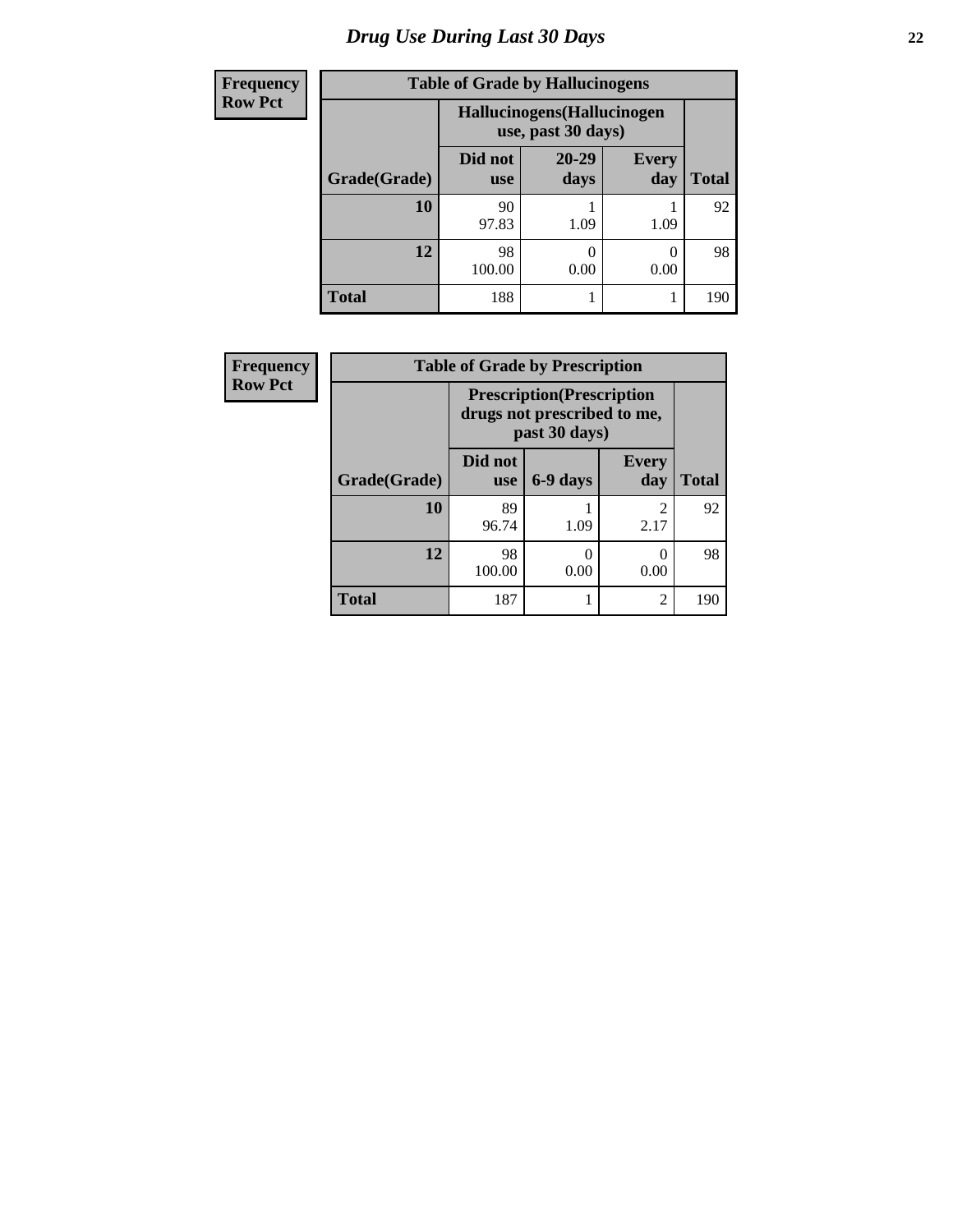# Drug Use During Last 30 Days

| Frequency<br>Row Pct |
|---|

**Table of Grade by Hallucinogens**

| | Hallucinogens(Hallucinogen use, past 30 days) | | | |
|---|---|---|---|---|
| Grade(Grade) | Did not use | 20-29 days | Every day | Total |
| **10** | 90<br>97.83 | 1<br>1.09 | 1<br>1.09 | 92 |
| **12** | 98<br>100.00 | 0<br>0.00 | 0<br>0.00 | 98 |
| **Total** | 188 | 1 | 1 | 190 |

| Frequency<br>Row Pct |
|---|

**Table of Grade by Prescription**

| | Prescription(Prescription drugs not prescribed to me, past 30 days) | | | |
|---|---|---|---|---|
| Grade(Grade) | Did not use | 6-9 days | Every day | Total |
| **10** | 89<br>96.74 | 1<br>1.09 | 2<br>2.17 | 92 |
| **12** | 98<br>100.00 | 0<br>0.00 | 0<br>0.00 | 98 |
| **Total** | 187 | 1 | 2 | 190 |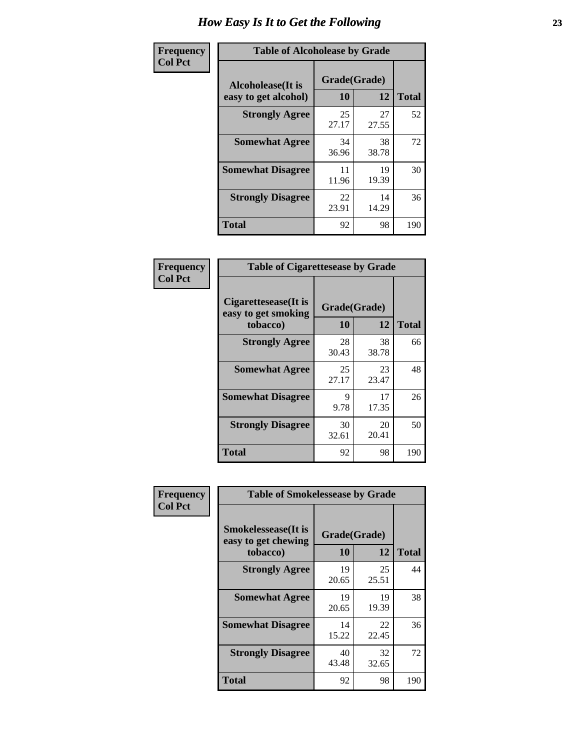# How Easy Is It to Get the Following

**Frequency**
**Col Pct**

**Table of Alcoholease by Grade**

| Alcoholease(It is easy to get alcohol) | Grade(Grade) | | Total |
|---|---|---|---|
| | 10 | 12 | |
| Strongly Agree | 25<br>27.17 | 27<br>27.55 | 52 |
| Somewhat Agree | 34<br>36.96 | 38<br>38.78 | 72 |
| Somewhat Disagree | 11<br>11.96 | 19<br>19.39 | 30 |
| Strongly Disagree | 22<br>23.91 | 14<br>14.29 | 36 |
| Total | 92 | 98 | 190 |

**Frequency**
**Col Pct**

**Table of Cigarettesease by Grade**

| Cigarettesease(It is easy to get smoking tobacco) | Grade(Grade) | | Total |
|---|---|---|---|
| | 10 | 12 | |
| Strongly Agree | 28<br>30.43 | 38<br>38.78 | 66 |
| Somewhat Agree | 25<br>27.17 | 23<br>23.47 | 48 |
| Somewhat Disagree | 9<br>9.78 | 17<br>17.35 | 26 |
| Strongly Disagree | 30<br>32.61 | 20<br>20.41 | 50 |
| Total | 92 | 98 | 190 |

**Frequency**
**Col Pct**

**Table of Smokelessease by Grade**

| Smokelessease(It is easy to get chewing tobacco) | Grade(Grade) | | Total |
|---|---|---|---|
| | 10 | 12 | |
| Strongly Agree | 19<br>20.65 | 25<br>25.51 | 44 |
| Somewhat Agree | 19<br>20.65 | 19<br>19.39 | 38 |
| Somewhat Disagree | 14<br>15.22 | 22<br>22.45 | 36 |
| Strongly Disagree | 40<br>43.48 | 32<br>32.65 | 72 |
| Total | 92 | 98 | 190 |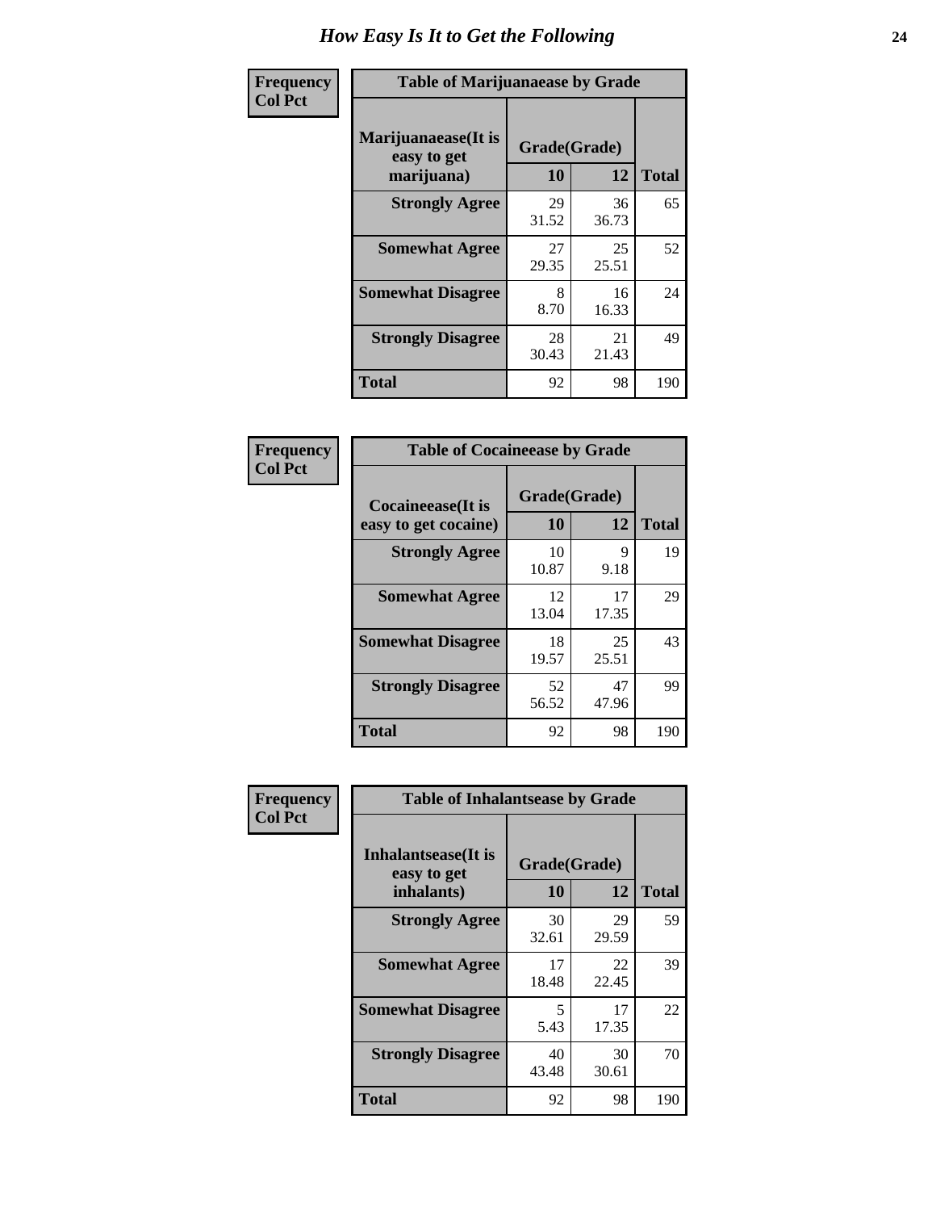# How Easy Is It to Get the Following

**Frequency**
**Col Pct**

| Table of Marijuanaease by Grade | | | |
|---|---|---|---|
| **Marijuanaease(It is easy to get marijuana)** | **Grade(Grade)** | | |
| | **10** | **12** | **Total** |
| **Strongly Agree** | 29<br>31.52 | 36<br>36.73 | 65 |
| **Somewhat Agree** | 27<br>29.35 | 25<br>25.51 | 52 |
| **Somewhat Disagree** | 8<br>8.70 | 16<br>16.33 | 24 |
| **Strongly Disagree** | 28<br>30.43 | 21<br>21.43 | 49 |
| **Total** | 92 | 98 | 190 |

**Frequency**
**Col Pct**

| Table of Cocaineease by Grade | | | |
|---|---|---|---|
| **Cocaineease(It is easy to get cocaine)** | **Grade(Grade)** | | |
| | **10** | **12** | **Total** |
| **Strongly Agree** | 10<br>10.87 | 9<br>9.18 | 19 |
| **Somewhat Agree** | 12<br>13.04 | 17<br>17.35 | 29 |
| **Somewhat Disagree** | 18<br>19.57 | 25<br>25.51 | 43 |
| **Strongly Disagree** | 52<br>56.52 | 47<br>47.96 | 99 |
| **Total** | 92 | 98 | 190 |

**Frequency**
**Col Pct**

| Table of Inhalantsease by Grade | | | |
|---|---|---|---|
| **Inhalantsease(It is easy to get inhalants)** | **Grade(Grade)** | | |
| | **10** | **12** | **Total** |
| **Strongly Agree** | 30<br>32.61 | 29<br>29.59 | 59 |
| **Somewhat Agree** | 17<br>18.48 | 22<br>22.45 | 39 |
| **Somewhat Disagree** | 5<br>5.43 | 17<br>17.35 | 22 |
| **Strongly Disagree** | 40<br>43.48 | 30<br>30.61 | 70 |
| **Total** | 92 | 98 | 190 |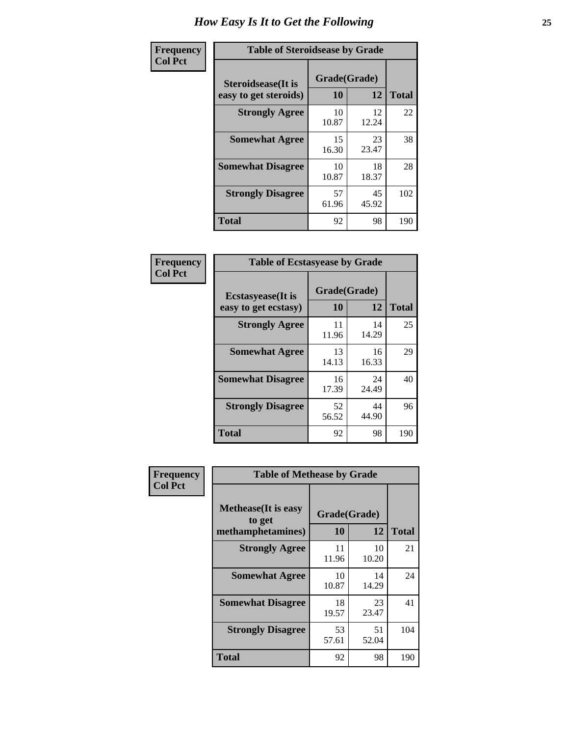# How Easy Is It to Get the Following

**Frequency**
**Col Pct**

| Table of Steroidsease by Grade | | | |
|---|---|---|---|
| Steroidsease(It is easy to get steroids) | Grade(Grade) | | Total |
| | 10 | 12 | |
| Strongly Agree | 10<br>10.87 | 12<br>12.24 | 22 |
| Somewhat Agree | 15<br>16.30 | 23<br>23.47 | 38 |
| Somewhat Disagree | 10<br>10.87 | 18<br>18.37 | 28 |
| Strongly Disagree | 57<br>61.96 | 45<br>45.92 | 102 |
| Total | 92 | 98 | 190 |

**Frequency**
**Col Pct**

| Table of Ecstasyease by Grade | | | |
|---|---|---|---|
| Ecstasyease(It is easy to get ecstasy) | Grade(Grade) | | Total |
| | 10 | 12 | |
| Strongly Agree | 11<br>11.96 | 14<br>14.29 | 25 |
| Somewhat Agree | 13<br>14.13 | 16<br>16.33 | 29 |
| Somewhat Disagree | 16<br>17.39 | 24<br>24.49 | 40 |
| Strongly Disagree | 52<br>56.52 | 44<br>44.90 | 96 |
| Total | 92 | 98 | 190 |

**Frequency**
**Col Pct**

| Table of Methease by Grade | | | |
|---|---|---|---|
| Methease(It is easy to get methamphetamines) | Grade(Grade) | | Total |
| | 10 | 12 | |
| Strongly Agree | 11<br>11.96 | 10<br>10.20 | 21 |
| Somewhat Agree | 10<br>10.87 | 14<br>14.29 | 24 |
| Somewhat Disagree | 18<br>19.57 | 23<br>23.47 | 41 |
| Strongly Disagree | 53<br>57.61 | 51<br>52.04 | 104 |
| Total | 92 | 98 | 190 |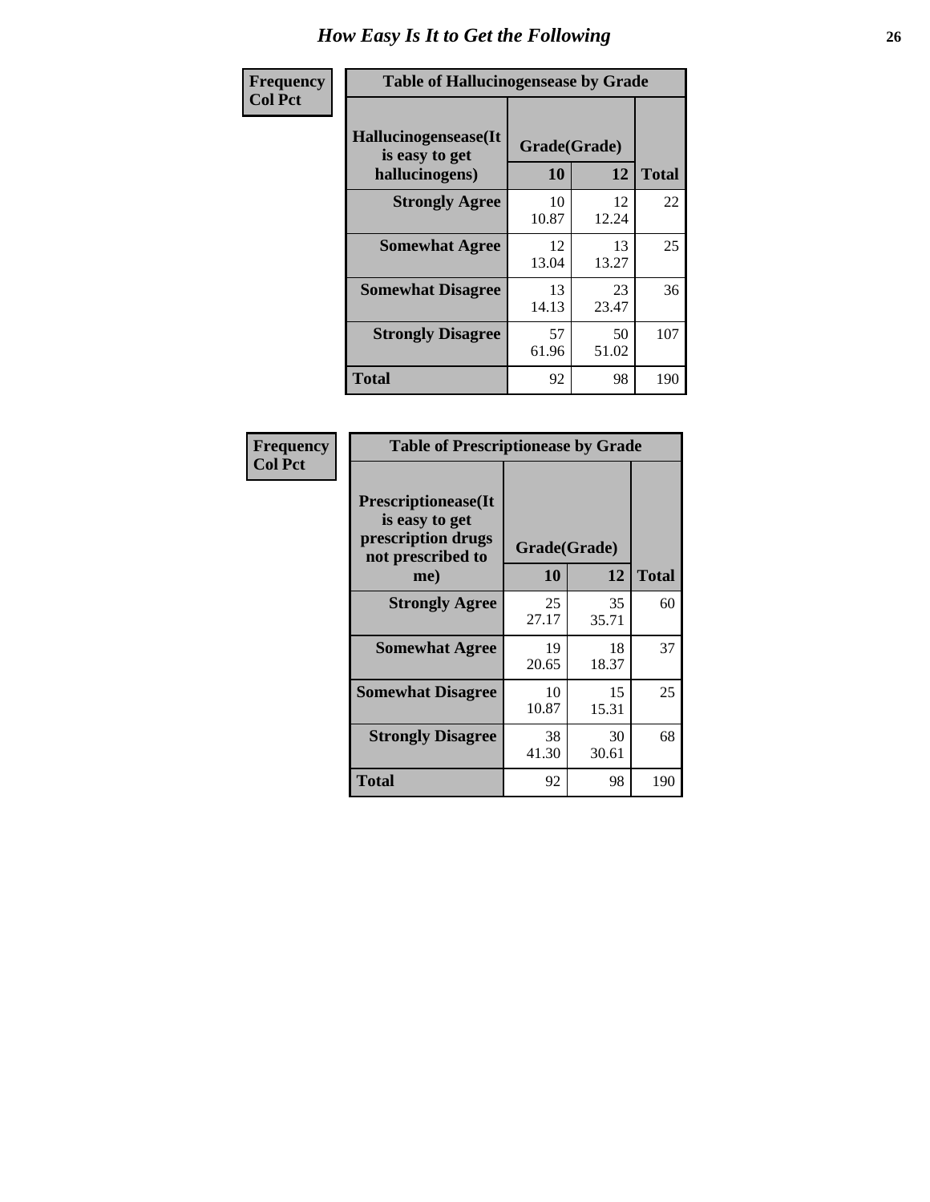# How Easy Is It to Get the Following

| Frequency<br>Col Pct | | | |
|---|---|---|---|

**Table of Hallucinogensease by Grade**

| Hallucinogensease(It is easy to get hallucinogens) | Grade(Grade) | | |
|---|---|---|---|
| | 10 | 12 | Total |
| Strongly Agree | 10<br>10.87 | 12<br>12.24 | 22 |
| Somewhat Agree | 12<br>13.04 | 13<br>13.27 | 25 |
| Somewhat Disagree | 13<br>14.13 | 23<br>23.47 | 36 |
| Strongly Disagree | 57<br>61.96 | 50<br>51.02 | 107 |
| Total | 92 | 98 | 190 |

| Frequency<br>Col Pct | | | |
|---|---|---|---|

**Table of Prescriptionease by Grade**

| Prescriptionease(It is easy to get prescription drugs not prescribed to me) | Grade(Grade) | | |
|---|---|---|---|
| | 10 | 12 | Total |
| Strongly Agree | 25<br>27.17 | 35<br>35.71 | 60 |
| Somewhat Agree | 19<br>20.65 | 18<br>18.37 | 37 |
| Somewhat Disagree | 10<br>10.87 | 15<br>15.31 | 25 |
| Strongly Disagree | 38<br>41.30 | 30<br>30.61 | 68 |
| Total | 92 | 98 | 190 |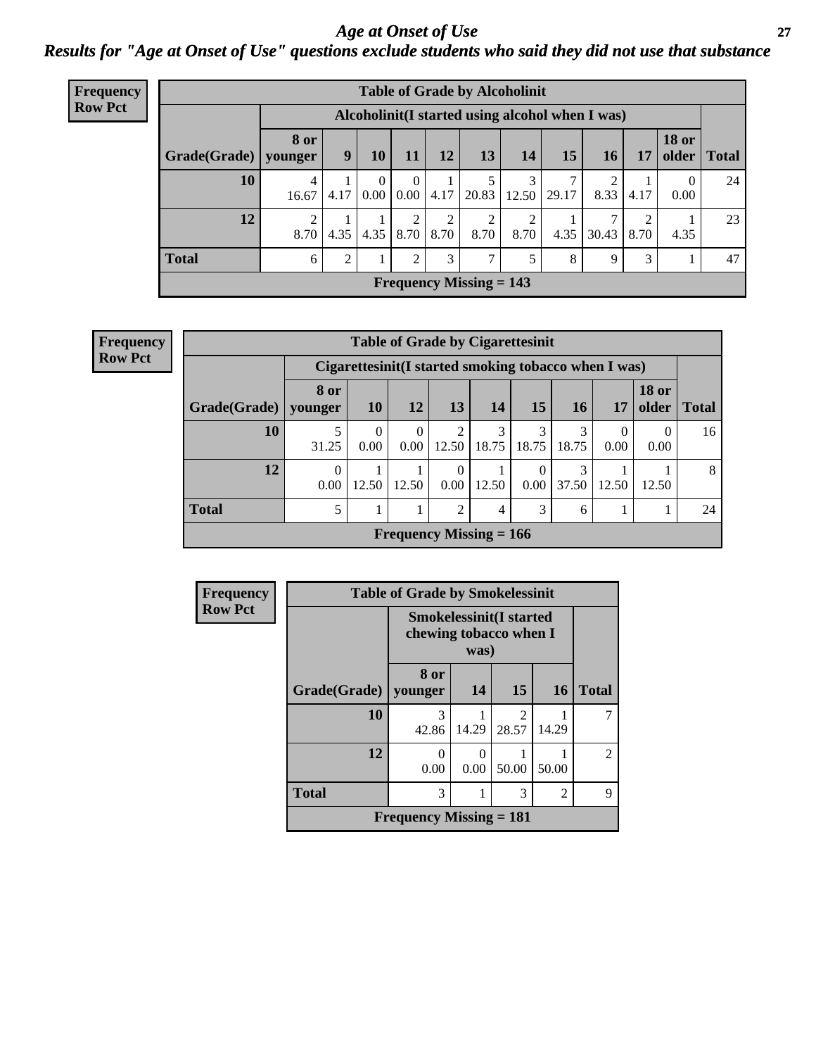# Age at Onset of Use

## *Results for "Age at Onset of Use" questions exclude students who said they did not use that substance*

**Frequency**
**Row Pct**

| Table of Grade by Alcoholinit | | | | | | | | | | | | |
|---|---|---|---|---|---|---|---|---|---|---|---|---|
| | Alcoholinit(I started using alcohol when I was) | | | | | | | | | | | |
| Grade(Grade) | 8 or younger | 9 | 10 | 11 | 12 | 13 | 14 | 15 | 16 | 17 | 18 or older | Total |
| 10 | 4<br>16.67 | 1<br>4.17 | 0<br>0.00 | 0<br>0.00 | 1<br>4.17 | 5<br>20.83 | 3<br>12.50 | 7<br>29.17 | 2<br>8.33 | 1<br>4.17 | 0<br>0.00 | 24 |
| 12 | 2<br>8.70 | 1<br>4.35 | 1<br>4.35 | 2<br>8.70 | 2<br>8.70 | 2<br>8.70 | 2<br>8.70 | 1<br>4.35 | 7<br>30.43 | 2<br>8.70 | 1<br>4.35 | 23 |
| Total | 6 | 2 | 1 | 2 | 3 | 7 | 5 | 8 | 9 | 3 | 1 | 47 |
| Frequency Missing = 143 | | | | | | | | | | | | |

**Frequency**
**Row Pct**

| Table of Grade by Cigarettesinit | | | | | | | | | | |
|---|---|---|---|---|---|---|---|---|---|---|
| | Cigarettesinit(I started smoking tobacco when I was) | | | | | | | | | |
| Grade(Grade) | 8 or younger | 10 | 12 | 13 | 14 | 15 | 16 | 17 | 18 or older | Total |
| 10 | 5<br>31.25 | 0<br>0.00 | 0<br>0.00 | 2<br>12.50 | 3<br>18.75 | 3<br>18.75 | 3<br>18.75 | 0<br>0.00 | 0<br>0.00 | 16 |
| 12 | 0<br>0.00 | 1<br>12.50 | 1<br>12.50 | 0<br>0.00 | 1<br>12.50 | 0<br>0.00 | 3<br>37.50 | 1<br>12.50 | 1<br>12.50 | 8 |
| Total | 5 | 1 | 1 | 2 | 4 | 3 | 6 | 1 | 1 | 24 |
| Frequency Missing = 166 | | | | | | | | | | |

**Frequency**
**Row Pct**

| Table of Grade by Smokelessinit | | | | | |
|---|---|---|---|---|---|
| | Smokelessinit(I started chewing tobacco when I was) | | | | |
| Grade(Grade) | 8 or younger | 14 | 15 | 16 | Total |
| 10 | 3<br>42.86 | 1<br>14.29 | 2<br>28.57 | 1<br>14.29 | 7 |
| 12 | 0<br>0.00 | 0<br>0.00 | 1<br>50.00 | 1<br>50.00 | 2 |
| Total | 3 | 1 | 3 | 2 | 9 |
| Frequency Missing = 181 | | | | | |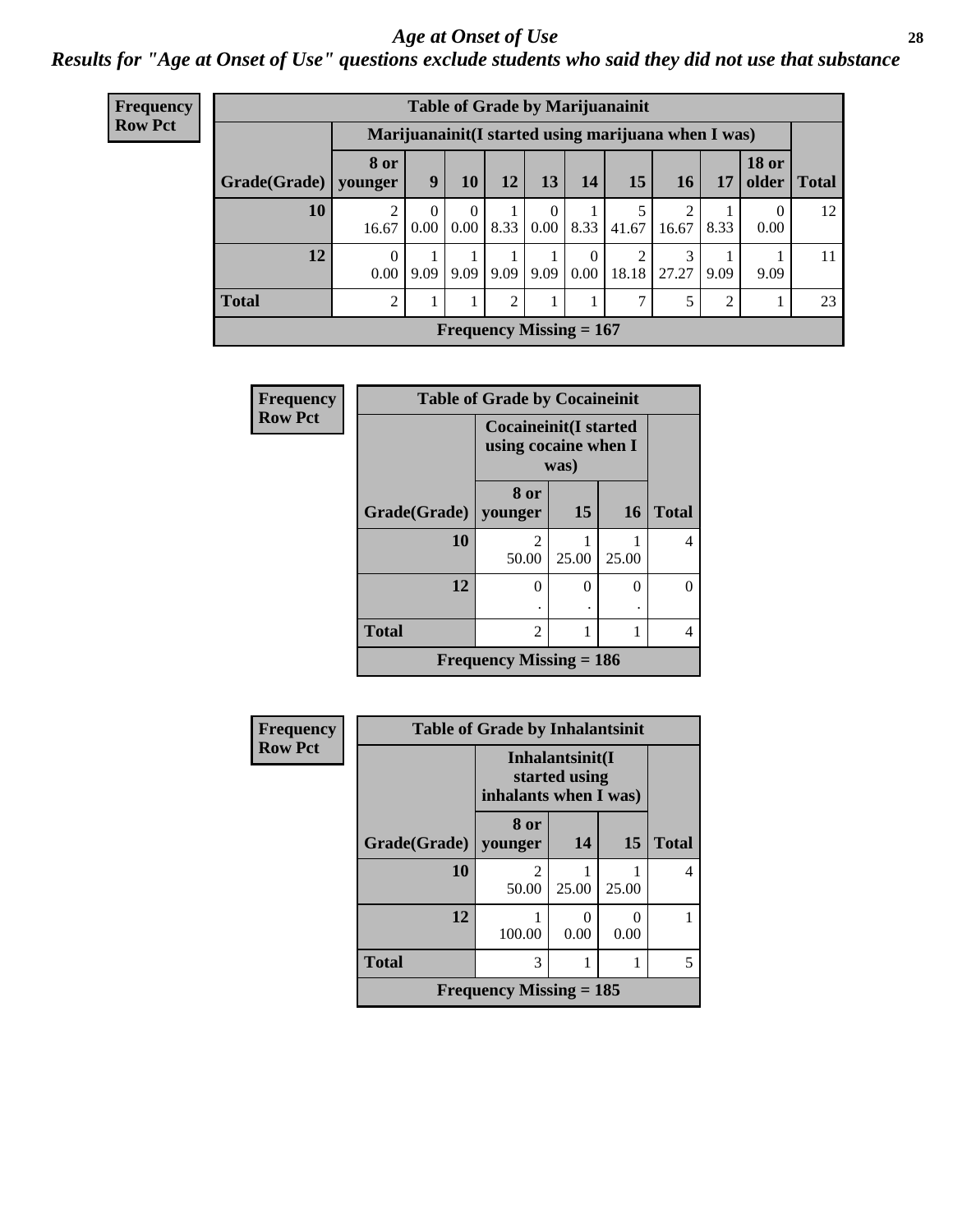# *Age at Onset of Use*

## *Results for "Age at Onset of Use" questions exclude students who said they did not use that substance*

**Frequency**
**Row Pct**

| Table of Grade by Marijuanainit | | | | | | | | | | | |
|---|---|---|---|---|---|---|---|---|---|---|---|
| | Marijuanainit(I started using marijuana when I was) | | | | | | | | | | |
| Grade(Grade) | 8 or younger | 9 | 10 | 12 | 13 | 14 | 15 | 16 | 17 | 18 or older | Total |
| 10 | 2<br>16.67 | 0<br>0.00 | 0<br>0.00 | 1<br>8.33 | 0<br>0.00 | 1<br>8.33 | 5<br>41.67 | 2<br>16.67 | 1<br>8.33 | 0<br>0.00 | 12 |
| 12 | 0<br>0.00 | 1<br>9.09 | 1<br>9.09 | 1<br>9.09 | 1<br>9.09 | 0<br>0.00 | 2<br>18.18 | 3<br>27.27 | 1<br>9.09 | 1<br>9.09 | 11 |
| Total | 2 | 1 | 1 | 2 | 1 | 1 | 7 | 5 | 2 | 1 | 23 |
| Frequency Missing = 167 | | | | | | | | | | | |

**Frequency**
**Row Pct**

| Table of Grade by Cocaineinit | | | | |
|---|---|---|---|---|
| | Cocaineinit(I started using cocaine when I was) | | | |
| Grade(Grade) | 8 or younger | 15 | 16 | Total |
| 10 | 2<br>50.00 | 1<br>25.00 | 1<br>25.00 | 4 |
| 12 | 0<br>. | 0<br>. | 0<br>. | 0 |
| Total | 2 | 1 | 1 | 4 |
| Frequency Missing = 186 | | | | |

**Frequency**
**Row Pct**

| Table of Grade by Inhalantsinit | | | | |
|---|---|---|---|---|
| | Inhalantsinit(I started using inhalants when I was) | | | |
| Grade(Grade) | 8 or younger | 14 | 15 | Total |
| 10 | 2<br>50.00 | 1<br>25.00 | 1<br>25.00 | 4 |
| 12 | 1<br>100.00 | 0<br>0.00 | 0<br>0.00 | 1 |
| Total | 3 | 1 | 1 | 5 |
| Frequency Missing = 185 | | | | |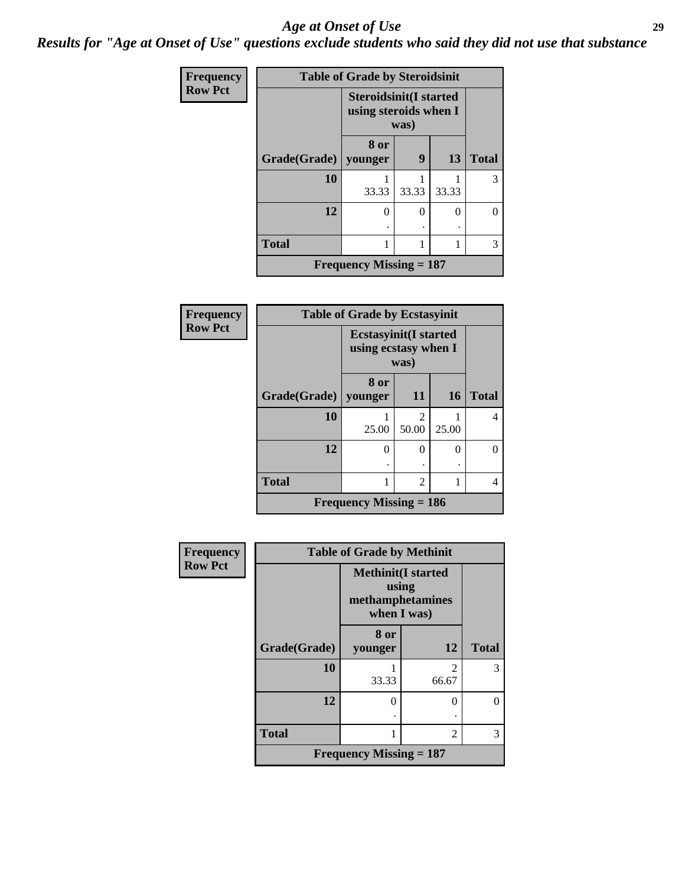# Age at Onset of Use

*Results for "Age at Onset of Use" questions exclude students who said they did not use that substance*

**Frequency**
**Row Pct**

| Table of Grade by Steroidsinit | | | | |
|---|---|---|---|---|
| | Steroidsinit(I started using steroids when I was) | | | |
| Grade(Grade) | 8 or younger | 9 | 13 | Total |
| 10 | 1<br>33.33 | 1<br>33.33 | 1<br>33.33 | 3 |
| 12 | 0<br>. | 0<br>. | 0<br>. | 0 |
| Total | 1 | 1 | 1 | 3 |
| Frequency Missing = 187 | | | | |

**Frequency**
**Row Pct**

| Table of Grade by Ecstasyinit | | | | |
|---|---|---|---|---|
| | Ecstasyinit(I started using ecstasy when I was) | | | |
| Grade(Grade) | 8 or younger | 11 | 16 | Total |
| 10 | 1<br>25.00 | 2<br>50.00 | 1<br>25.00 | 4 |
| 12 | 0<br>. | 0<br>. | 0<br>. | 0 |
| Total | 1 | 2 | 1 | 4 |
| Frequency Missing = 186 | | | | |

**Frequency**
**Row Pct**

| Table of Grade by Methinit | | | |
|---|---|---|---|
| | Methinit(I started using methamphetamines when I was) | | |
| Grade(Grade) | 8 or younger | 12 | Total |
| 10 | 1<br>33.33 | 2<br>66.67 | 3 |
| 12 | 0<br>. | 0<br>. | 0 |
| Total | 1 | 2 | 3 |
| Frequency Missing = 187 | | | |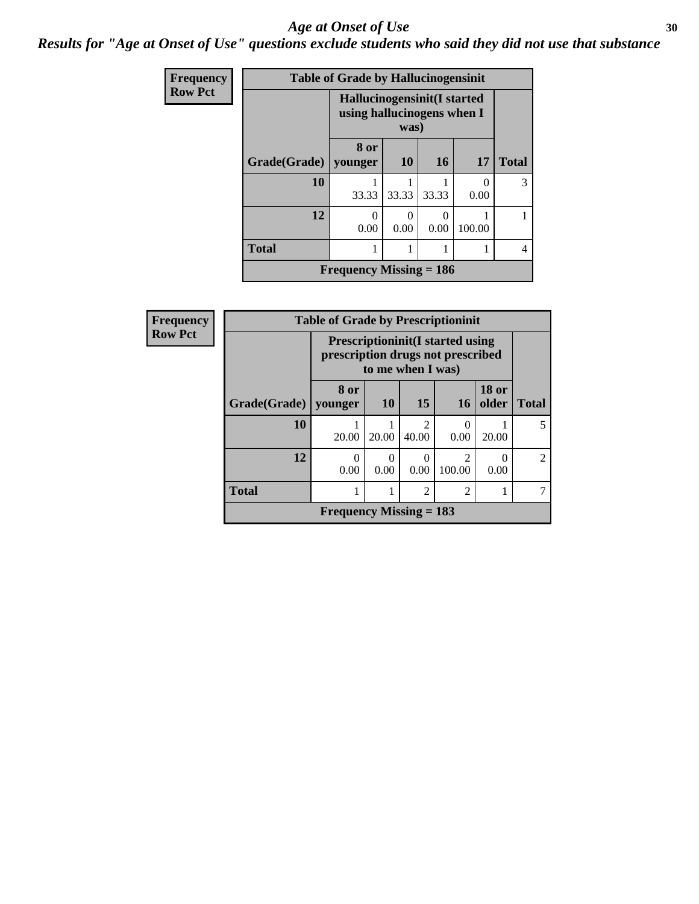# Age at Onset of Use

## Results for "Age at Onset of Use" questions exclude students who said they did not use that substance

**Frequency**
**Row Pct**

**Table of Grade by Hallucinogensinit**

| Grade(Grade) | Hallucinogensinit(I started using hallucinogens when I was) | | | | Total |
|---|---|---|---|---|---|
| | 8 or younger | 10 | 16 | 17 | |
| **10** | 1<br>33.33 | 1<br>33.33 | 1<br>33.33 | 0<br>0.00 | 3 |
| **12** | 0<br>0.00 | 0<br>0.00 | 0<br>0.00 | 1<br>100.00 | 1 |
| **Total** | 1 | 1 | 1 | 1 | 4 |

**Frequency Missing = 186**

**Frequency**
**Row Pct**

**Table of Grade by Prescriptioninit**

| Grade(Grade) | Prescriptioninit(I started using prescription drugs not prescribed to me when I was) | | | | | Total |
|---|---|---|---|---|---|---|
| | 8 or younger | 10 | 15 | 16 | 18 or older | |
| **10** | 1<br>20.00 | 1<br>20.00 | 2<br>40.00 | 0<br>0.00 | 1<br>20.00 | 5 |
| **12** | 0<br>0.00 | 0<br>0.00 | 0<br>0.00 | 2<br>100.00 | 0<br>0.00 | 2 |
| **Total** | 1 | 1 | 2 | 2 | 1 | 7 |

**Frequency Missing = 183**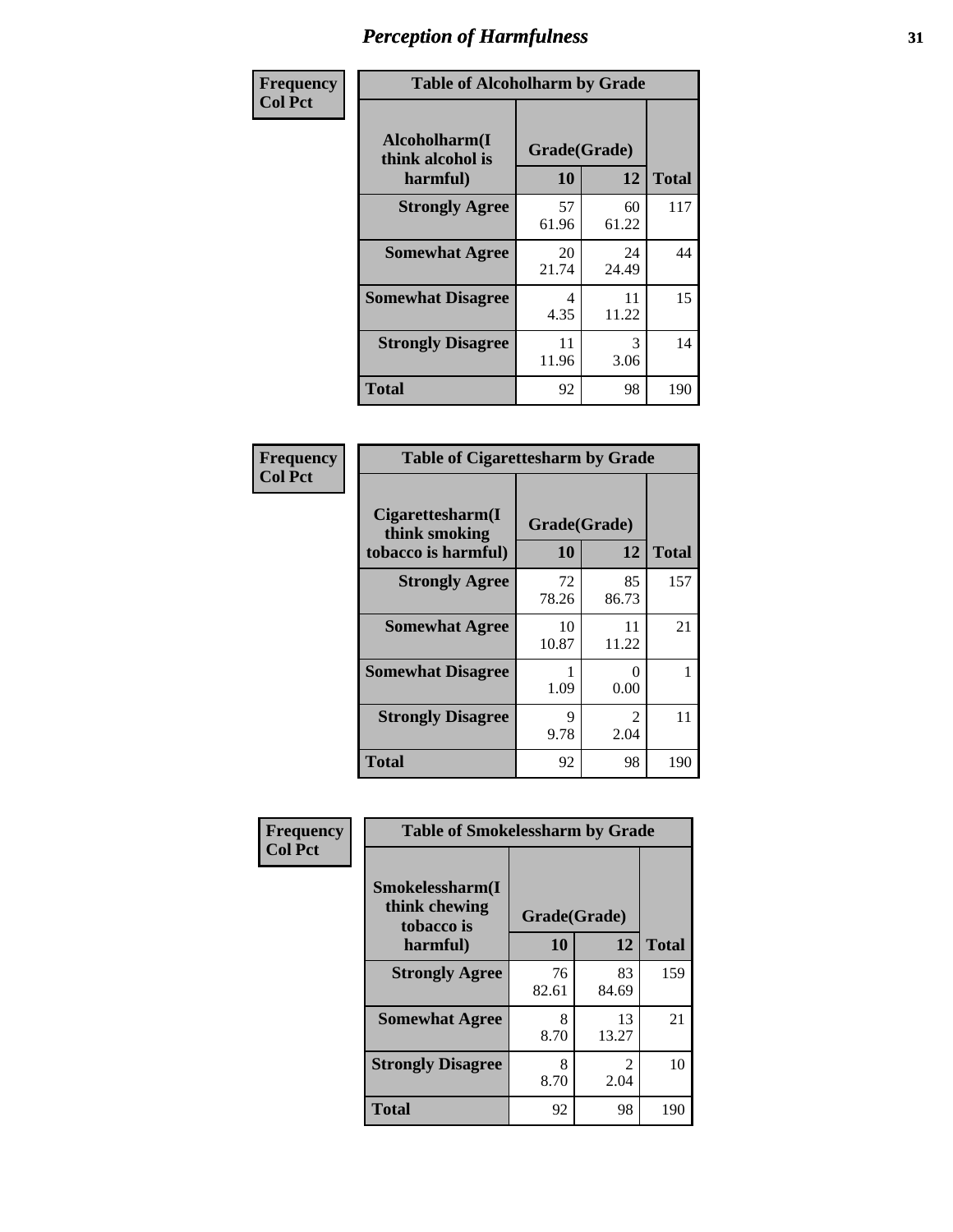# Perception of Harmfulness

**Frequency**
**Col Pct**

| Table of Alcoholharm by Grade | | | |
|---|---|---|---|
| Alcoholharm(I think alcohol is harmful) | Grade(Grade) | | |
| | 10 | 12 | Total |
| **Strongly Agree** | 57<br>61.96 | 60<br>61.22 | 117 |
| **Somewhat Agree** | 20<br>21.74 | 24<br>24.49 | 44 |
| **Somewhat Disagree** | 4<br>4.35 | 11<br>11.22 | 15 |
| **Strongly Disagree** | 11<br>11.96 | 3<br>3.06 | 14 |
| **Total** | 92 | 98 | 190 |

**Frequency**
**Col Pct**

| Table of Cigarettesharm by Grade | | | |
|---|---|---|---|
| Cigarettesharm(I think smoking tobacco is harmful) | Grade(Grade) | | |
| | 10 | 12 | Total |
| **Strongly Agree** | 72<br>78.26 | 85<br>86.73 | 157 |
| **Somewhat Agree** | 10<br>10.87 | 11<br>11.22 | 21 |
| **Somewhat Disagree** | 1<br>1.09 | 0<br>0.00 | 1 |
| **Strongly Disagree** | 9<br>9.78 | 2<br>2.04 | 11 |
| **Total** | 92 | 98 | 190 |

**Frequency**
**Col Pct**

| Table of Smokelessharm by Grade | | | |
|---|---|---|---|
| Smokelessharm(I think chewing tobacco is harmful) | Grade(Grade) | | |
| | 10 | 12 | Total |
| **Strongly Agree** | 76<br>82.61 | 83<br>84.69 | 159 |
| **Somewhat Agree** | 8<br>8.70 | 13<br>13.27 | 21 |
| **Strongly Disagree** | 8<br>8.70 | 2<br>2.04 | 10 |
| **Total** | 92 | 98 | 190 |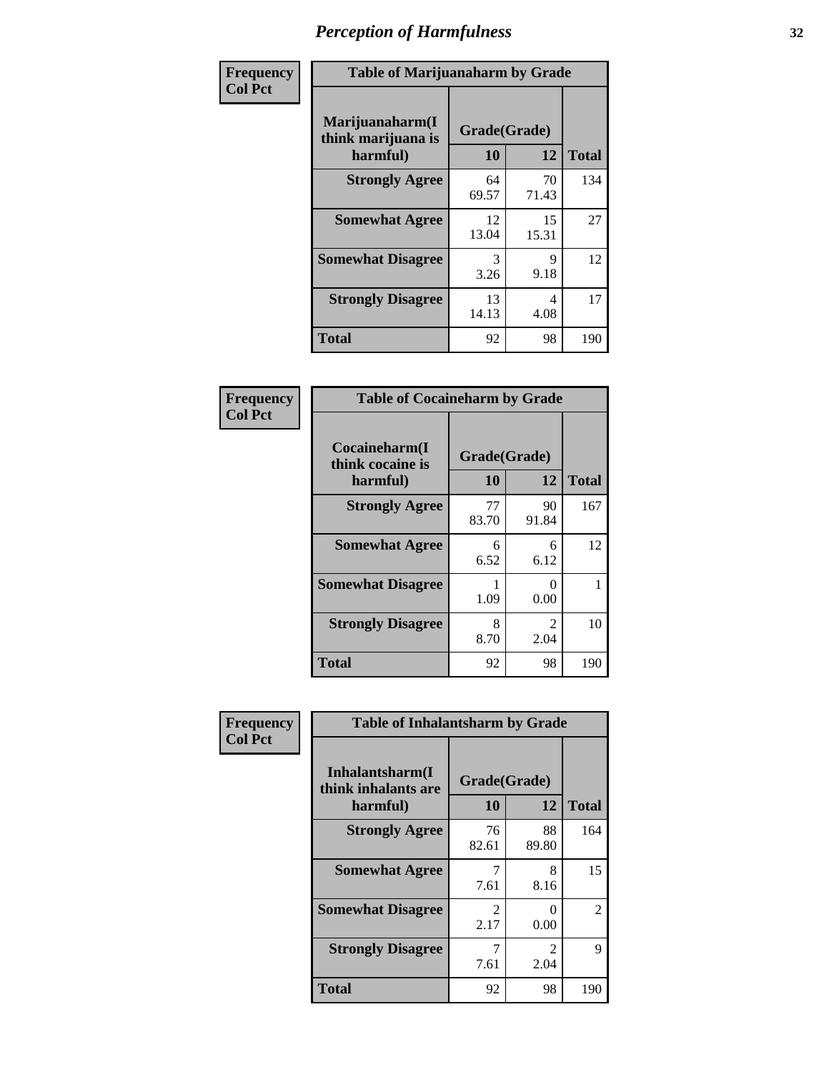# Perception of Harmfulness

| Frequency Col Pct | Table of Marijuanaharm by Grade | | |
|---|---|---|---|
| Marijuanaharm(I think marijuana is harmful) | Grade(Grade) | | |
| | 10 | 12 | Total |
| Strongly Agree | 64<br>69.57 | 70<br>71.43 | 134 |
| Somewhat Agree | 12<br>13.04 | 15<br>15.31 | 27 |
| Somewhat Disagree | 3<br>3.26 | 9<br>9.18 | 12 |
| Strongly Disagree | 13<br>14.13 | 4<br>4.08 | 17 |
| Total | 92 | 98 | 190 |

| Frequency Col Pct | Table of Cocaineharm by Grade | | |
|---|---|---|---|
| Cocaineharm(I think cocaine is harmful) | Grade(Grade) | | |
| | 10 | 12 | Total |
| Strongly Agree | 77<br>83.70 | 90<br>91.84 | 167 |
| Somewhat Agree | 6<br>6.52 | 6<br>6.12 | 12 |
| Somewhat Disagree | 1<br>1.09 | 0<br>0.00 | 1 |
| Strongly Disagree | 8<br>8.70 | 2<br>2.04 | 10 |
| Total | 92 | 98 | 190 |

| Frequency Col Pct | Table of Inhalantsharm by Grade | | |
|---|---|---|---|
| Inhalantsharm(I think inhalants are harmful) | Grade(Grade) | | |
| | 10 | 12 | Total |
| Strongly Agree | 76<br>82.61 | 88<br>89.80 | 164 |
| Somewhat Agree | 7<br>7.61 | 8<br>8.16 | 15 |
| Somewhat Disagree | 2<br>2.17 | 0<br>0.00 | 2 |
| Strongly Disagree | 7<br>7.61 | 2<br>2.04 | 9 |
| Total | 92 | 98 | 190 |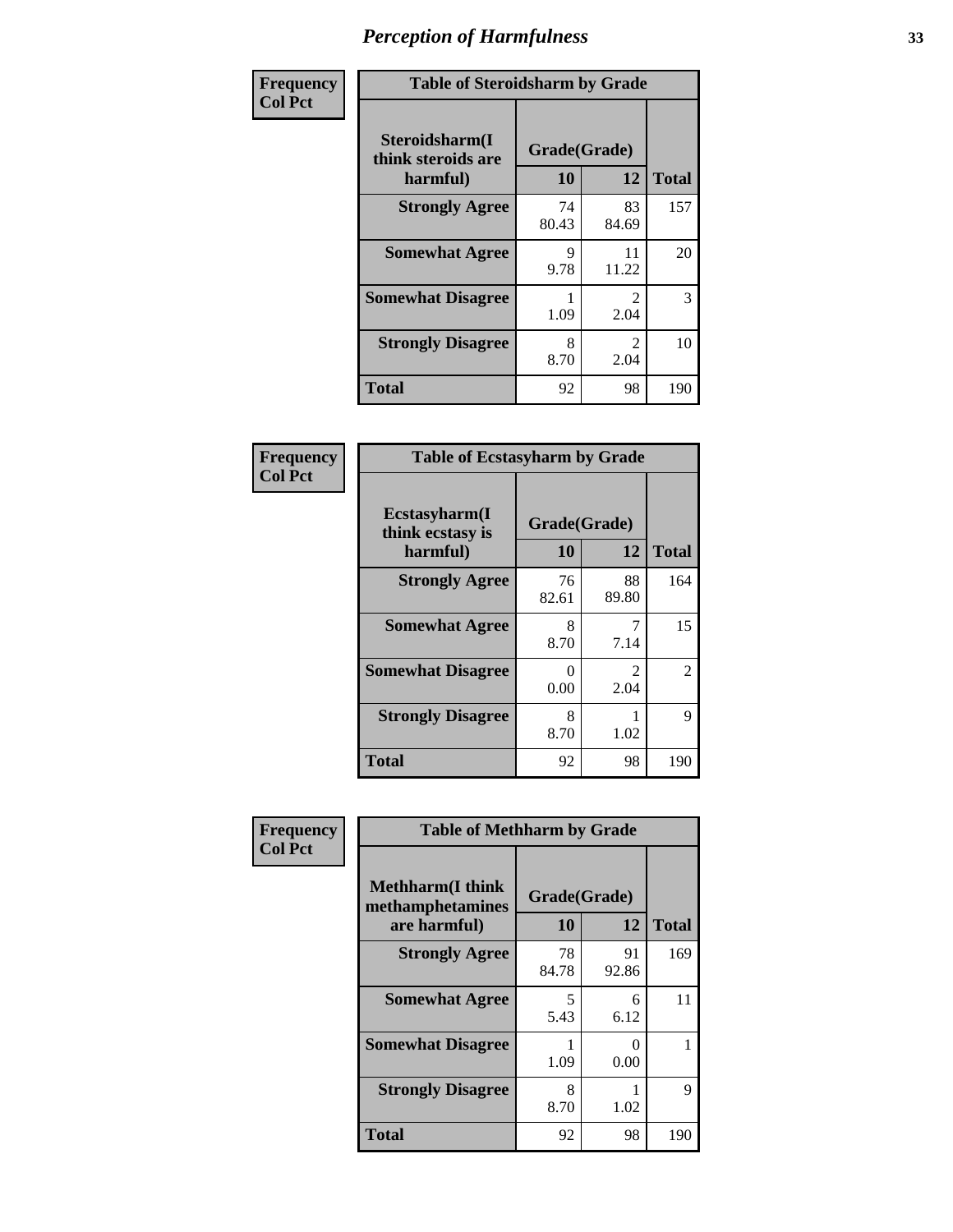# Perception of Harmfulness

| Frequency<br>Col Pct | | | |
|---|---|---|---|

**Table of Steroidsharm by Grade**

| Steroidsharm(I think steroids are harmful) | Grade(Grade) 10 | 12 | Total |
|---|---|---|---|
| **Strongly Agree** | 74<br>80.43 | 83<br>84.69 | 157 |
| **Somewhat Agree** | 9<br>9.78 | 11<br>11.22 | 20 |
| **Somewhat Disagree** | 1<br>1.09 | 2<br>2.04 | 3 |
| **Strongly Disagree** | 8<br>8.70 | 2<br>2.04 | 10 |
| **Total** | 92 | 98 | 190 |

| Frequency<br>Col Pct | | | |
|---|---|---|---|

**Table of Ecstasyharm by Grade**

| Ecstasyharm(I think ecstasy is harmful) | Grade(Grade) 10 | 12 | Total |
|---|---|---|---|
| **Strongly Agree** | 76<br>82.61 | 88<br>89.80 | 164 |
| **Somewhat Agree** | 8<br>8.70 | 7<br>7.14 | 15 |
| **Somewhat Disagree** | 0<br>0.00 | 2<br>2.04 | 2 |
| **Strongly Disagree** | 8<br>8.70 | 1<br>1.02 | 9 |
| **Total** | 92 | 98 | 190 |

| Frequency<br>Col Pct | | | |
|---|---|---|---|

**Table of Methharm by Grade**

| Methharm(I think methamphetamines are harmful) | Grade(Grade) 10 | 12 | Total |
|---|---|---|---|
| **Strongly Agree** | 78<br>84.78 | 91<br>92.86 | 169 |
| **Somewhat Agree** | 5<br>5.43 | 6<br>6.12 | 11 |
| **Somewhat Disagree** | 1<br>1.09 | 0<br>0.00 | 1 |
| **Strongly Disagree** | 8<br>8.70 | 1<br>1.02 | 9 |
| **Total** | 92 | 98 | 190 |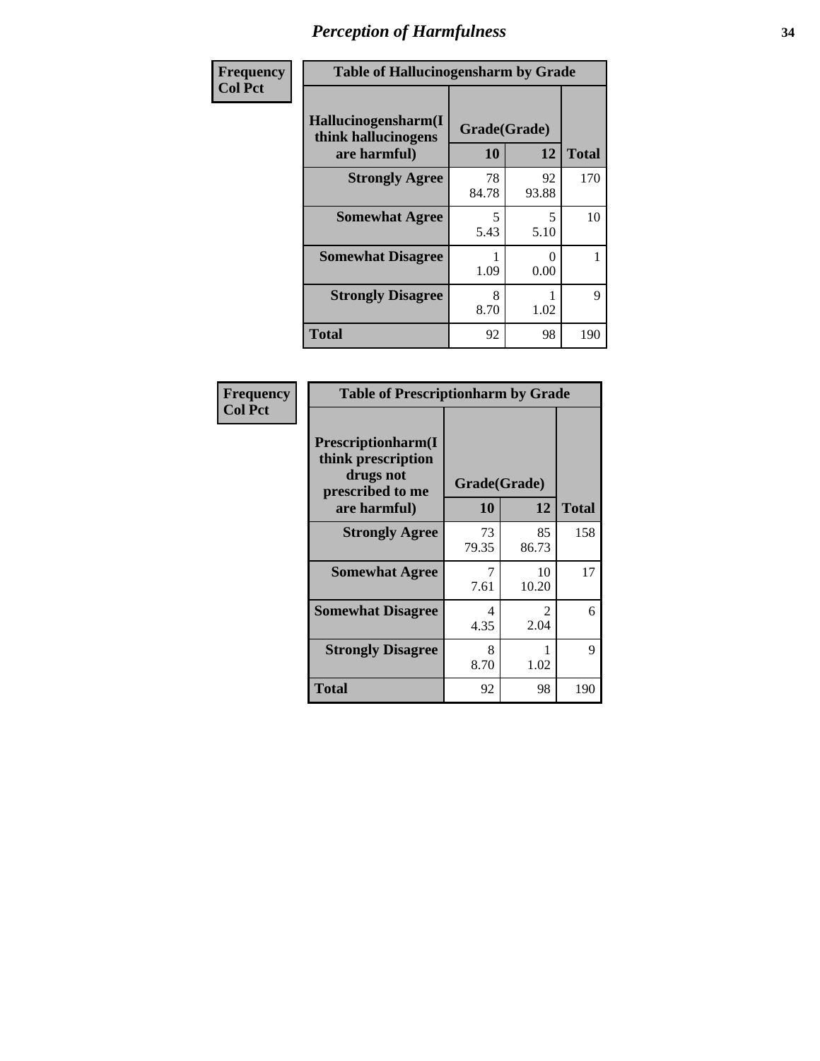# Perception of Harmfulness

| Frequency Col Pct | Table of Hallucinogensharm by Grade | | |
|---|---|---|---|
| Hallucinogensharm(I think hallucinogens are harmful) | Grade(Grade) | | |
| | 10 | 12 | Total |
| Strongly Agree | 78<br>84.78 | 92<br>93.88 | 170 |
| Somewhat Agree | 5<br>5.43 | 5<br>5.10 | 10 |
| Somewhat Disagree | 1<br>1.09 | 0<br>0.00 | 1 |
| Strongly Disagree | 8<br>8.70 | 1<br>1.02 | 9 |
| Total | 92 | 98 | 190 |

| Frequency Col Pct | Table of Prescriptionharm by Grade | | |
|---|---|---|---|
| Prescriptionharm(I think prescription drugs not prescribed to me are harmful) | Grade(Grade) | | |
| | 10 | 12 | Total |
| Strongly Agree | 73<br>79.35 | 85<br>86.73 | 158 |
| Somewhat Agree | 7<br>7.61 | 10<br>10.20 | 17 |
| Somewhat Disagree | 4<br>4.35 | 2<br>2.04 | 6 |
| Strongly Disagree | 8<br>8.70 | 1<br>1.02 | 9 |
| Total | 92 | 98 | 190 |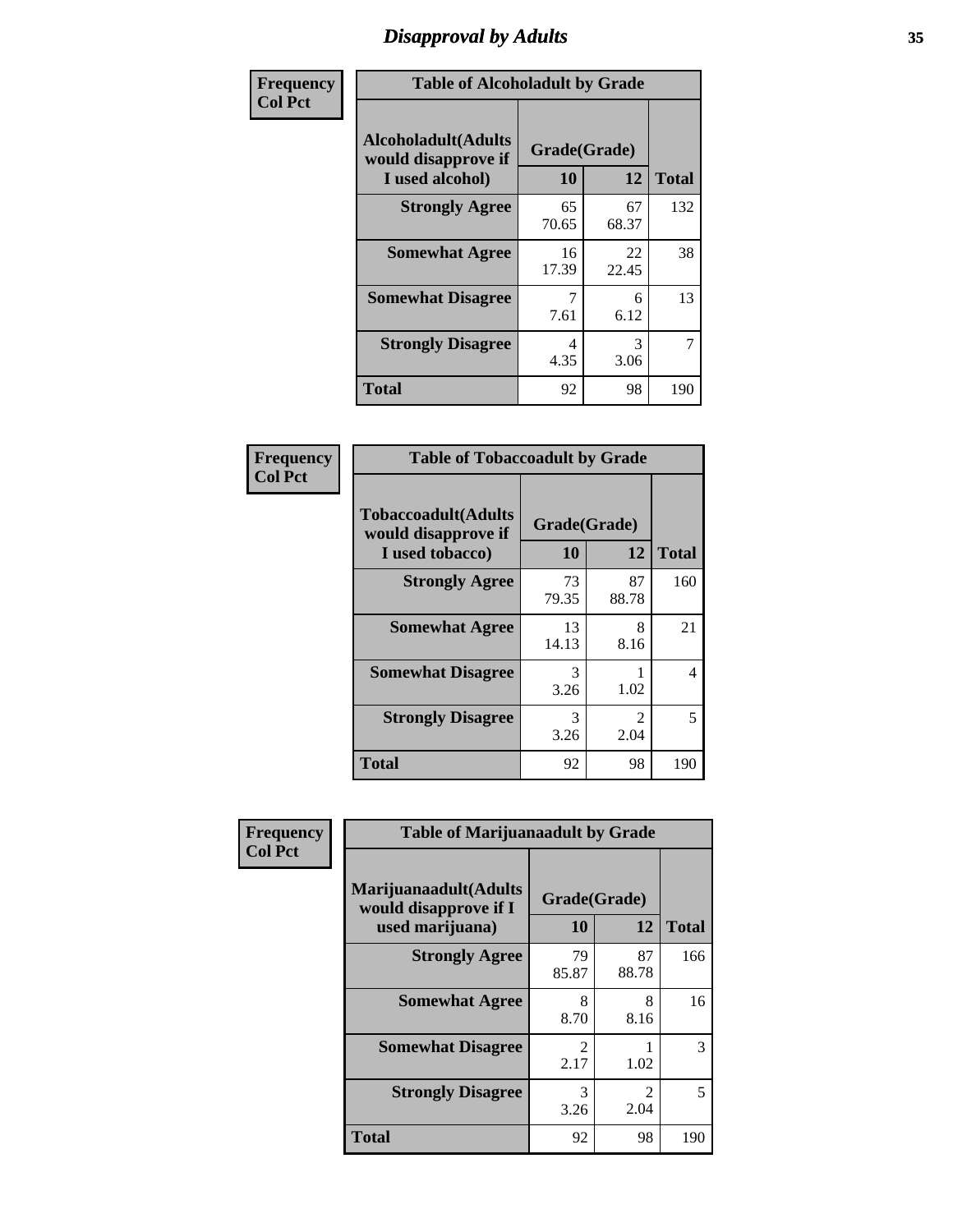# Disapproval by Adults

| Frequency Col Pct | Table of Alcoholadult by Grade | | |
|---|---|---|---|
| Alcoholadult(Adults would disapprove if I used alcohol) | Grade(Grade) | | |
| | 10 | 12 | Total |
| Strongly Agree | 65<br>70.65 | 67<br>68.37 | 132 |
| Somewhat Agree | 16<br>17.39 | 22<br>22.45 | 38 |
| Somewhat Disagree | 7<br>7.61 | 6<br>6.12 | 13 |
| Strongly Disagree | 4<br>4.35 | 3<br>3.06 | 7 |
| Total | 92 | 98 | 190 |

| Frequency Col Pct | Table of Tobaccoadult by Grade | | |
|---|---|---|---|
| Tobaccoadult(Adults would disapprove if I used tobacco) | Grade(Grade) | | |
| | 10 | 12 | Total |
| Strongly Agree | 73<br>79.35 | 87<br>88.78 | 160 |
| Somewhat Agree | 13<br>14.13 | 8<br>8.16 | 21 |
| Somewhat Disagree | 3<br>3.26 | 1<br>1.02 | 4 |
| Strongly Disagree | 3<br>3.26 | 2<br>2.04 | 5 |
| Total | 92 | 98 | 190 |

| Frequency Col Pct | Table of Marijuanaadult by Grade | | |
|---|---|---|---|
| Marijuanaadult(Adults would disapprove if I used marijuana) | Grade(Grade) | | |
| | 10 | 12 | Total |
| Strongly Agree | 79<br>85.87 | 87<br>88.78 | 166 |
| Somewhat Agree | 8<br>8.70 | 8<br>8.16 | 16 |
| Somewhat Disagree | 2<br>2.17 | 1<br>1.02 | 3 |
| Strongly Disagree | 3<br>3.26 | 2<br>2.04 | 5 |
| Total | 92 | 98 | 190 |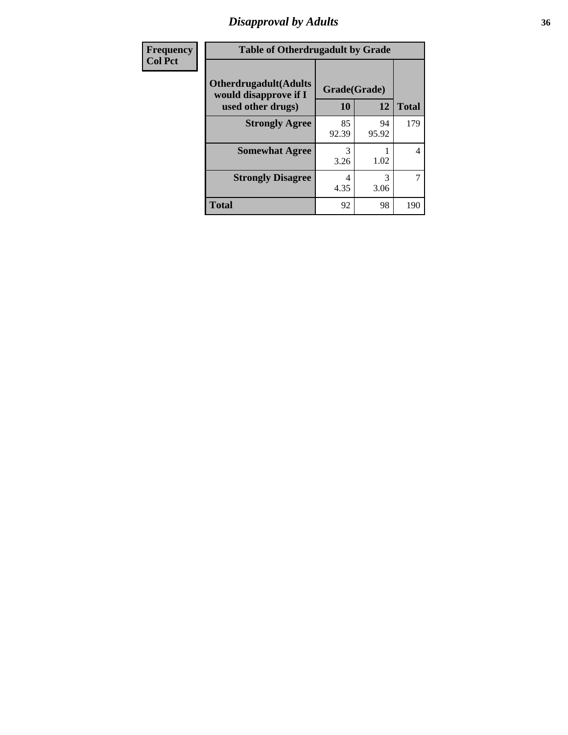# *Disapproval by Adults*

| Frequency<br>Col Pct | Table of Otherdrugadult by Grade | | | |
|---|---|---|---|---|
| | Otherdrugadult(Adults would disapprove if I used other drugs) | Grade(Grade) | | |
| | | 10 | 12 | Total |
| | Strongly Agree | 85<br>92.39 | 94<br>95.92 | 179 |
| | Somewhat Agree | 3<br>3.26 | 1<br>1.02 | 4 |
| | Strongly Disagree | 4<br>4.35 | 3<br>3.06 | 7 |
| | Total | 92 | 98 | 190 |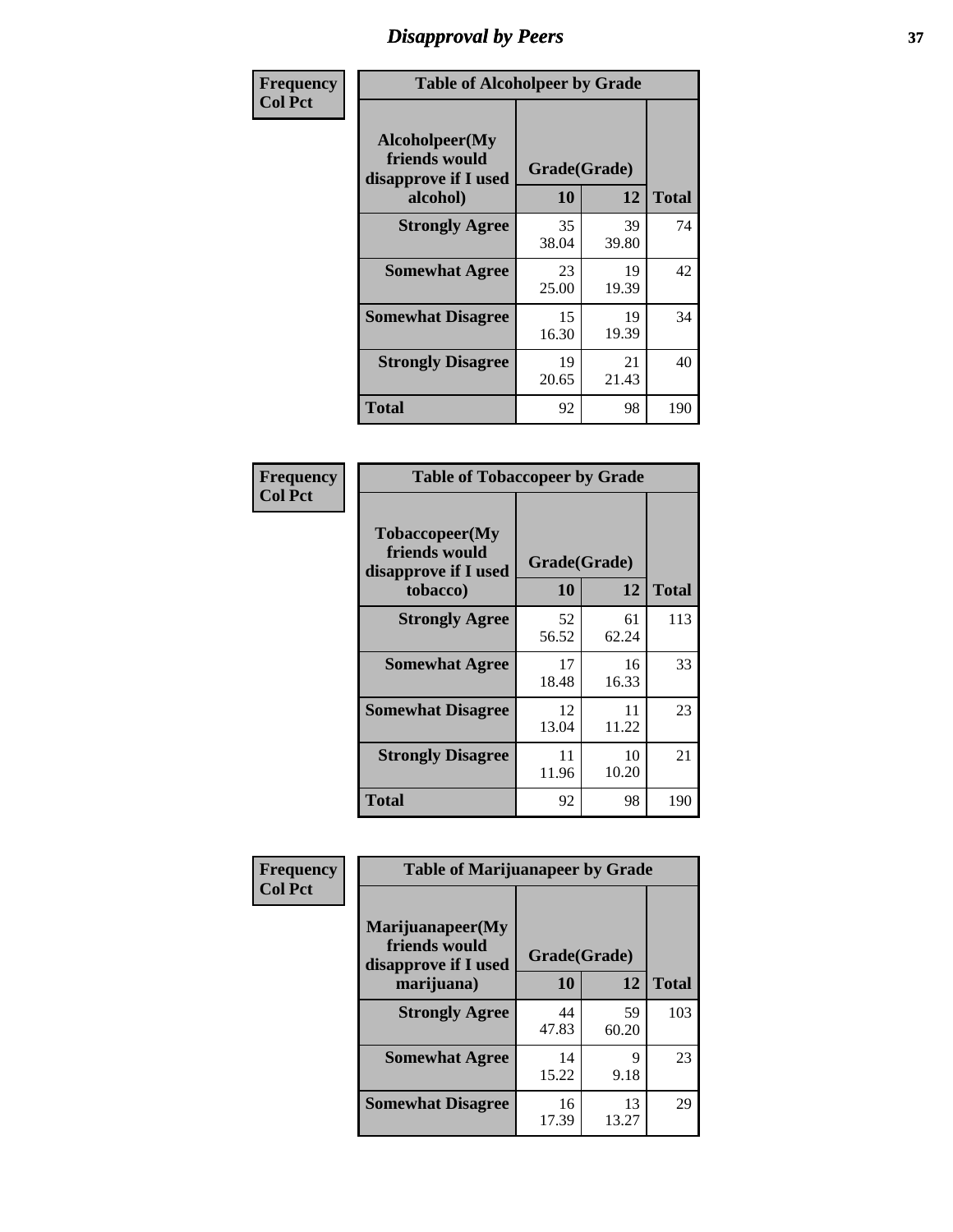# Disapproval by Peers

| Frequency Col Pct | Table of Alcoholpeer by Grade | | |
|---|---|---|---|
| Alcoholpeer(My friends would disapprove if I used alcohol) | Grade(Grade) | | |
| | 10 | 12 | Total |
| Strongly Agree | 35<br>38.04 | 39<br>39.80 | 74 |
| Somewhat Agree | 23<br>25.00 | 19<br>19.39 | 42 |
| Somewhat Disagree | 15<br>16.30 | 19<br>19.39 | 34 |
| Strongly Disagree | 19<br>20.65 | 21<br>21.43 | 40 |
| Total | 92 | 98 | 190 |

| Frequency Col Pct | Table of Tobaccopeer by Grade | | |
|---|---|---|---|
| Tobaccopeer(My friends would disapprove if I used tobacco) | Grade(Grade) | | |
| | 10 | 12 | Total |
| Strongly Agree | 52<br>56.52 | 61<br>62.24 | 113 |
| Somewhat Agree | 17<br>18.48 | 16<br>16.33 | 33 |
| Somewhat Disagree | 12<br>13.04 | 11<br>11.22 | 23 |
| Strongly Disagree | 11<br>11.96 | 10<br>10.20 | 21 |
| Total | 92 | 98 | 190 |

| Frequency Col Pct | Table of Marijuanapeer by Grade | | |
|---|---|---|---|
| Marijuanapeer(My friends would disapprove if I used marijuana) | Grade(Grade) | | |
| | 10 | 12 | Total |
| Strongly Agree | 44<br>47.83 | 59<br>60.20 | 103 |
| Somewhat Agree | 14<br>15.22 | 9<br>9.18 | 23 |
| Somewhat Disagree | 16<br>17.39 | 13<br>13.27 | 29 |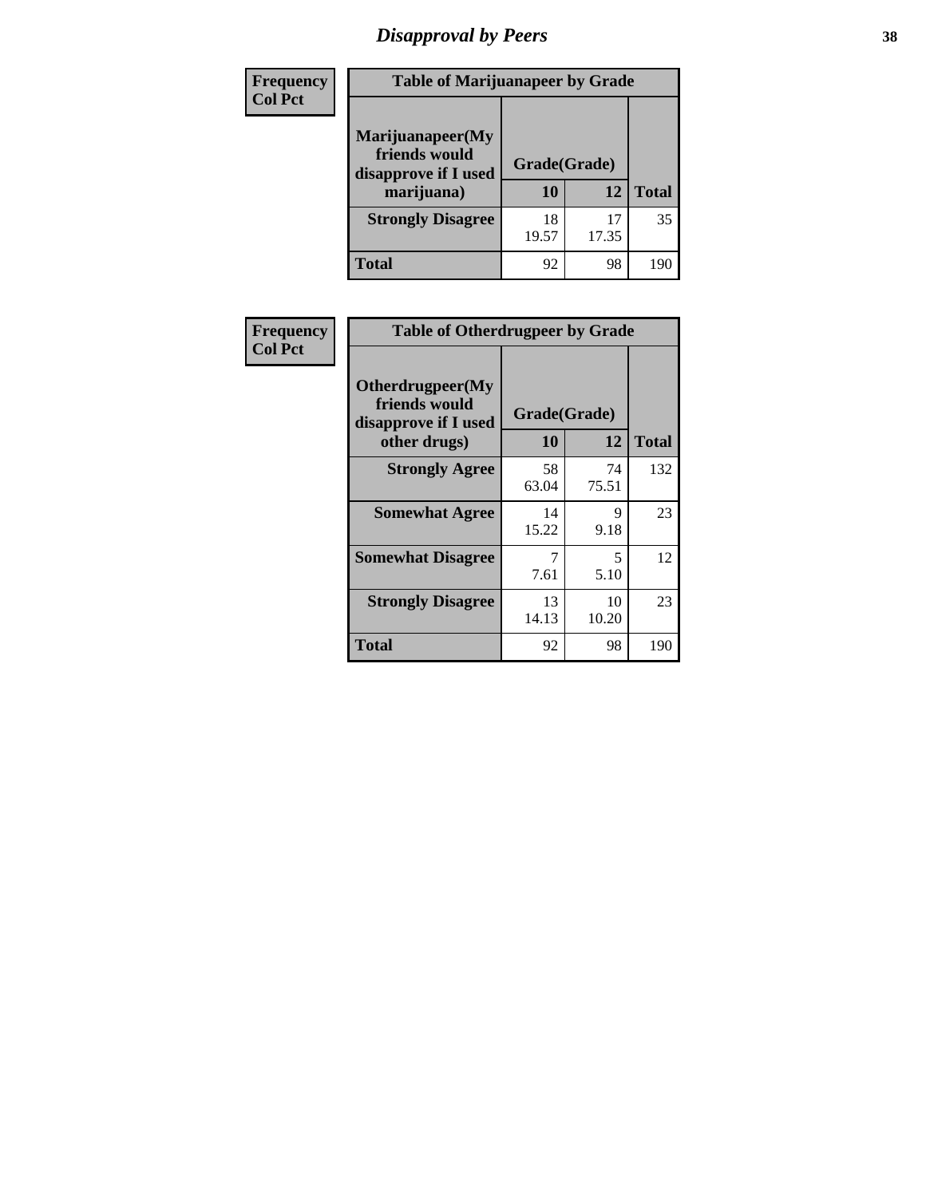# Disapproval by Peers

**Frequency**
**Col Pct**

| Table of Marijuanapeer by Grade | | | |
|---|---|---|---|
| Marijuanapeer(My friends would disapprove if I used marijuana) | Grade(Grade) | | |
| | 10 | 12 | Total |
| **Strongly Disagree** | 18<br>19.57 | 17<br>17.35 | 35 |
| **Total** | 92 | 98 | 190 |

**Frequency**
**Col Pct**

| Table of Otherdrugpeer by Grade | | | |
|---|---|---|---|
| Otherdrugpeer(My friends would disapprove if I used other drugs) | Grade(Grade) | | |
| | 10 | 12 | Total |
| **Strongly Agree** | 58<br>63.04 | 74<br>75.51 | 132 |
| **Somewhat Agree** | 14<br>15.22 | 9<br>9.18 | 23 |
| **Somewhat Disagree** | 7<br>7.61 | 5<br>5.10 | 12 |
| **Strongly Disagree** | 13<br>14.13 | 10<br>10.20 | 23 |
| **Total** | 92 | 98 | 190 |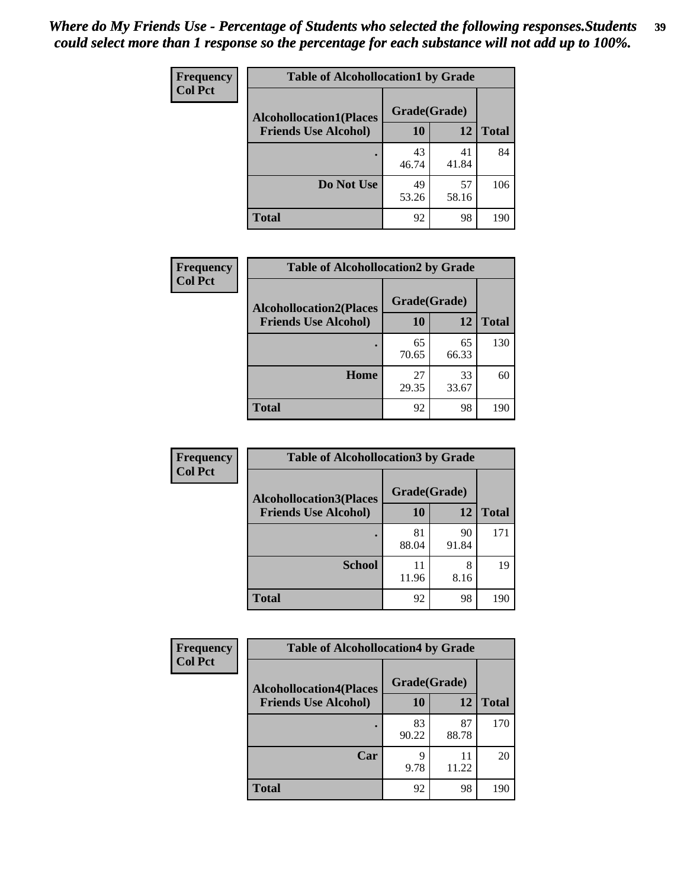*Where do My Friends Use - Percentage of Students who selected the following responses.Students could select more than 1 response so the percentage for each substance will not add up to 100%.*

**Frequency**
**Col Pct**

| Table of Alcohollocation1 by Grade | | | |
|---|---|---|---|
| **Alcohollocation1(Places Friends Use Alcohol)** | **Grade(Grade)** | | **Total** |
| | **10** | **12** | |
| **.** | 43<br>46.74 | 41<br>41.84 | 84 |
| **Do Not Use** | 49<br>53.26 | 57<br>58.16 | 106 |
| **Total** | 92 | 98 | 190 |

**Frequency**
**Col Pct**

| Table of Alcohollocation2 by Grade | | | |
|---|---|---|---|
| **Alcohollocation2(Places Friends Use Alcohol)** | **Grade(Grade)** | | **Total** |
| | **10** | **12** | |
| **.** | 65<br>70.65 | 65<br>66.33 | 130 |
| **Home** | 27<br>29.35 | 33<br>33.67 | 60 |
| **Total** | 92 | 98 | 190 |

**Frequency**
**Col Pct**

| Table of Alcohollocation3 by Grade | | | |
|---|---|---|---|
| **Alcohollocation3(Places Friends Use Alcohol)** | **Grade(Grade)** | | **Total** |
| | **10** | **12** | |
| **.** | 81<br>88.04 | 90<br>91.84 | 171 |
| **School** | 11<br>11.96 | 8<br>8.16 | 19 |
| **Total** | 92 | 98 | 190 |

**Frequency**
**Col Pct**

| Table of Alcohollocation4 by Grade | | | |
|---|---|---|---|
| **Alcohollocation4(Places Friends Use Alcohol)** | **Grade(Grade)** | | **Total** |
| | **10** | **12** | |
| **.** | 83<br>90.22 | 87<br>88.78 | 170 |
| **Car** | 9<br>9.78 | 11<br>11.22 | 20 |
| **Total** | 92 | 98 | 190 |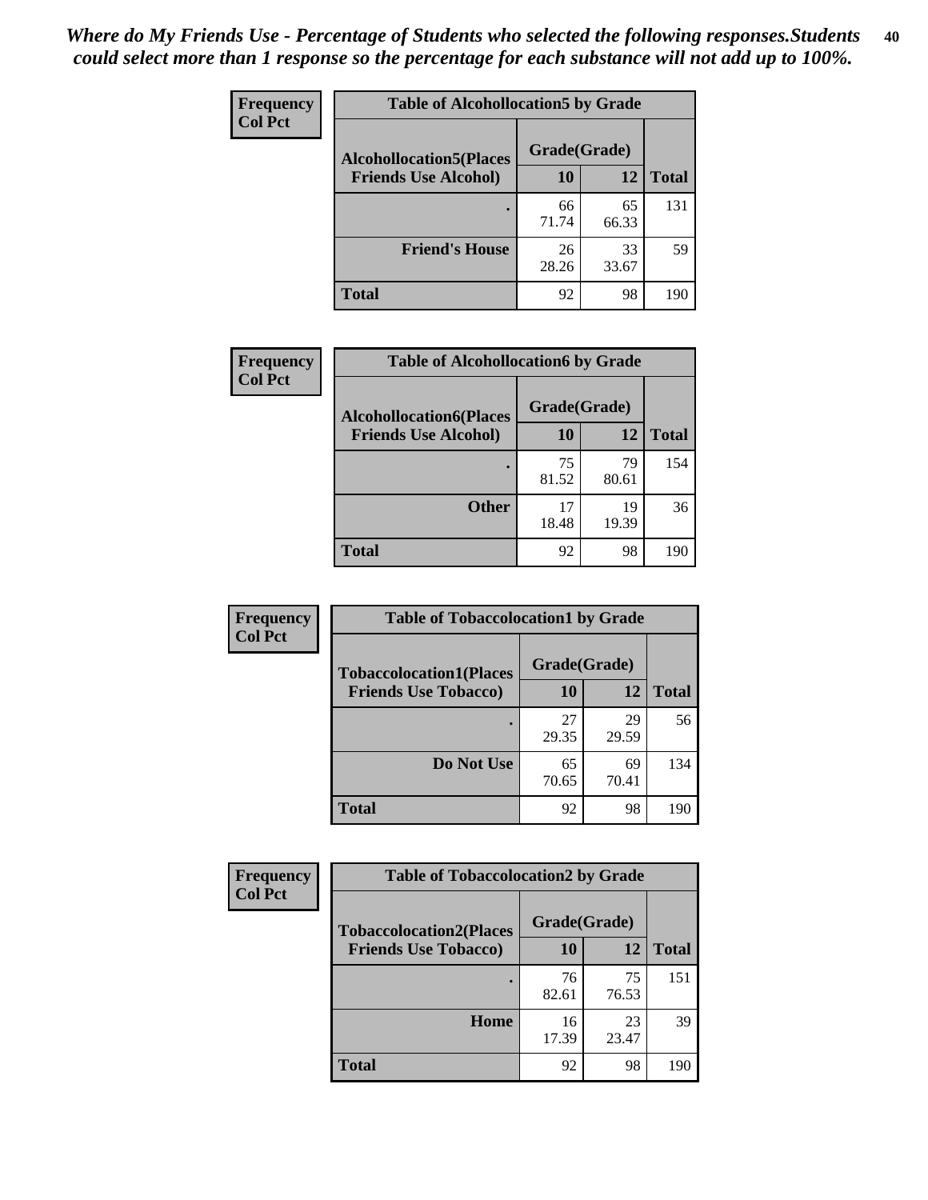*Where do My Friends Use - Percentage of Students who selected the following responses.Students could select more than 1 response so the percentage for each substance will not add up to 100%.*

**Frequency**
**Col Pct**

| Table of Alcohollocation5 by Grade | | | |
|---|---|---|---|
| **Alcohollocation5(Places Friends Use Alcohol)** | **Grade(Grade)** | | **Total** |
| | **10** | **12** | |
| **.** | 66<br>71.74 | 65<br>66.33 | 131 |
| **Friend's House** | 26<br>28.26 | 33<br>33.67 | 59 |
| **Total** | 92 | 98 | 190 |

**Frequency**
**Col Pct**

| Table of Alcohollocation6 by Grade | | | |
|---|---|---|---|
| **Alcohollocation6(Places Friends Use Alcohol)** | **Grade(Grade)** | | **Total** |
| | **10** | **12** | |
| **.** | 75<br>81.52 | 79<br>80.61 | 154 |
| **Other** | 17<br>18.48 | 19<br>19.39 | 36 |
| **Total** | 92 | 98 | 190 |

**Frequency**
**Col Pct**

| Table of Tobaccolocation1 by Grade | | | |
|---|---|---|---|
| **Tobaccolocation1(Places Friends Use Tobacco)** | **Grade(Grade)** | | **Total** |
| | **10** | **12** | |
| **.** | 27<br>29.35 | 29<br>29.59 | 56 |
| **Do Not Use** | 65<br>70.65 | 69<br>70.41 | 134 |
| **Total** | 92 | 98 | 190 |

**Frequency**
**Col Pct**

| Table of Tobaccolocation2 by Grade | | | |
|---|---|---|---|
| **Tobaccolocation2(Places Friends Use Tobacco)** | **Grade(Grade)** | | **Total** |
| | **10** | **12** | |
| **.** | 76<br>82.61 | 75<br>76.53 | 151 |
| **Home** | 16<br>17.39 | 23<br>23.47 | 39 |
| **Total** | 92 | 98 | 190 |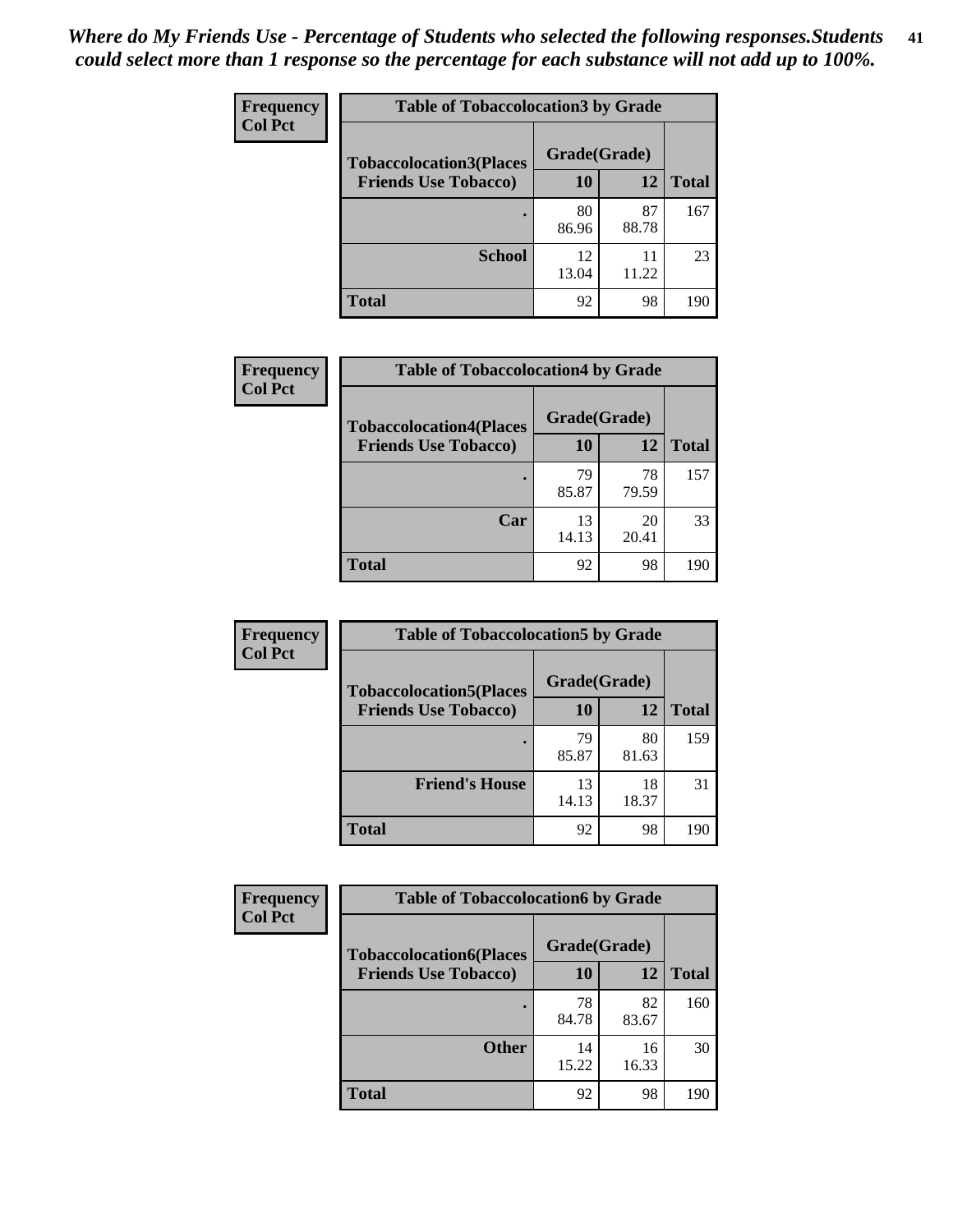*Where do My Friends Use - Percentage of Students who selected the following responses.Students could select more than 1 response so the percentage for each substance will not add up to 100%.*

**Frequency**
**Col Pct**

| Table of Tobaccolocation3 by Grade | | | |
|---|---|---|---|
| **Tobaccolocation3(Places Friends Use Tobacco)** | **Grade(Grade)** | | **Total** |
| | **10** | **12** | |
| **.** | 80<br>86.96 | 87<br>88.78 | 167 |
| **School** | 12<br>13.04 | 11<br>11.22 | 23 |
| **Total** | 92 | 98 | 190 |

**Frequency**
**Col Pct**

| Table of Tobaccolocation4 by Grade | | | |
|---|---|---|---|
| **Tobaccolocation4(Places Friends Use Tobacco)** | **Grade(Grade)** | | **Total** |
| | **10** | **12** | |
| **.** | 79<br>85.87 | 78<br>79.59 | 157 |
| **Car** | 13<br>14.13 | 20<br>20.41 | 33 |
| **Total** | 92 | 98 | 190 |

**Frequency**
**Col Pct**

| Table of Tobaccolocation5 by Grade | | | |
|---|---|---|---|
| **Tobaccolocation5(Places Friends Use Tobacco)** | **Grade(Grade)** | | **Total** |
| | **10** | **12** | |
| **.** | 79<br>85.87 | 80<br>81.63 | 159 |
| **Friend's House** | 13<br>14.13 | 18<br>18.37 | 31 |
| **Total** | 92 | 98 | 190 |

**Frequency**
**Col Pct**

| Table of Tobaccolocation6 by Grade | | | |
|---|---|---|---|
| **Tobaccolocation6(Places Friends Use Tobacco)** | **Grade(Grade)** | | **Total** |
| | **10** | **12** | |
| **.** | 78<br>84.78 | 82<br>83.67 | 160 |
| **Other** | 14<br>15.22 | 16<br>16.33 | 30 |
| **Total** | 92 | 98 | 190 |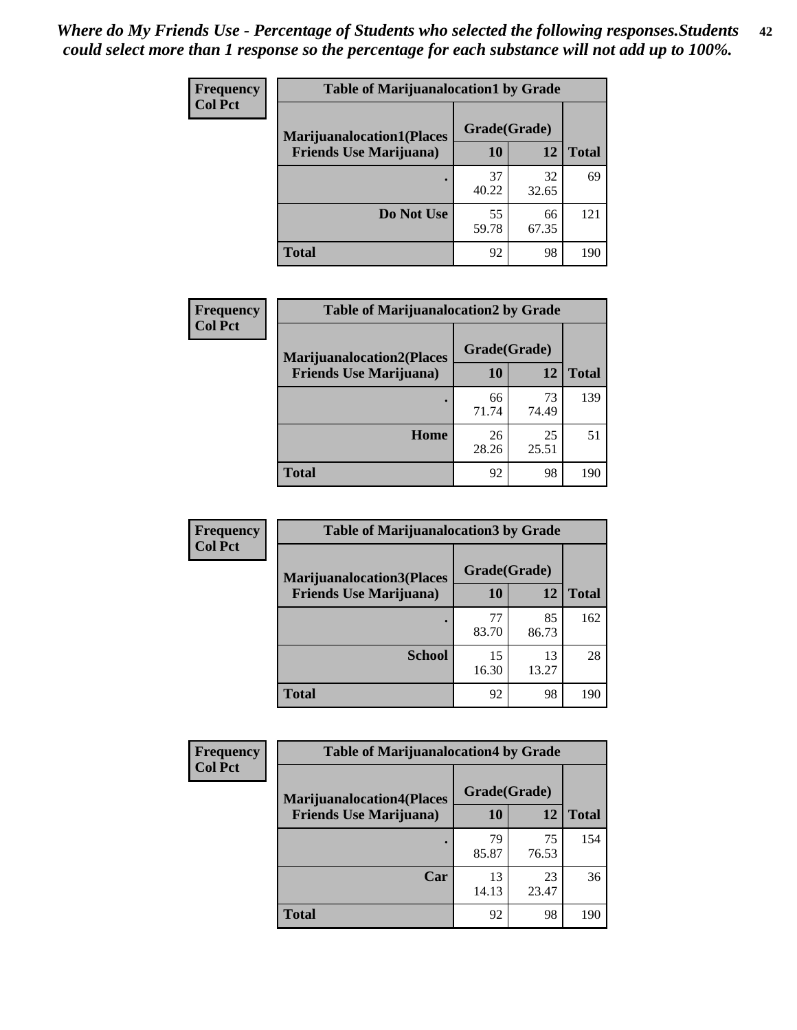*Where do My Friends Use - Percentage of Students who selected the following responses.Students could select more than 1 response so the percentage for each substance will not add up to 100%.*

**Frequency**
**Col Pct**

| Table of Marijuanalocation1 by Grade | | | |
|---|---|---|---|
| **Marijuanalocation1(Places Friends Use Marijuana)** | **Grade(Grade)** | | **Total** |
| | **10** | **12** | |
| **.** | 37<br>40.22 | 32<br>32.65 | 69 |
| **Do Not Use** | 55<br>59.78 | 66<br>67.35 | 121 |
| **Total** | 92 | 98 | 190 |

**Frequency**
**Col Pct**

| Table of Marijuanalocation2 by Grade | | | |
|---|---|---|---|
| **Marijuanalocation2(Places Friends Use Marijuana)** | **Grade(Grade)** | | **Total** |
| | **10** | **12** | |
| **.** | 66<br>71.74 | 73<br>74.49 | 139 |
| **Home** | 26<br>28.26 | 25<br>25.51 | 51 |
| **Total** | 92 | 98 | 190 |

**Frequency**
**Col Pct**

| Table of Marijuanalocation3 by Grade | | | |
|---|---|---|---|
| **Marijuanalocation3(Places Friends Use Marijuana)** | **Grade(Grade)** | | **Total** |
| | **10** | **12** | |
| **.** | 77<br>83.70 | 85<br>86.73 | 162 |
| **School** | 15<br>16.30 | 13<br>13.27 | 28 |
| **Total** | 92 | 98 | 190 |

**Frequency**
**Col Pct**

| Table of Marijuanalocation4 by Grade | | | |
|---|---|---|---|
| **Marijuanalocation4(Places Friends Use Marijuana)** | **Grade(Grade)** | | **Total** |
| | **10** | **12** | |
| **.** | 79<br>85.87 | 75<br>76.53 | 154 |
| **Car** | 13<br>14.13 | 23<br>23.47 | 36 |
| **Total** | 92 | 98 | 190 |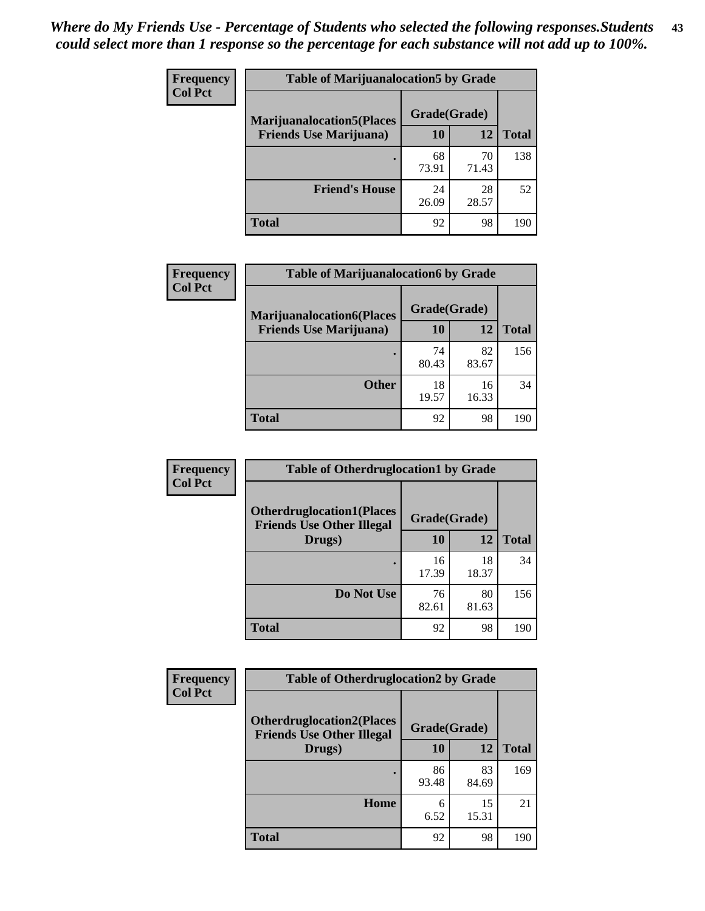*Where do My Friends Use - Percentage of Students who selected the following responses.Students could select more than 1 response so the percentage for each substance will not add up to 100%.*

**Frequency**
**Col Pct**

| Table of Marijuanalocation5 by Grade | | | |
|---|---|---|---|
| **Marijuanalocation5(Places Friends Use Marijuana)** | **Grade(Grade)** | | **Total** |
| | **10** | **12** | |
| **.** | 68<br>73.91 | 70<br>71.43 | 138 |
| **Friend's House** | 24<br>26.09 | 28<br>28.57 | 52 |
| **Total** | 92 | 98 | 190 |

**Frequency**
**Col Pct**

| Table of Marijuanalocation6 by Grade | | | |
|---|---|---|---|
| **Marijuanalocation6(Places Friends Use Marijuana)** | **Grade(Grade)** | | **Total** |
| | **10** | **12** | |
| **.** | 74<br>80.43 | 82<br>83.67 | 156 |
| **Other** | 18<br>19.57 | 16<br>16.33 | 34 |
| **Total** | 92 | 98 | 190 |

**Frequency**
**Col Pct**

| Table of Otherdruglocation1 by Grade | | | |
|---|---|---|---|
| **Otherdruglocation1(Places Friends Use Other Illegal Drugs)** | **Grade(Grade)** | | **Total** |
| | **10** | **12** | |
| **.** | 16<br>17.39 | 18<br>18.37 | 34 |
| **Do Not Use** | 76<br>82.61 | 80<br>81.63 | 156 |
| **Total** | 92 | 98 | 190 |

**Frequency**
**Col Pct**

| Table of Otherdruglocation2 by Grade | | | |
|---|---|---|---|
| **Otherdruglocation2(Places Friends Use Other Illegal Drugs)** | **Grade(Grade)** | | **Total** |
| | **10** | **12** | |
| **.** | 86<br>93.48 | 83<br>84.69 | 169 |
| **Home** | 6<br>6.52 | 15<br>15.31 | 21 |
| **Total** | 92 | 98 | 190 |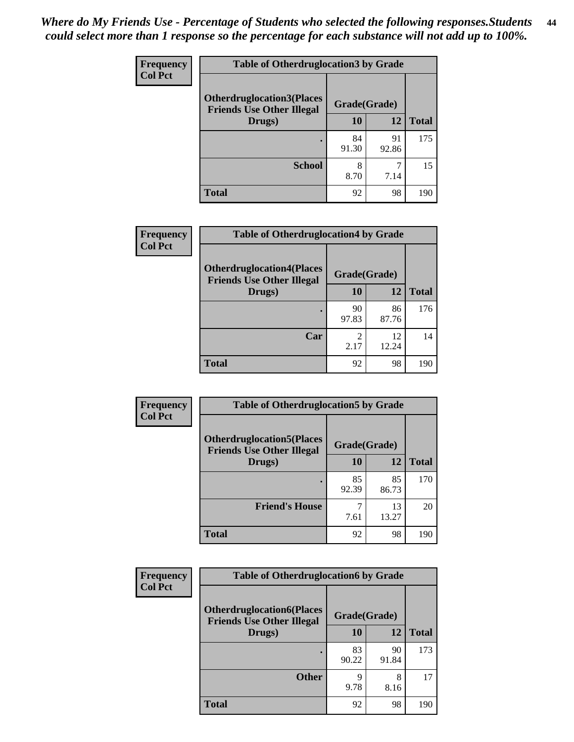*Where do My Friends Use - Percentage of Students who selected the following responses.Students could select more than 1 response so the percentage for each substance will not add up to 100%.*

**Frequency**
**Col Pct**

| Table of Otherdruglocation3 by Grade | | | |
|---|---|---|---|
| **Otherdruglocation3(Places Friends Use Other Illegal Drugs)** | **Grade(Grade)** | | |
| | **10** | **12** | **Total** |
| **.** | 84<br>91.30 | 91<br>92.86 | 175 |
| **School** | 8<br>8.70 | 7<br>7.14 | 15 |
| **Total** | 92 | 98 | 190 |

**Frequency**
**Col Pct**

| Table of Otherdruglocation4 by Grade | | | |
|---|---|---|---|
| **Otherdruglocation4(Places Friends Use Other Illegal Drugs)** | **Grade(Grade)** | | |
| | **10** | **12** | **Total** |
| **.** | 90<br>97.83 | 86<br>87.76 | 176 |
| **Car** | 2<br>2.17 | 12<br>12.24 | 14 |
| **Total** | 92 | 98 | 190 |

**Frequency**
**Col Pct**

| Table of Otherdruglocation5 by Grade | | | |
|---|---|---|---|
| **Otherdruglocation5(Places Friends Use Other Illegal Drugs)** | **Grade(Grade)** | | |
| | **10** | **12** | **Total** |
| **.** | 85<br>92.39 | 85<br>86.73 | 170 |
| **Friend's House** | 7<br>7.61 | 13<br>13.27 | 20 |
| **Total** | 92 | 98 | 190 |

**Frequency**
**Col Pct**

| Table of Otherdruglocation6 by Grade | | | |
|---|---|---|---|
| **Otherdruglocation6(Places Friends Use Other Illegal Drugs)** | **Grade(Grade)** | | |
| | **10** | **12** | **Total** |
| **.** | 83<br>90.22 | 90<br>91.84 | 173 |
| **Other** | 9<br>9.78 | 8<br>8.16 | 17 |
| **Total** | 92 | 98 | 190 |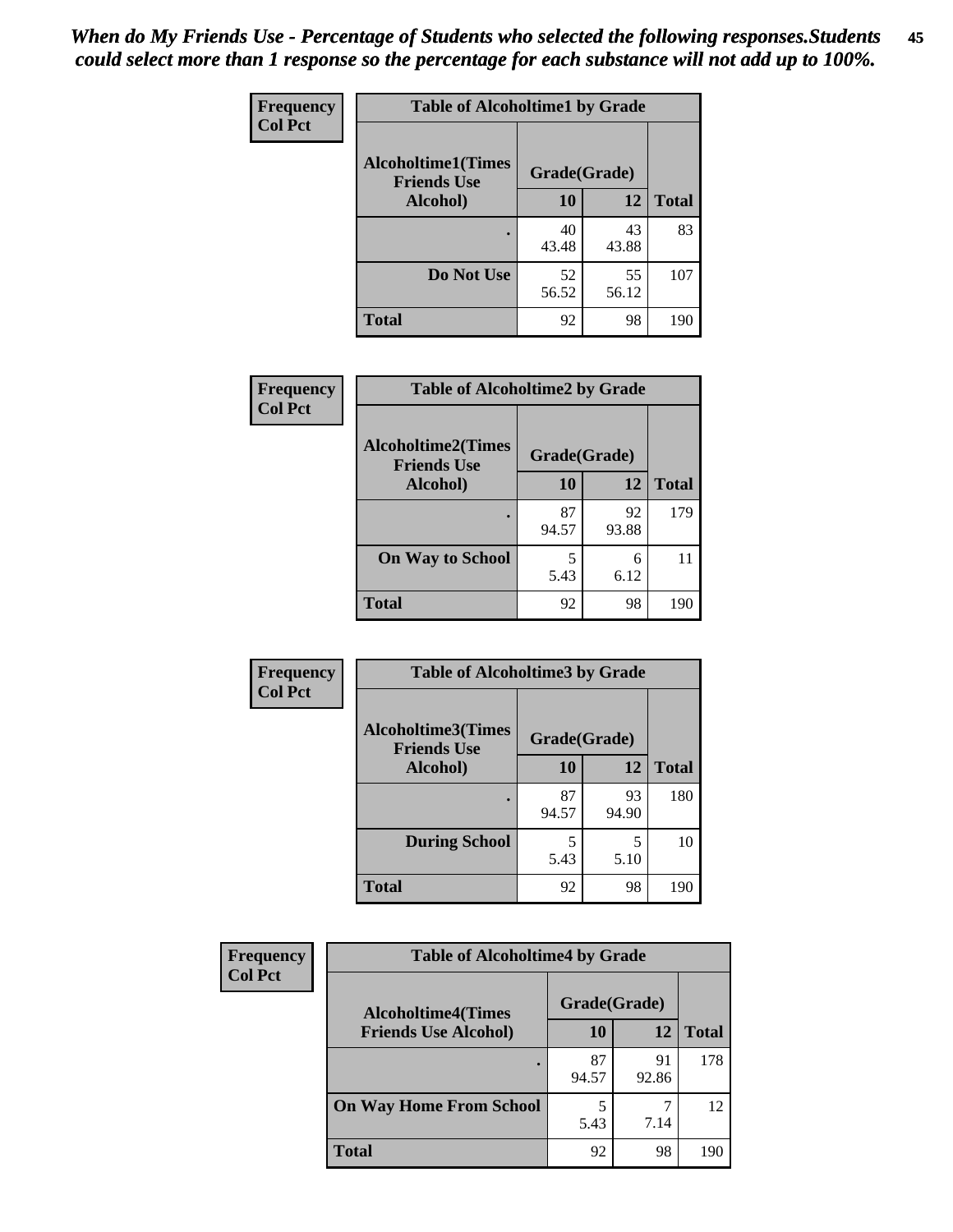*When do My Friends Use - Percentage of Students who selected the following responses.Students could select more than 1 response so the percentage for each substance will not add up to 100%.*

**Frequency**
**Col Pct**

| Table of Alcoholtime1 by Grade | | | |
|---|---|---|---|
| Alcoholtime1(Times Friends Use Alcohol) | Grade(Grade) | | |
| | 10 | 12 | Total |
| . | 40<br>43.48 | 43<br>43.88 | 83 |
| Do Not Use | 52<br>56.52 | 55<br>56.12 | 107 |
| Total | 92 | 98 | 190 |

**Frequency**
**Col Pct**

| Table of Alcoholtime2 by Grade | | | |
|---|---|---|---|
| Alcoholtime2(Times Friends Use Alcohol) | Grade(Grade) | | |
| | 10 | 12 | Total |
| . | 87<br>94.57 | 92<br>93.88 | 179 |
| On Way to School | 5<br>5.43 | 6<br>6.12 | 11 |
| Total | 92 | 98 | 190 |

**Frequency**
**Col Pct**

| Table of Alcoholtime3 by Grade | | | |
|---|---|---|---|
| Alcoholtime3(Times Friends Use Alcohol) | Grade(Grade) | | |
| | 10 | 12 | Total |
| . | 87<br>94.57 | 93<br>94.90 | 180 |
| During School | 5<br>5.43 | 5<br>5.10 | 10 |
| Total | 92 | 98 | 190 |

**Frequency**
**Col Pct**

| Table of Alcoholtime4 by Grade | | | |
|---|---|---|---|
| Alcoholtime4(Times Friends Use Alcohol) | Grade(Grade) | | |
| | 10 | 12 | Total |
| . | 87<br>94.57 | 91<br>92.86 | 178 |
| On Way Home From School | 5<br>5.43 | 7<br>7.14 | 12 |
| Total | 92 | 98 | 190 |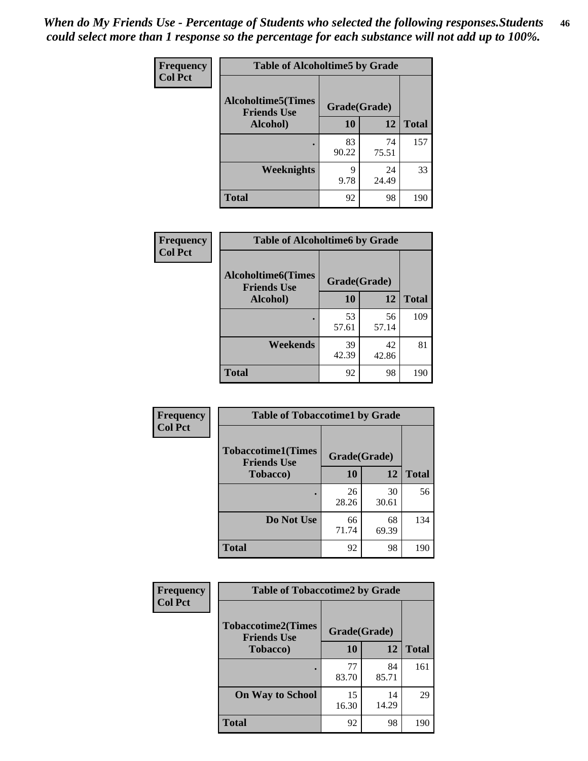*When do My Friends Use - Percentage of Students who selected the following responses.Students could select more than 1 response so the percentage for each substance will not add up to 100%.*

**Frequency**
**Col Pct**

| Table of Alcoholtime5 by Grade | | | |
|---|---|---|---|
| **Alcoholtime5(Times Friends Use Alcohol)** | **Grade(Grade)** | | **Total** |
| | **10** | **12** | |
| **.** | 83<br>90.22 | 74<br>75.51 | 157 |
| **Weeknights** | 9<br>9.78 | 24<br>24.49 | 33 |
| **Total** | 92 | 98 | 190 |

**Frequency**
**Col Pct**

| Table of Alcoholtime6 by Grade | | | |
|---|---|---|---|
| **Alcoholtime6(Times Friends Use Alcohol)** | **Grade(Grade)** | | **Total** |
| | **10** | **12** | |
| **.** | 53<br>57.61 | 56<br>57.14 | 109 |
| **Weekends** | 39<br>42.39 | 42<br>42.86 | 81 |
| **Total** | 92 | 98 | 190 |

**Frequency**
**Col Pct**

| Table of Tobaccotime1 by Grade | | | |
|---|---|---|---|
| **Tobaccotime1(Times Friends Use Tobacco)** | **Grade(Grade)** | | **Total** |
| | **10** | **12** | |
| **.** | 26<br>28.26 | 30<br>30.61 | 56 |
| **Do Not Use** | 66<br>71.74 | 68<br>69.39 | 134 |
| **Total** | 92 | 98 | 190 |

**Frequency**
**Col Pct**

| Table of Tobaccotime2 by Grade | | | |
|---|---|---|---|
| **Tobaccotime2(Times Friends Use Tobacco)** | **Grade(Grade)** | | **Total** |
| | **10** | **12** | |
| **.** | 77<br>83.70 | 84<br>85.71 | 161 |
| **On Way to School** | 15<br>16.30 | 14<br>14.29 | 29 |
| **Total** | 92 | 98 | 190 |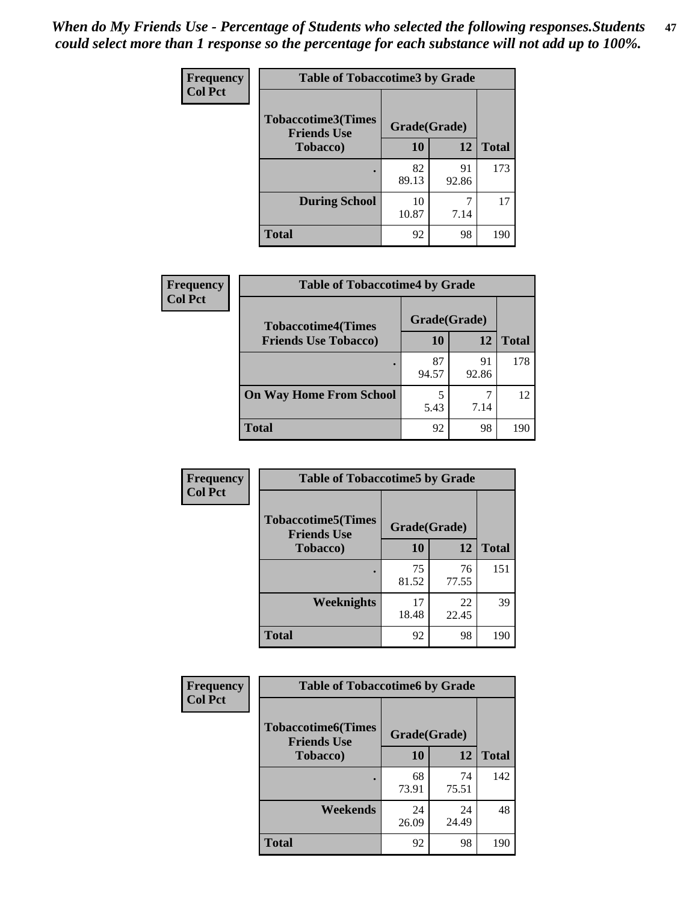*When do My Friends Use - Percentage of Students who selected the following responses.Students could select more than 1 response so the percentage for each substance will not add up to 100%.*

**Frequency**
**Col Pct**

**Table of Tobaccotime3 by Grade**

| Tobaccotime3(Times Friends Use Tobacco) | Grade(Grade) | | |
|---|---|---|---|
| | 10 | 12 | Total |
| . | 82<br>89.13 | 91<br>92.86 | 173 |
| During School | 10<br>10.87 | 7<br>7.14 | 17 |
| Total | 92 | 98 | 190 |

**Frequency**
**Col Pct**

**Table of Tobaccotime4 by Grade**

| Tobaccotime4(Times Friends Use Tobacco) | Grade(Grade) | | |
|---|---|---|---|
| | 10 | 12 | Total |
| . | 87<br>94.57 | 91<br>92.86 | 178 |
| On Way Home From School | 5<br>5.43 | 7<br>7.14 | 12 |
| Total | 92 | 98 | 190 |

**Frequency**
**Col Pct**

**Table of Tobaccotime5 by Grade**

| Tobaccotime5(Times Friends Use Tobacco) | Grade(Grade) | | |
|---|---|---|---|
| | 10 | 12 | Total |
| . | 75<br>81.52 | 76<br>77.55 | 151 |
| Weeknights | 17<br>18.48 | 22<br>22.45 | 39 |
| Total | 92 | 98 | 190 |

**Frequency**
**Col Pct**

**Table of Tobaccotime6 by Grade**

| Tobaccotime6(Times Friends Use Tobacco) | Grade(Grade) | | |
|---|---|---|---|
| | 10 | 12 | Total |
| . | 68<br>73.91 | 74<br>75.51 | 142 |
| Weekends | 24<br>26.09 | 24<br>24.49 | 48 |
| Total | 92 | 98 | 190 |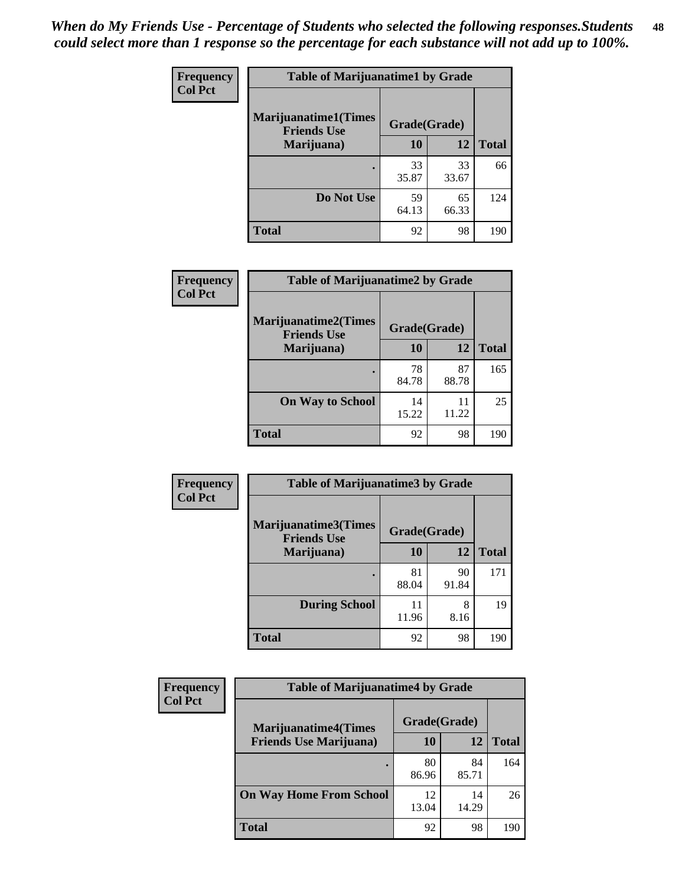*When do My Friends Use - Percentage of Students who selected the following responses.Students could select more than 1 response so the percentage for each substance will not add up to 100%.*

**Frequency**
**Col Pct**

| Table of Marijuanatime1 by Grade | | | |
|---|---|---|---|
| **Marijuanatime1(Times Friends Use Marijuana)** | **Grade(Grade)** | | **Total** |
| | **10** | **12** | |
| . | 33<br>35.87 | 33<br>33.67 | 66 |
| **Do Not Use** | 59<br>64.13 | 65<br>66.33 | 124 |
| **Total** | 92 | 98 | 190 |

**Frequency**
**Col Pct**

| Table of Marijuanatime2 by Grade | | | |
|---|---|---|---|
| **Marijuanatime2(Times Friends Use Marijuana)** | **Grade(Grade)** | | **Total** |
| | **10** | **12** | |
| . | 78<br>84.78 | 87<br>88.78 | 165 |
| **On Way to School** | 14<br>15.22 | 11<br>11.22 | 25 |
| **Total** | 92 | 98 | 190 |

**Frequency**
**Col Pct**

| Table of Marijuanatime3 by Grade | | | |
|---|---|---|---|
| **Marijuanatime3(Times Friends Use Marijuana)** | **Grade(Grade)** | | **Total** |
| | **10** | **12** | |
| . | 81<br>88.04 | 90<br>91.84 | 171 |
| **During School** | 11<br>11.96 | 8<br>8.16 | 19 |
| **Total** | 92 | 98 | 190 |

**Frequency**
**Col Pct**

| Table of Marijuanatime4 by Grade | | | |
|---|---|---|---|
| **Marijuanatime4(Times Friends Use Marijuana)** | **Grade(Grade)** | | **Total** |
| | **10** | **12** | |
| . | 80<br>86.96 | 84<br>85.71 | 164 |
| **On Way Home From School** | 12<br>13.04 | 14<br>14.29 | 26 |
| **Total** | 92 | 98 | 190 |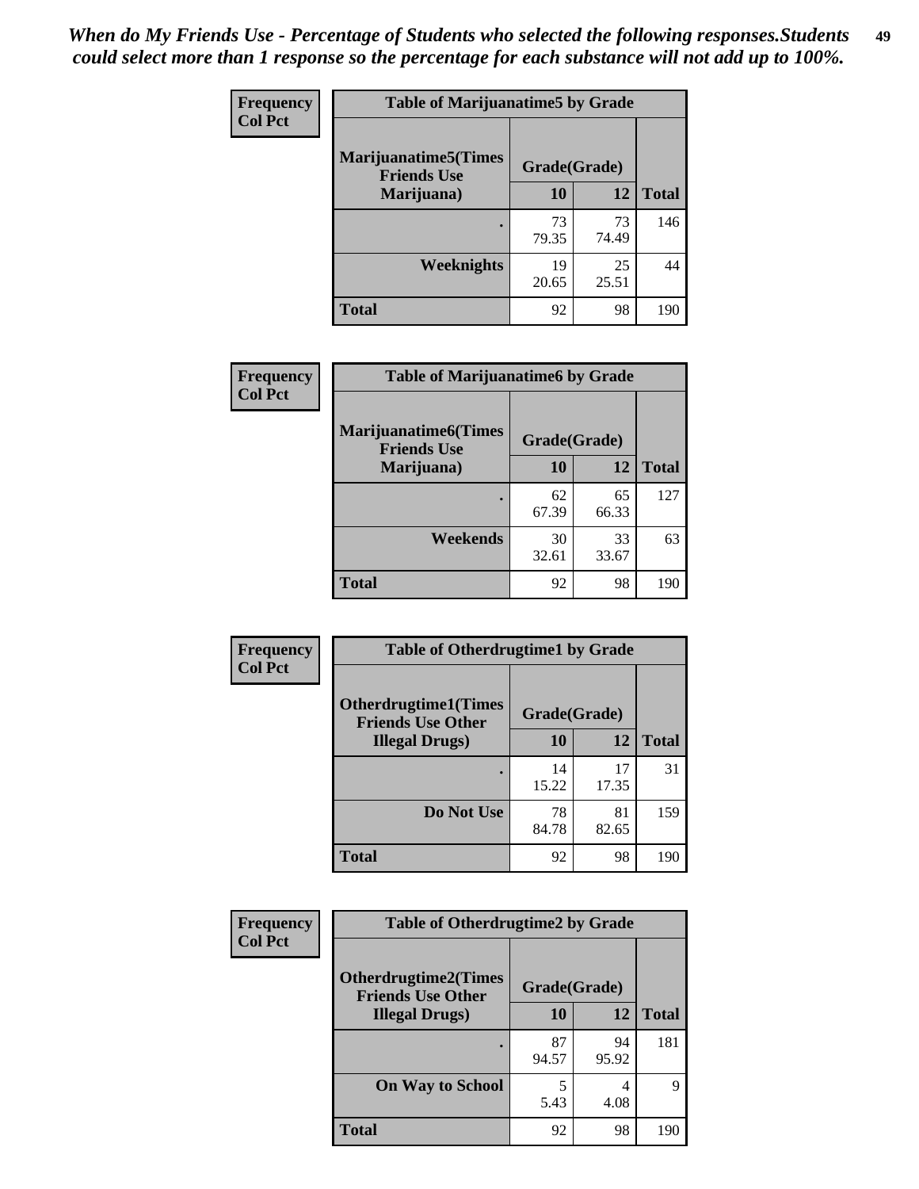*When do My Friends Use - Percentage of Students who selected the following responses.Students could select more than 1 response so the percentage for each substance will not add up to 100%.*

**Frequency**
**Col Pct**

| Table of Marijuanatime5 by Grade | | | |
|---|---|---|---|
| **Marijuanatime5(Times Friends Use Marijuana)** | **Grade(Grade)** | | |
| | **10** | **12** | **Total** |
| **.** | 73<br>79.35 | 73<br>74.49 | 146 |
| **Weeknights** | 19<br>20.65 | 25<br>25.51 | 44 |
| **Total** | 92 | 98 | 190 |

**Frequency**
**Col Pct**

| Table of Marijuanatime6 by Grade | | | |
|---|---|---|---|
| **Marijuanatime6(Times Friends Use Marijuana)** | **Grade(Grade)** | | |
| | **10** | **12** | **Total** |
| **.** | 62<br>67.39 | 65<br>66.33 | 127 |
| **Weekends** | 30<br>32.61 | 33<br>33.67 | 63 |
| **Total** | 92 | 98 | 190 |

**Frequency**
**Col Pct**

| Table of Otherdrugtime1 by Grade | | | |
|---|---|---|---|
| **Otherdrugtime1(Times Friends Use Other Illegal Drugs)** | **Grade(Grade)** | | |
| | **10** | **12** | **Total** |
| **.** | 14<br>15.22 | 17<br>17.35 | 31 |
| **Do Not Use** | 78<br>84.78 | 81<br>82.65 | 159 |
| **Total** | 92 | 98 | 190 |

**Frequency**
**Col Pct**

| Table of Otherdrugtime2 by Grade | | | |
|---|---|---|---|
| **Otherdrugtime2(Times Friends Use Other Illegal Drugs)** | **Grade(Grade)** | | |
| | **10** | **12** | **Total** |
| **.** | 87<br>94.57 | 94<br>95.92 | 181 |
| **On Way to School** | 5<br>5.43 | 4<br>4.08 | 9 |
| **Total** | 92 | 98 | 190 |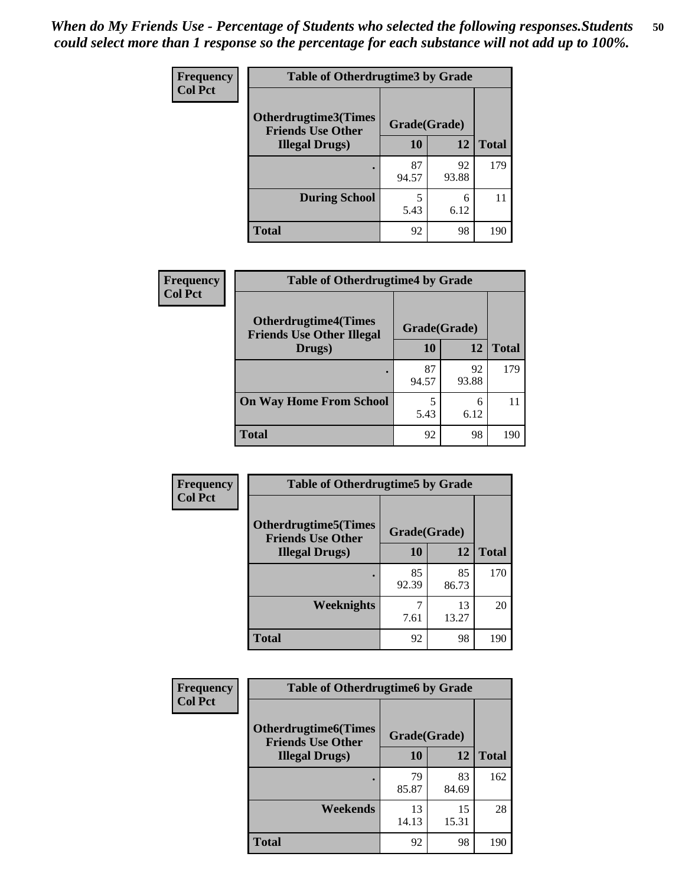*When do My Friends Use - Percentage of Students who selected the following responses.Students could select more than 1 response so the percentage for each substance will not add up to 100%.*

**Frequency**
**Col Pct**

| Table of Otherdrugtime3 by Grade | | | |
|---|---|---|---|
| **Otherdrugtime3(Times Friends Use Other Illegal Drugs)** | **Grade(Grade)** | | |
| | **10** | **12** | **Total** |
| **.** | 87<br>94.57 | 92<br>93.88 | 179 |
| **During School** | 5<br>5.43 | 6<br>6.12 | 11 |
| **Total** | 92 | 98 | 190 |

**Frequency**
**Col Pct**

| Table of Otherdrugtime4 by Grade | | | |
|---|---|---|---|
| **Otherdrugtime4(Times Friends Use Other Illegal Drugs)** | **Grade(Grade)** | | |
| | **10** | **12** | **Total** |
| **.** | 87<br>94.57 | 92<br>93.88 | 179 |
| **On Way Home From School** | 5<br>5.43 | 6<br>6.12 | 11 |
| **Total** | 92 | 98 | 190 |

**Frequency**
**Col Pct**

| Table of Otherdrugtime5 by Grade | | | |
|---|---|---|---|
| **Otherdrugtime5(Times Friends Use Other Illegal Drugs)** | **Grade(Grade)** | | |
| | **10** | **12** | **Total** |
| **.** | 85<br>92.39 | 85<br>86.73 | 170 |
| **Weeknights** | 7<br>7.61 | 13<br>13.27 | 20 |
| **Total** | 92 | 98 | 190 |

**Frequency**
**Col Pct**

| Table of Otherdrugtime6 by Grade | | | |
|---|---|---|---|
| **Otherdrugtime6(Times Friends Use Other Illegal Drugs)** | **Grade(Grade)** | | |
| | **10** | **12** | **Total** |
| **.** | 79<br>85.87 | 83<br>84.69 | 162 |
| **Weekends** | 13<br>14.13 | 15<br>15.31 | 28 |
| **Total** | 92 | 98 | 190 |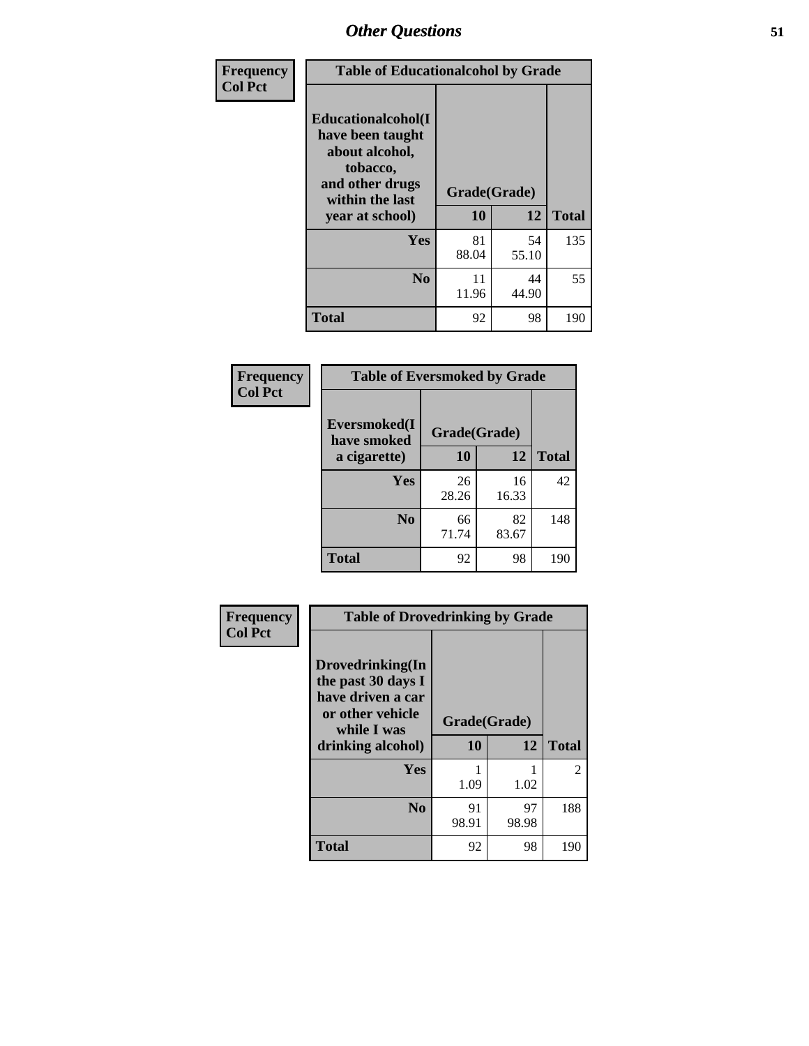## Other Questions

| Frequency<br>Col Pct | Table of Educationalcohol by Grade | | |
|---|---|---|---|
| Educationalcohol(I have been taught about alcohol, tobacco, and other drugs within the last year at school) | Grade(Grade) | | |
| | 10 | 12 | Total |
| Yes | 81<br>88.04 | 54<br>55.10 | 135 |
| No | 11<br>11.96 | 44<br>44.90 | 55 |
| Total | 92 | 98 | 190 |

| Frequency<br>Col Pct | Table of Eversmoked by Grade | | |
|---|---|---|---|
| Eversmoked(I have smoked a cigarette) | Grade(Grade) | | |
| | 10 | 12 | Total |
| Yes | 26<br>28.26 | 16<br>16.33 | 42 |
| No | 66<br>71.74 | 82<br>83.67 | 148 |
| Total | 92 | 98 | 190 |

| Frequency<br>Col Pct | Table of Drovedrinking by Grade | | |
|---|---|---|---|
| Drovedrinking(In the past 30 days I have driven a car or other vehicle while I was drinking alcohol) | Grade(Grade) | | |
| | 10 | 12 | Total |
| Yes | 1<br>1.09 | 1<br>1.02 | 2 |
| No | 91<br>98.91 | 97<br>98.98 | 188 |
| Total | 92 | 98 | 190 |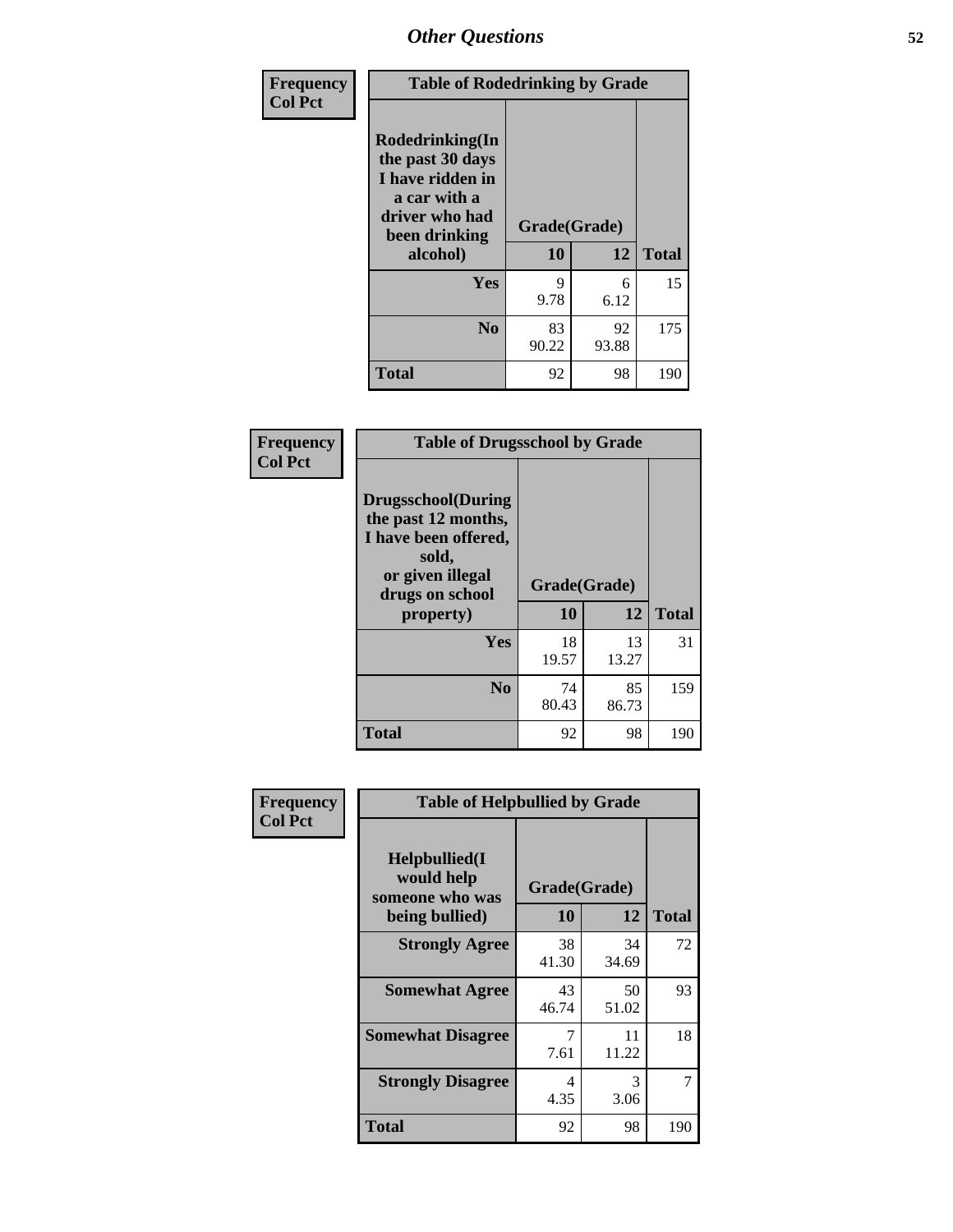## Other Questions

Frequency
Col Pct

| Table of Rodedrinking by Grade | | | |
|---|---|---|---|
| Rodedrinking(In the past 30 days I have ridden in a car with a driver who had been drinking alcohol) | Grade(Grade) | | |
| | 10 | 12 | Total |
| Yes | 9<br>9.78 | 6<br>6.12 | 15 |
| No | 83<br>90.22 | 92<br>93.88 | 175 |
| Total | 92 | 98 | 190 |

Frequency
Col Pct

| Table of Drugsschool by Grade | | | |
|---|---|---|---|
| Drugsschool(During the past 12 months, I have been offered, sold, or given illegal drugs on school property) | Grade(Grade) | | |
| | 10 | 12 | Total |
| Yes | 18<br>19.57 | 13<br>13.27 | 31 |
| No | 74<br>80.43 | 85<br>86.73 | 159 |
| Total | 92 | 98 | 190 |

Frequency
Col Pct

| Table of Helpbullied by Grade | | | |
|---|---|---|---|
| Helpbullied(I would help someone who was being bullied) | Grade(Grade) | | |
| | 10 | 12 | Total |
| Strongly Agree | 38<br>41.30 | 34<br>34.69 | 72 |
| Somewhat Agree | 43<br>46.74 | 50<br>51.02 | 93 |
| Somewhat Disagree | 7<br>7.61 | 11<br>11.22 | 18 |
| Strongly Disagree | 4<br>4.35 | 3<br>3.06 | 7 |
| Total | 92 | 98 | 190 |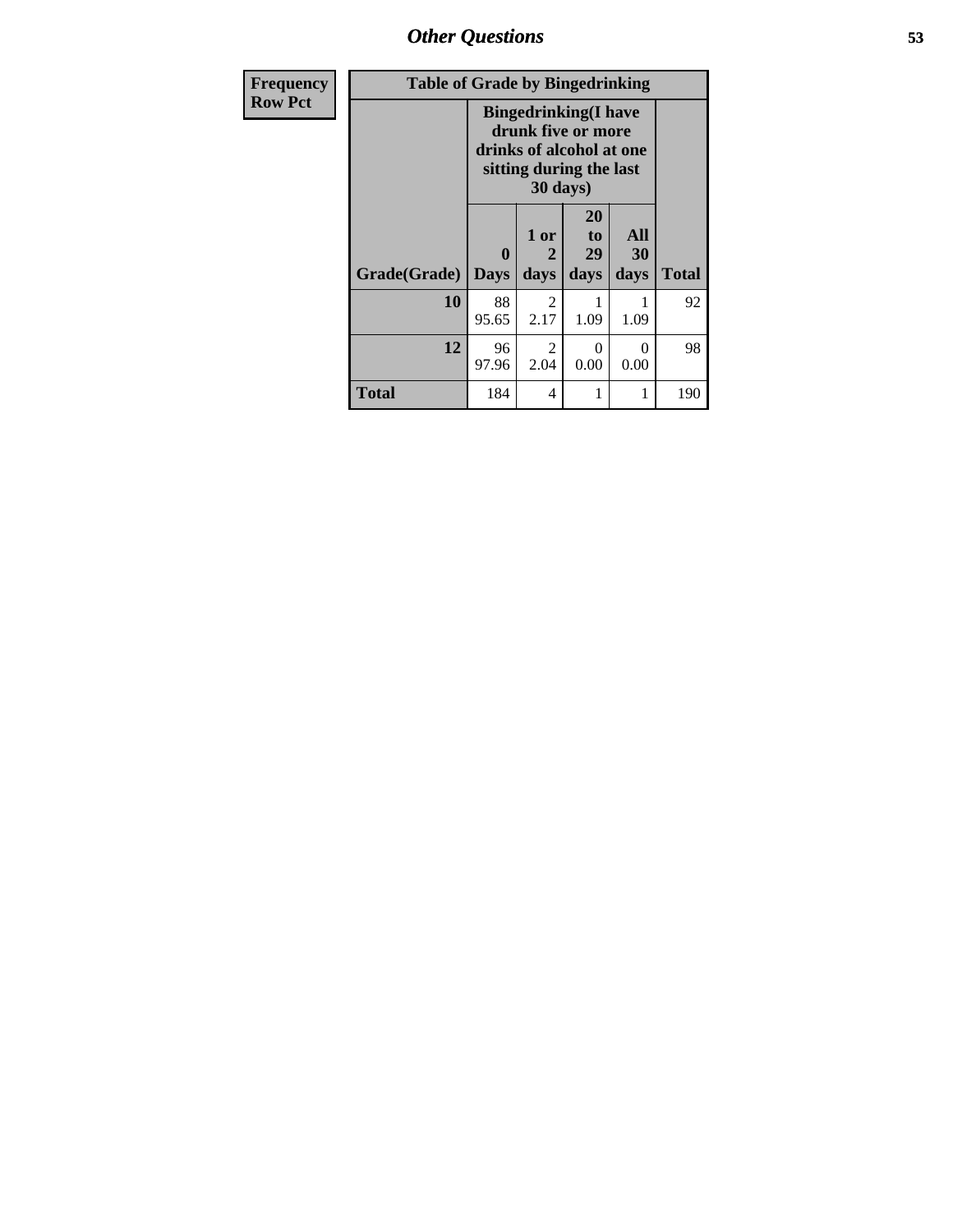## Other Questions

| Frequency<br>Row Pct |
|---|

**Table of Grade by Bingedrinking**

| | Bingedrinking(I have drunk five or more drinks of alcohol at one sitting during the last 30 days) | | | | |
|---|---|---|---|---|---|
| Grade(Grade) | 0 Days | 1 or 2 days | 20 to 29 days | All 30 days | Total |
| 10 | 88<br>95.65 | 2<br>2.17 | 1<br>1.09 | 1<br>1.09 | 92 |
| 12 | 96<br>97.96 | 2<br>2.04 | 0<br>0.00 | 0<br>0.00 | 98 |
| Total | 184 | 4 | 1 | 1 | 190 |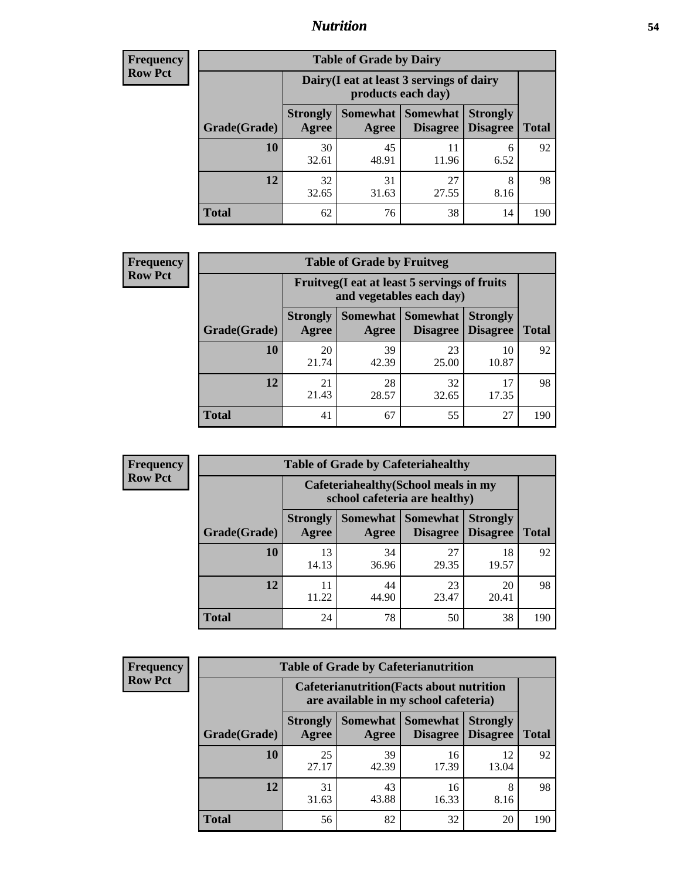# Nutrition

**Frequency**
**Row Pct**

| Table of Grade by Dairy | | | | | |
|---|---|---|---|---|---|
| | Dairy(I eat at least 3 servings of dairy products each day) | | | | |
| Grade(Grade) | Strongly Agree | Somewhat Agree | Somewhat Disagree | Strongly Disagree | Total |
| **10** | 30<br>32.61 | 45<br>48.91 | 11<br>11.96 | 6<br>6.52 | 92 |
| **12** | 32<br>32.65 | 31<br>31.63 | 27<br>27.55 | 8<br>8.16 | 98 |
| **Total** | 62 | 76 | 38 | 14 | 190 |

**Frequency**
**Row Pct**

| Table of Grade by Fruitveg | | | | | |
|---|---|---|---|---|---|
| | Fruitveg(I eat at least 5 servings of fruits and vegetables each day) | | | | |
| Grade(Grade) | Strongly Agree | Somewhat Agree | Somewhat Disagree | Strongly Disagree | Total |
| **10** | 20<br>21.74 | 39<br>42.39 | 23<br>25.00 | 10<br>10.87 | 92 |
| **12** | 21<br>21.43 | 28<br>28.57 | 32<br>32.65 | 17<br>17.35 | 98 |
| **Total** | 41 | 67 | 55 | 27 | 190 |

**Frequency**
**Row Pct**

| Table of Grade by Cafeteriahealthy | | | | | |
|---|---|---|---|---|---|
| | Cafeteriahealthy(School meals in my school cafeteria are healthy) | | | | |
| Grade(Grade) | Strongly Agree | Somewhat Agree | Somewhat Disagree | Strongly Disagree | Total |
| **10** | 13<br>14.13 | 34<br>36.96 | 27<br>29.35 | 18<br>19.57 | 92 |
| **12** | 11<br>11.22 | 44<br>44.90 | 23<br>23.47 | 20<br>20.41 | 98 |
| **Total** | 24 | 78 | 50 | 38 | 190 |

**Frequency**
**Row Pct**

| Table of Grade by Cafeterianutrition | | | | | |
|---|---|---|---|---|---|
| | Cafeterianutrition(Facts about nutrition are available in my school cafeteria) | | | | |
| Grade(Grade) | Strongly Agree | Somewhat Agree | Somewhat Disagree | Strongly Disagree | Total |
| **10** | 25<br>27.17 | 39<br>42.39 | 16<br>17.39 | 12<br>13.04 | 92 |
| **12** | 31<br>31.63 | 43<br>43.88 | 16<br>16.33 | 8<br>8.16 | 98 |
| **Total** | 56 | 82 | 32 | 20 | 190 |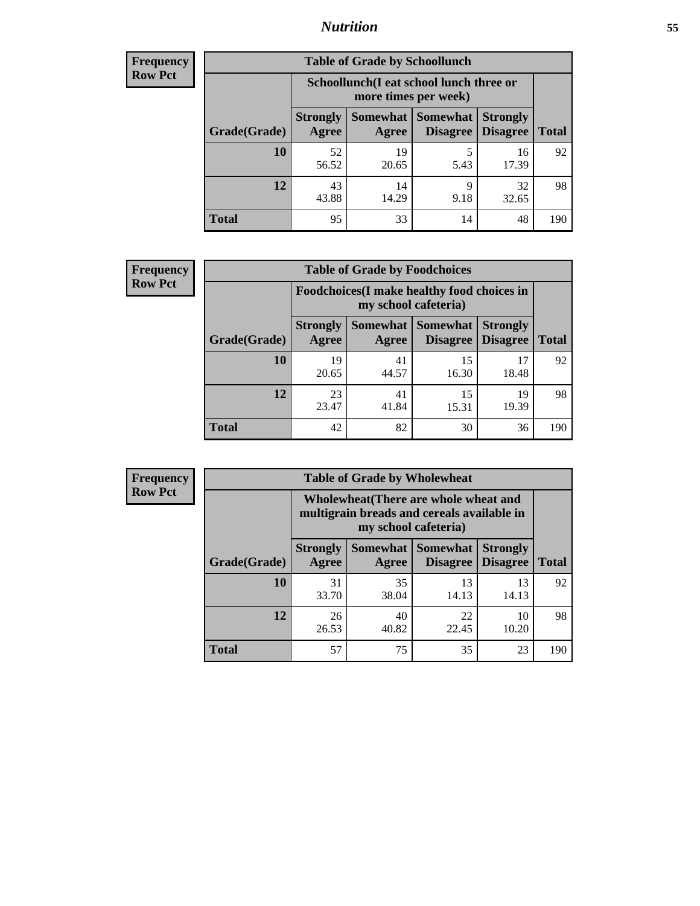## Nutrition

**Frequency**
**Row Pct**

**Table of Grade by Schoollunch**

| Grade(Grade) | Schoollunch(I eat school lunch three or more times per week) | | | | Total |
|---|---|---|---|---|---|
| | Strongly Agree | Somewhat Agree | Somewhat Disagree | Strongly Disagree | |
| **10** | 52<br>56.52 | 19<br>20.65 | 5<br>5.43 | 16<br>17.39 | 92 |
| **12** | 43<br>43.88 | 14<br>14.29 | 9<br>9.18 | 32<br>32.65 | 98 |
| **Total** | 95 | 33 | 14 | 48 | 190 |

**Frequency**
**Row Pct**

**Table of Grade by Foodchoices**

| Grade(Grade) | Foodchoices(I make healthy food choices in my school cafeteria) | | | | Total |
|---|---|---|---|---|---|
| | Strongly Agree | Somewhat Agree | Somewhat Disagree | Strongly Disagree | |
| **10** | 19<br>20.65 | 41<br>44.57 | 15<br>16.30 | 17<br>18.48 | 92 |
| **12** | 23<br>23.47 | 41<br>41.84 | 15<br>15.31 | 19<br>19.39 | 98 |
| **Total** | 42 | 82 | 30 | 36 | 190 |

**Frequency**
**Row Pct**

**Table of Grade by Wholewheat**

| Grade(Grade) | Wholewheat(There are whole wheat and multigrain breads and cereals available in my school cafeteria) | | | | Total |
|---|---|---|---|---|---|
| | Strongly Agree | Somewhat Agree | Somewhat Disagree | Strongly Disagree | |
| **10** | 31<br>33.70 | 35<br>38.04 | 13<br>14.13 | 13<br>14.13 | 92 |
| **12** | 26<br>26.53 | 40<br>40.82 | 22<br>22.45 | 10<br>10.20 | 98 |
| **Total** | 57 | 75 | 35 | 23 | 190 |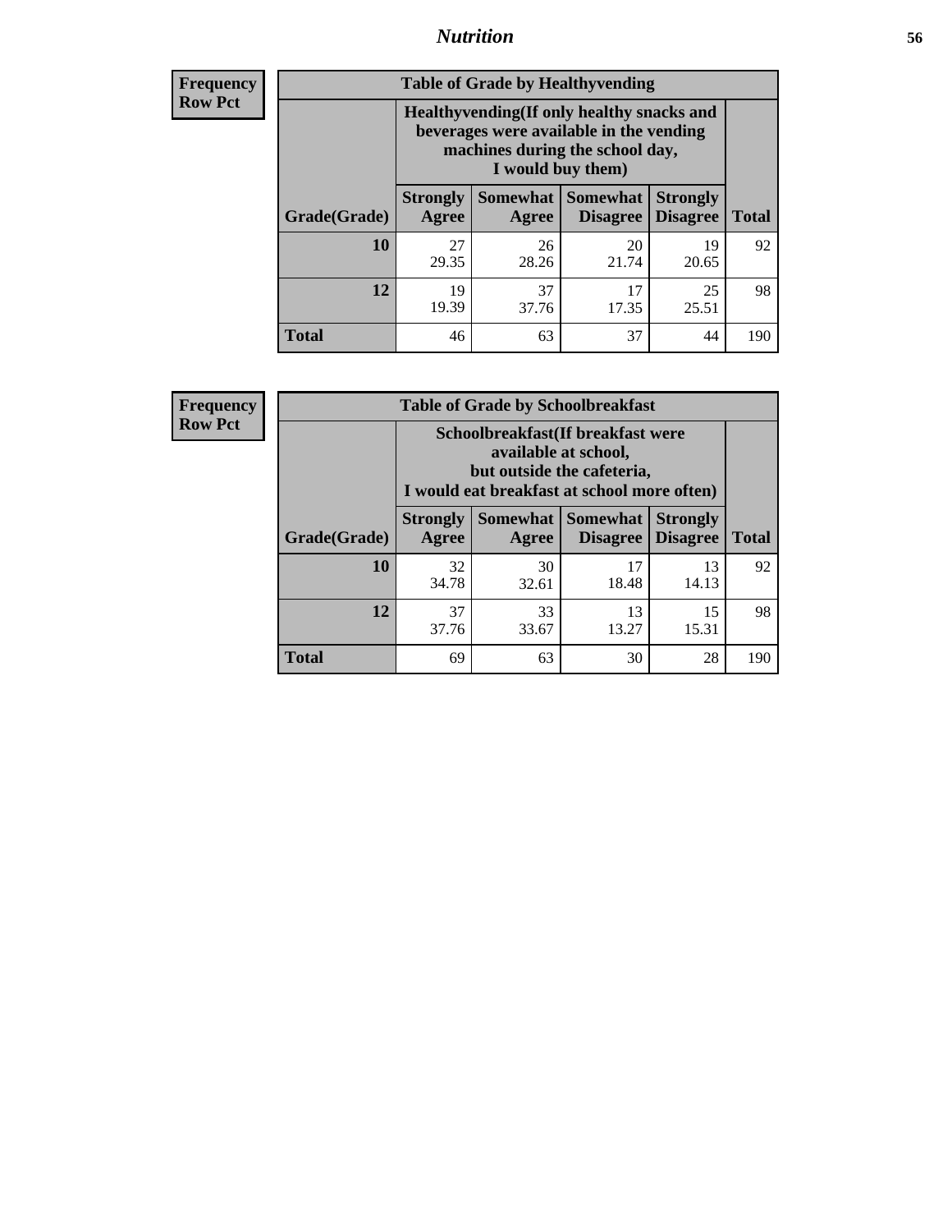# Nutrition

**Frequency Row Pct**

| Table of Grade by Healthyvending | | | | | |
|---|---|---|---|---|---|
| | Healthyvending(If only healthy snacks and beverages were available in the vending machines during the school day, I would buy them) | | | | |
| Grade(Grade) | Strongly Agree | Somewhat Agree | Somewhat Disagree | Strongly Disagree | Total |
| **10** | 27<br>29.35 | 26<br>28.26 | 20<br>21.74 | 19<br>20.65 | 92 |
| **12** | 19<br>19.39 | 37<br>37.76 | 17<br>17.35 | 25<br>25.51 | 98 |
| **Total** | 46 | 63 | 37 | 44 | 190 |

**Frequency Row Pct**

| Table of Grade by Schoolbreakfast | | | | | |
|---|---|---|---|---|---|
| | Schoolbreakfast(If breakfast were available at school, but outside the cafeteria, I would eat breakfast at school more often) | | | | |
| Grade(Grade) | Strongly Agree | Somewhat Agree | Somewhat Disagree | Strongly Disagree | Total |
| **10** | 32<br>34.78 | 30<br>32.61 | 17<br>18.48 | 13<br>14.13 | 92 |
| **12** | 37<br>37.76 | 33<br>33.67 | 13<br>13.27 | 15<br>15.31 | 98 |
| **Total** | 69 | 63 | 30 | 28 | 190 |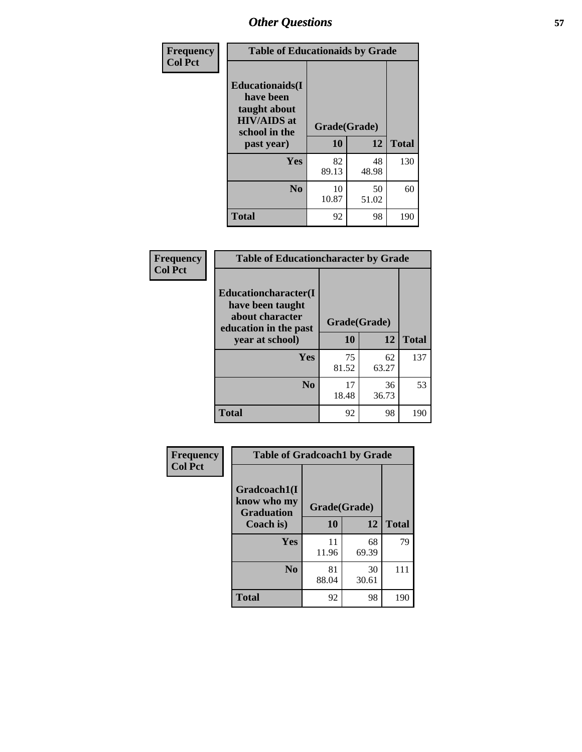## Other Questions

**Frequency**
**Col Pct**

| Table of Educationaids by Grade | | | |
|---|---|---|---|
| **Educationaids(I have been taught about HIV/AIDS at school in the past year)** | **Grade(Grade)** | | |
| | **10** | **12** | **Total** |
| **Yes** | 82<br>89.13 | 48<br>48.98 | 130 |
| **No** | 10<br>10.87 | 50<br>51.02 | 60 |
| **Total** | 92 | 98 | 190 |

**Frequency**
**Col Pct**

| Table of Educationcharacter by Grade | | | |
|---|---|---|---|
| **Educationcharacter(I have been taught about character education in the past year at school)** | **Grade(Grade)** | | |
| | **10** | **12** | **Total** |
| **Yes** | 75<br>81.52 | 62<br>63.27 | 137 |
| **No** | 17<br>18.48 | 36<br>36.73 | 53 |
| **Total** | 92 | 98 | 190 |

**Frequency**
**Col Pct**

| Table of Gradcoach1 by Grade | | | |
|---|---|---|---|
| **Gradcoach1(I know who my Graduation Coach is)** | **Grade(Grade)** | | |
| | **10** | **12** | **Total** |
| **Yes** | 11<br>11.96 | 68<br>69.39 | 79 |
| **No** | 81<br>88.04 | 30<br>30.61 | 111 |
| **Total** | 92 | 98 | 190 |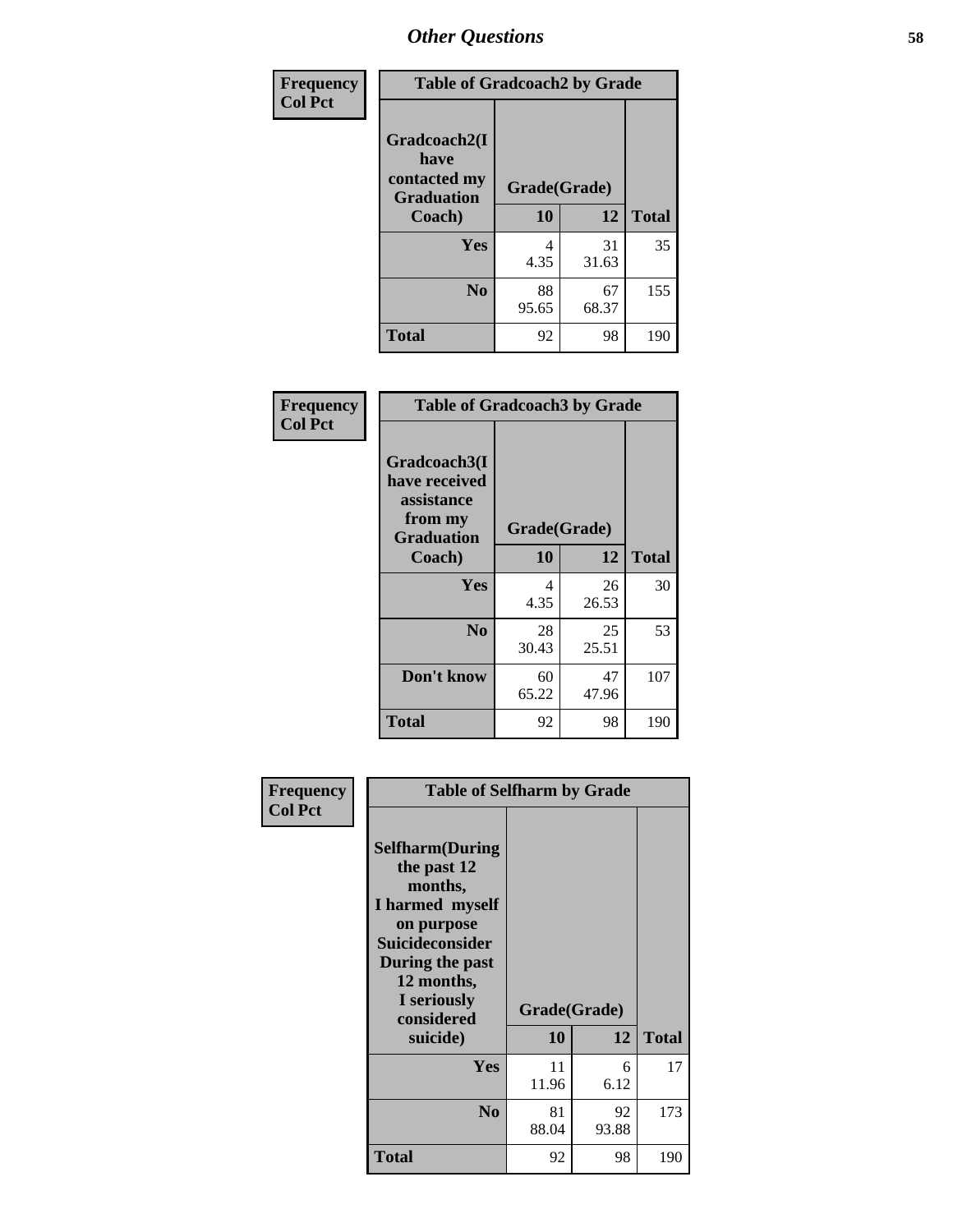# Other Questions

**Frequency**
**Col Pct**

| Table of Gradcoach2 by Grade | | | |
|---|---|---|---|
| Gradcoach2(I have contacted my Graduation Coach) | Grade(Grade) | | |
| | 10 | 12 | Total |
| Yes | 4<br>4.35 | 31<br>31.63 | 35 |
| No | 88<br>95.65 | 67<br>68.37 | 155 |
| Total | 92 | 98 | 190 |

**Frequency**
**Col Pct**

| Table of Gradcoach3 by Grade | | | |
|---|---|---|---|
| Gradcoach3(I have received assistance from my Graduation Coach) | Grade(Grade) | | |
| | 10 | 12 | Total |
| Yes | 4<br>4.35 | 26<br>26.53 | 30 |
| No | 28<br>30.43 | 25<br>25.51 | 53 |
| Don't know | 60<br>65.22 | 47<br>47.96 | 107 |
| Total | 92 | 98 | 190 |

**Frequency**
**Col Pct**

| Table of Selfharm by Grade | | | |
|---|---|---|---|
| Selfharm(During the past 12 months, I harmed myself on purpose Suicideconsider During the past 12 months, I seriously considered suicide) | Grade(Grade) | | |
| | 10 | 12 | Total |
| Yes | 11<br>11.96 | 6<br>6.12 | 17 |
| No | 81<br>88.04 | 92<br>93.88 | 173 |
| Total | 92 | 98 | 190 |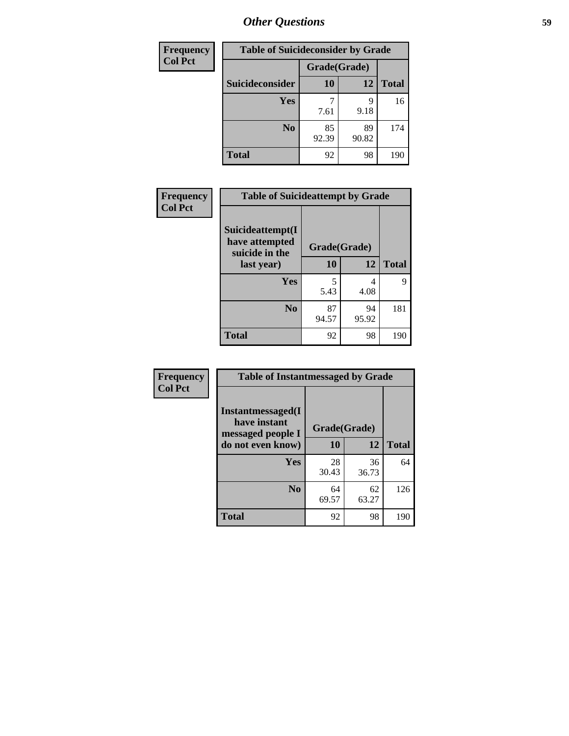| Frequency |
|---|
| Col Pct |

| Table of Suicideconsider by Grade | | | |
|---|---|---|---|
| | Grade(Grade) | | |
| Suicideconsider | 10 | 12 | Total |
| Yes | 7<br>7.61 | 9<br>9.18 | 16 |
| No | 85<br>92.39 | 89<br>90.82 | 174 |
| Total | 92 | 98 | 190 |

| Frequency |
|---|
| Col Pct |

| Table of Suicideattempt by Grade | | | |
|---|---|---|---|
| Suicideattempt(I have attempted suicide in the last year) | Grade(Grade) | | |
| | 10 | 12 | Total |
| Yes | 5<br>5.43 | 4<br>4.08 | 9 |
| No | 87<br>94.57 | 94<br>95.92 | 181 |
| Total | 92 | 98 | 190 |

| Frequency |
|---|
| Col Pct |

| Table of Instantmessaged by Grade | | | |
|---|---|---|---|
| Instantmessaged(I have instant messaged people I do not even know) | Grade(Grade) | | |
| | 10 | 12 | Total |
| Yes | 28<br>30.43 | 36<br>36.73 | 64 |
| No | 64<br>69.57 | 62<br>63.27 | 126 |
| Total | 92 | 98 | 190 |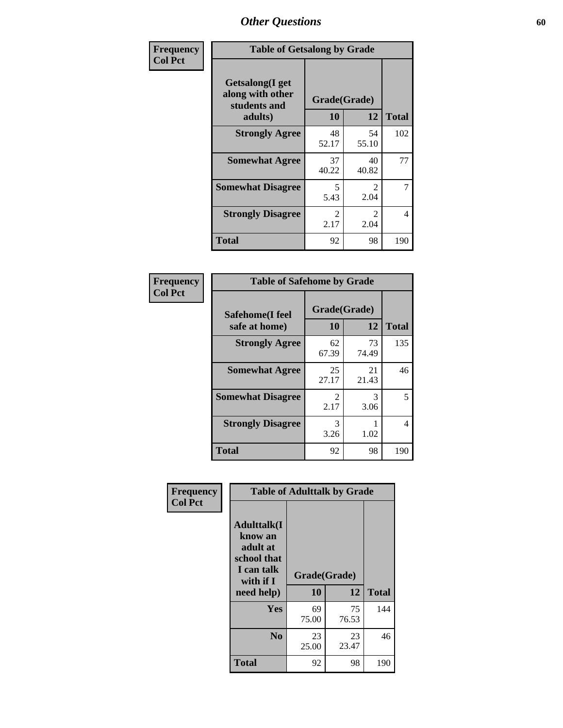## Other Questions

| Frequency<br>Col Pct | Table of Getsalong by Grade | | |
|---|---|---|---|
| Getsalong(I get along with other students and adults) | Grade(Grade) | | |
| | 10 | 12 | Total |
| Strongly Agree | 48<br>52.17 | 54<br>55.10 | 102 |
| Somewhat Agree | 37<br>40.22 | 40<br>40.82 | 77 |
| Somewhat Disagree | 5<br>5.43 | 2<br>2.04 | 7 |
| Strongly Disagree | 2<br>2.17 | 2<br>2.04 | 4 |
| Total | 92 | 98 | 190 |

| Frequency<br>Col Pct | Table of Safehome by Grade | | |
|---|---|---|---|
| Safehome(I feel safe at home) | Grade(Grade) | | |
| | 10 | 12 | Total |
| Strongly Agree | 62<br>67.39 | 73<br>74.49 | 135 |
| Somewhat Agree | 25<br>27.17 | 21<br>21.43 | 46 |
| Somewhat Disagree | 2<br>2.17 | 3<br>3.06 | 5 |
| Strongly Disagree | 3<br>3.26 | 1<br>1.02 | 4 |
| Total | 92 | 98 | 190 |

| Frequency<br>Col Pct | Table of Adulttalk by Grade | | |
|---|---|---|---|
| Adulttalk(I know an adult at school that I can talk with if I need help) | Grade(Grade) | | |
| | 10 | 12 | Total |
| Yes | 69<br>75.00 | 75<br>76.53 | 144 |
| No | 23<br>25.00 | 23<br>23.47 | 46 |
| Total | 92 | 98 | 190 |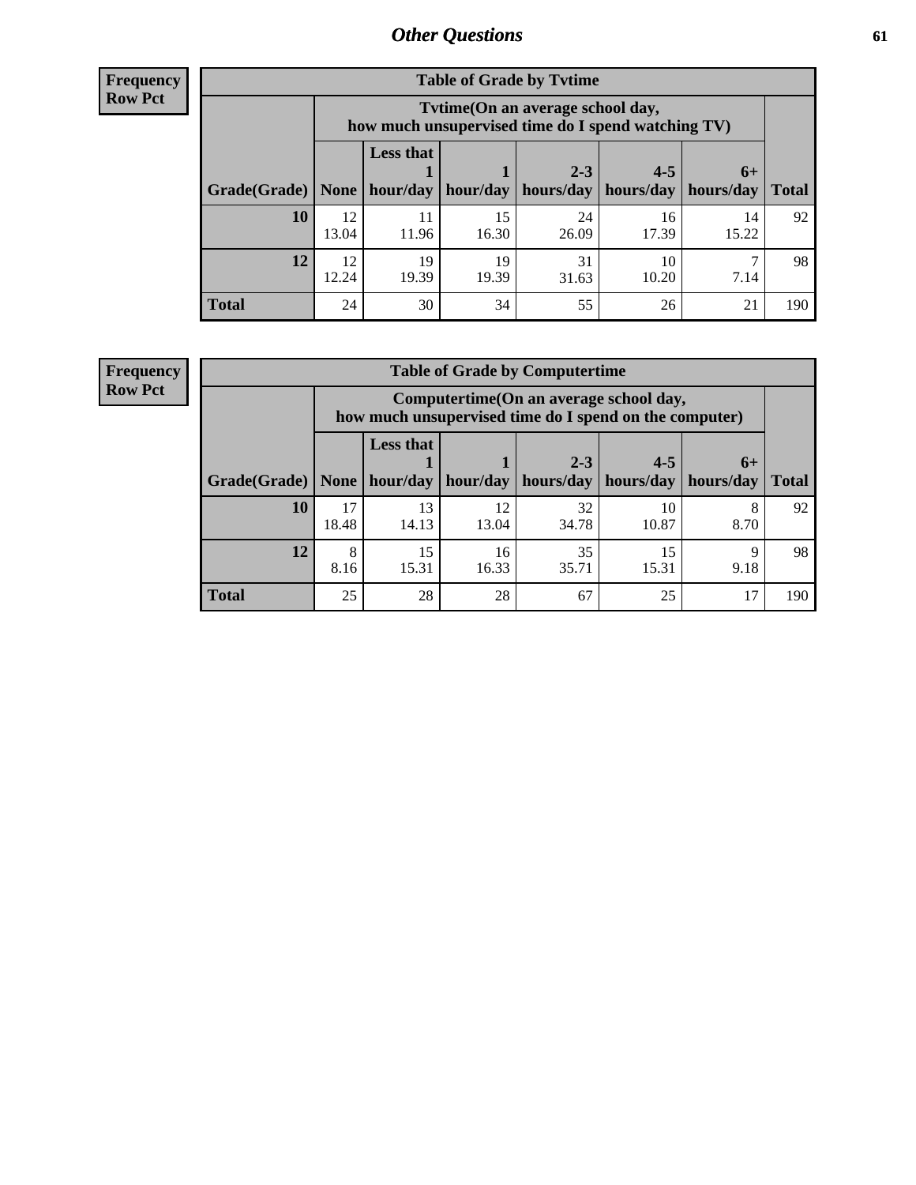## Other Questions

**Frequency**
**Row Pct**

**Table of Grade by Tvtime**

| Grade(Grade) | Tvtime(On an average school day, how much unsupervised time do I spend watching TV) | | | | | | Total |
|---|---|---|---|---|---|---|---|
| | None | Less that 1 hour/day | 1 hour/day | 2-3 hours/day | 4-5 hours/day | 6+ hours/day | |
| **10** | 12<br>13.04 | 11<br>11.96 | 15<br>16.30 | 24<br>26.09 | 16<br>17.39 | 14<br>15.22 | 92 |
| **12** | 12<br>12.24 | 19<br>19.39 | 19<br>19.39 | 31<br>31.63 | 10<br>10.20 | 7<br>7.14 | 98 |
| **Total** | 24 | 30 | 34 | 55 | 26 | 21 | 190 |

**Frequency**
**Row Pct**

**Table of Grade by Computertime**

| Grade(Grade) | Computertime(On an average school day, how much unsupervised time do I spend on the computer) | | | | | | Total |
|---|---|---|---|---|---|---|---|
| | None | Less that 1 hour/day | 1 hour/day | 2-3 hours/day | 4-5 hours/day | 6+ hours/day | |
| **10** | 17<br>18.48 | 13<br>14.13 | 12<br>13.04 | 32<br>34.78 | 10<br>10.87 | 8<br>8.70 | 92 |
| **12** | 8<br>8.16 | 15<br>15.31 | 16<br>16.33 | 35<br>35.71 | 15<br>15.31 | 9<br>9.18 | 98 |
| **Total** | 25 | 28 | 28 | 67 | 25 | 17 | 190 |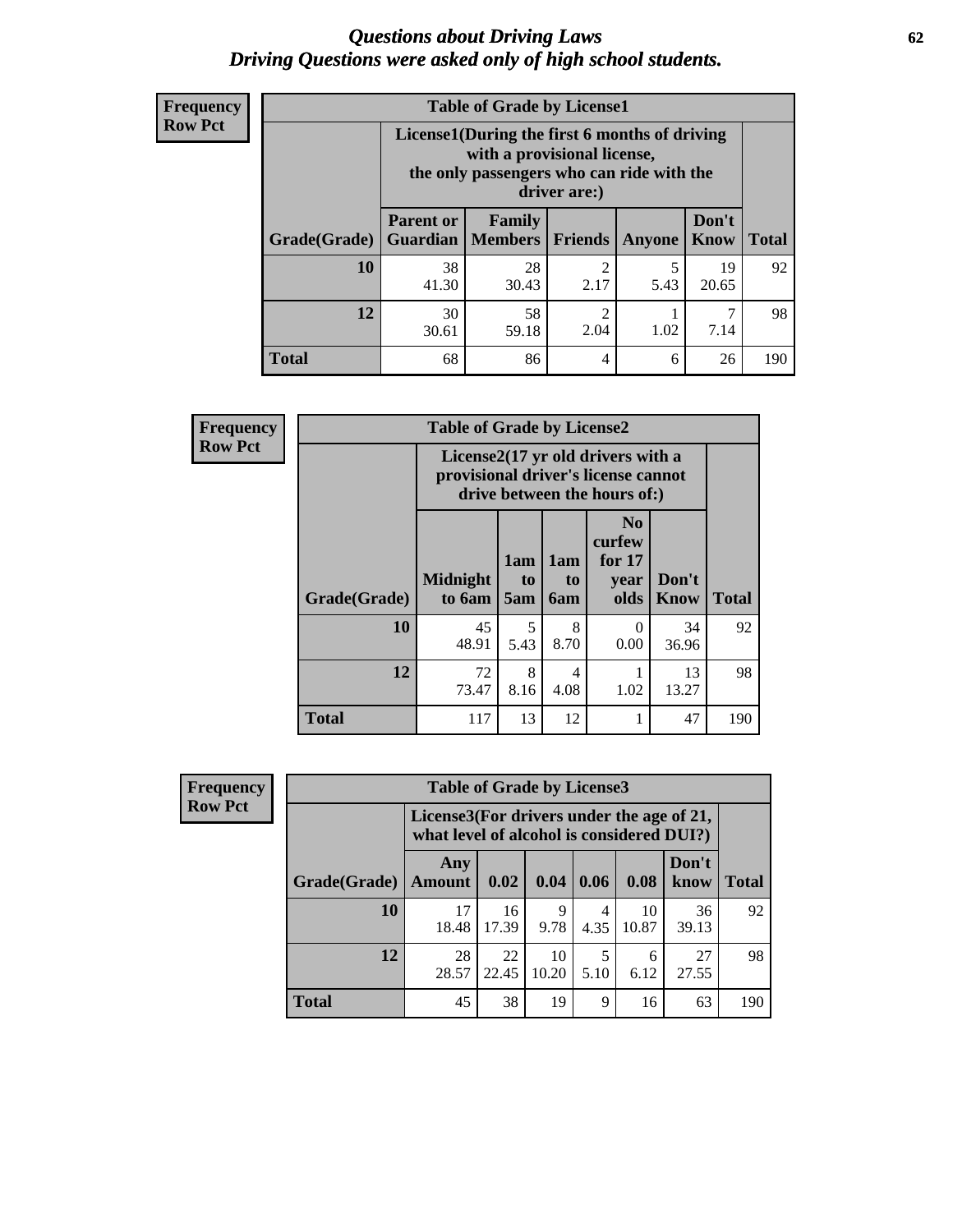# *Questions about Driving Laws*
# *Driving Questions were asked only of high school students.*

**Frequency**
**Row Pct**

**Table of Grade by License1**

| Grade(Grade) | License1(During the first 6 months of driving with a provisional license, the only passengers who can ride with the driver are:) | | | | | Total |
|---|---|---|---|---|---|---|
| | Parent or Guardian | Family Members | Friends | Anyone | Don't Know | |
| 10 | 38<br>41.30 | 28<br>30.43 | 2<br>2.17 | 5<br>5.43 | 19<br>20.65 | 92 |
| 12 | 30<br>30.61 | 58<br>59.18 | 2<br>2.04 | 1<br>1.02 | 7<br>7.14 | 98 |
| Total | 68 | 86 | 4 | 6 | 26 | 190 |

**Frequency**
**Row Pct**

**Table of Grade by License2**

| Grade(Grade) | License2(17 yr old drivers with a provisional driver's license cannot drive between the hours of:) | | | | | Total |
|---|---|---|---|---|---|---|
| | Midnight to 6am | 1am to 5am | 1am to 6am | No curfew for 17 year olds | Don't Know | |
| 10 | 45<br>48.91 | 5<br>5.43 | 8<br>8.70 | 0<br>0.00 | 34<br>36.96 | 92 |
| 12 | 72<br>73.47 | 8<br>8.16 | 4<br>4.08 | 1<br>1.02 | 13<br>13.27 | 98 |
| Total | 117 | 13 | 12 | 1 | 47 | 190 |

**Frequency**
**Row Pct**

**Table of Grade by License3**

| Grade(Grade) | License3(For drivers under the age of 21, what level of alcohol is considered DUI?) | | | | | | Total |
|---|---|---|---|---|---|---|---|
| | Any Amount | 0.02 | 0.04 | 0.06 | 0.08 | Don't know | |
| 10 | 17<br>18.48 | 16<br>17.39 | 9<br>9.78 | 4<br>4.35 | 10<br>10.87 | 36<br>39.13 | 92 |
| 12 | 28<br>28.57 | 22<br>22.45 | 10<br>10.20 | 5<br>5.10 | 6<br>6.12 | 27<br>27.55 | 98 |
| Total | 45 | 38 | 19 | 9 | 16 | 63 | 190 |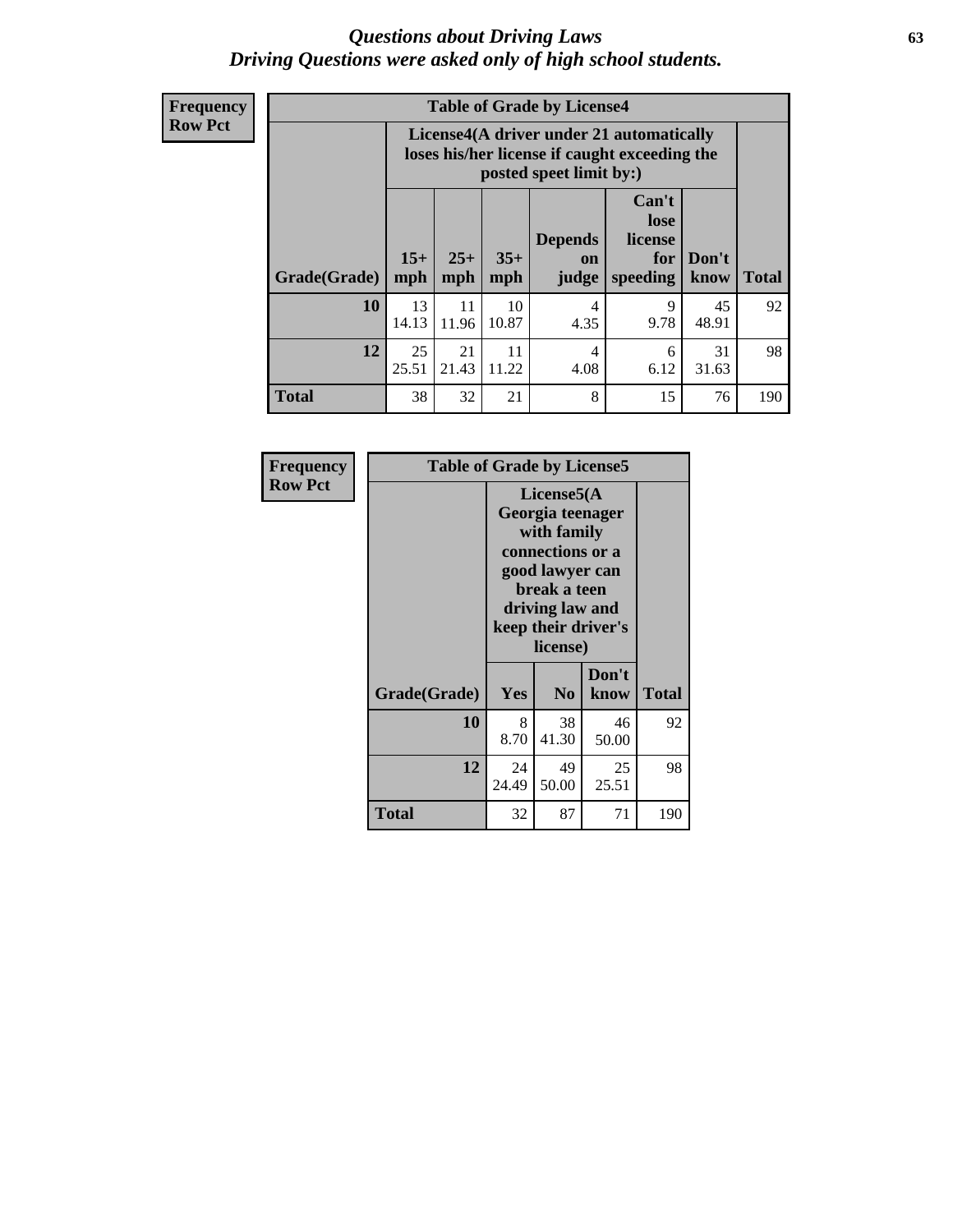# *Questions about Driving Laws*
# *Driving Questions were asked only of high school students.*

**Frequency**
**Row Pct**

**Table of Grade by License4**

| | License4(A driver under 21 automatically loses his/her license if caught exceeding the posted speet limit by:) | | | | | | |
|---|---|---|---|---|---|---|---|
| **Grade(Grade)** | **15+ mph** | **25+ mph** | **35+ mph** | **Depends on judge** | **Can't lose license for speeding** | **Don't know** | **Total** |
| **10** | 13<br>14.13 | 11<br>11.96 | 10<br>10.87 | 4<br>4.35 | 9<br>9.78 | 45<br>48.91 | 92 |
| **12** | 25<br>25.51 | 21<br>21.43 | 11<br>11.22 | 4<br>4.08 | 6<br>6.12 | 31<br>31.63 | 98 |
| **Total** | 38 | 32 | 21 | 8 | 15 | 76 | 190 |

**Frequency**
**Row Pct**

**Table of Grade by License5**

| | License5(A Georgia teenager with family connections or a good lawyer can break a teen driving law and keep their driver's license) | | | |
|---|---|---|---|---|
| **Grade(Grade)** | **Yes** | **No** | **Don't know** | **Total** |
| **10** | 8<br>8.70 | 38<br>41.30 | 46<br>50.00 | 92 |
| **12** | 24<br>24.49 | 49<br>50.00 | 25<br>25.51 | 98 |
| **Total** | 32 | 87 | 71 | 190 |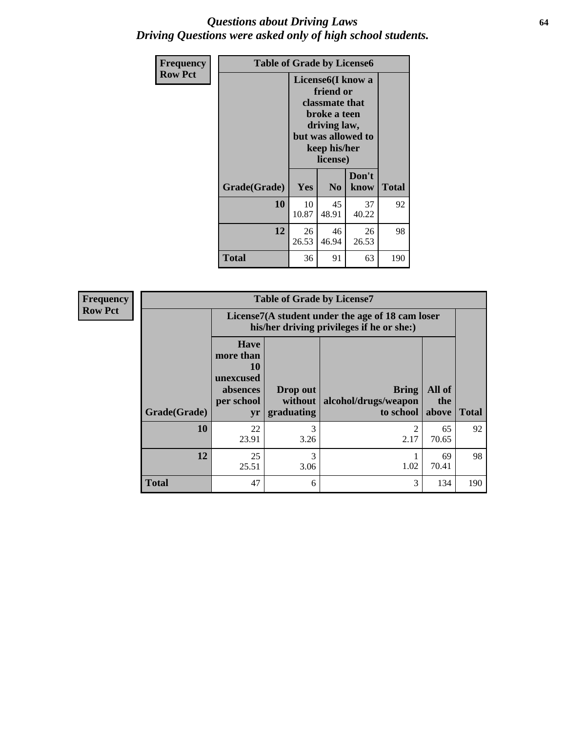# *Questions about Driving Laws*
## *Driving Questions were asked only of high school students.*

**Frequency**
**Row Pct**

**Table of Grade by License6**

| Grade(Grade) | License6(I know a friend or classmate that broke a teen driving law, but was allowed to keep his/her license) Yes | No | Don't know | Total |
|---|---|---|---|---|
| **10** | 10<br>10.87 | 45<br>48.91 | 37<br>40.22 | 92 |
| **12** | 26<br>26.53 | 46<br>46.94 | 26<br>26.53 | 98 |
| **Total** | 36 | 91 | 63 | 190 |

**Frequency**
**Row Pct**

**Table of Grade by License7**

| Grade(Grade) | License7(A student under the age of 18 cam loser his/her driving privileges if he or she:) Have more than 10 unexcused absences per school yr | Drop out without graduating | Bring alcohol/drugs/weapon to school | All of the above | Total |
|---|---|---|---|---|---|
| **10** | 22<br>23.91 | 3<br>3.26 | 2<br>2.17 | 65<br>70.65 | 92 |
| **12** | 25<br>25.51 | 3<br>3.06 | 1<br>1.02 | 69<br>70.41 | 98 |
| **Total** | 47 | 6 | 3 | 134 | 190 |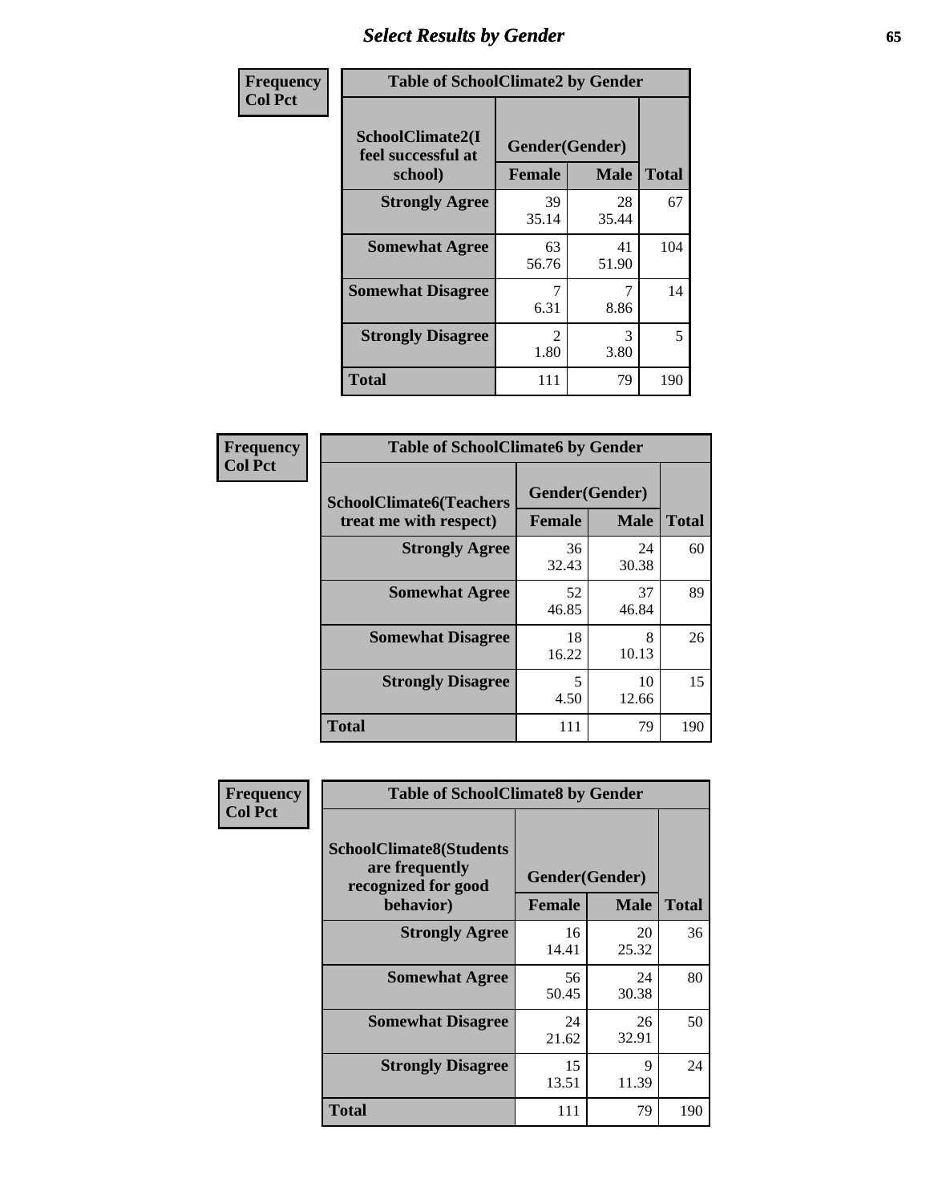# Select Results by Gender

**Frequency**
**Col Pct**

| Table of SchoolClimate2 by Gender | | | |
|---|---|---|---|
| SchoolClimate2(I feel successful at school) | Gender(Gender) | | |
| | Female | Male | Total |
| Strongly Agree | 39<br>35.14 | 28<br>35.44 | 67 |
| Somewhat Agree | 63<br>56.76 | 41<br>51.90 | 104 |
| Somewhat Disagree | 7<br>6.31 | 7<br>8.86 | 14 |
| Strongly Disagree | 2<br>1.80 | 3<br>3.80 | 5 |
| Total | 111 | 79 | 190 |

**Frequency**
**Col Pct**

| Table of SchoolClimate6 by Gender | | | |
|---|---|---|---|
| SchoolClimate6(Teachers treat me with respect) | Gender(Gender) | | |
| | Female | Male | Total |
| Strongly Agree | 36<br>32.43 | 24<br>30.38 | 60 |
| Somewhat Agree | 52<br>46.85 | 37<br>46.84 | 89 |
| Somewhat Disagree | 18<br>16.22 | 8<br>10.13 | 26 |
| Strongly Disagree | 5<br>4.50 | 10<br>12.66 | 15 |
| Total | 111 | 79 | 190 |

**Frequency**
**Col Pct**

| Table of SchoolClimate8 by Gender | | | |
|---|---|---|---|
| SchoolClimate8(Students are frequently recognized for good behavior) | Gender(Gender) | | |
| | Female | Male | Total |
| Strongly Agree | 16<br>14.41 | 20<br>25.32 | 36 |
| Somewhat Agree | 56<br>50.45 | 24<br>30.38 | 80 |
| Somewhat Disagree | 24<br>21.62 | 26<br>32.91 | 50 |
| Strongly Disagree | 15<br>13.51 | 9<br>11.39 | 24 |
| Total | 111 | 79 | 190 |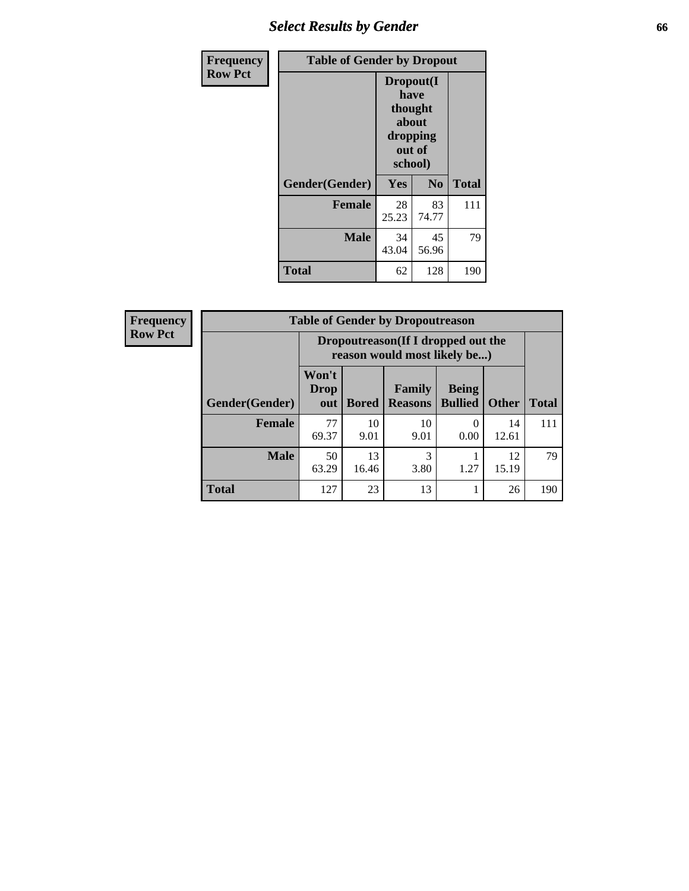## Select Results by Gender

**Frequency**
**Row Pct**

| Table of Gender by Dropout | | | |
|---|---|---|---|
| | Dropout(I have thought about dropping out of school) | | |
| Gender(Gender) | Yes | No | Total |
| **Female** | 28<br>25.23 | 83<br>74.77 | 111 |
| **Male** | 34<br>43.04 | 45<br>56.96 | 79 |
| **Total** | 62 | 128 | 190 |

**Frequency**
**Row Pct**

| Table of Gender by Dropoutreason | | | | | | |
|---|---|---|---|---|---|---|
| | Dropoutreason(If I dropped out the reason would most likely be...) | | | | | |
| Gender(Gender) | Won't Drop out | Bored | Family Reasons | Being Bullied | Other | Total |
| **Female** | 77<br>69.37 | 10<br>9.01 | 10<br>9.01 | 0<br>0.00 | 14<br>12.61 | 111 |
| **Male** | 50<br>63.29 | 13<br>16.46 | 3<br>3.80 | 1<br>1.27 | 12<br>15.19 | 79 |
| **Total** | 127 | 23 | 13 | 1 | 26 | 190 |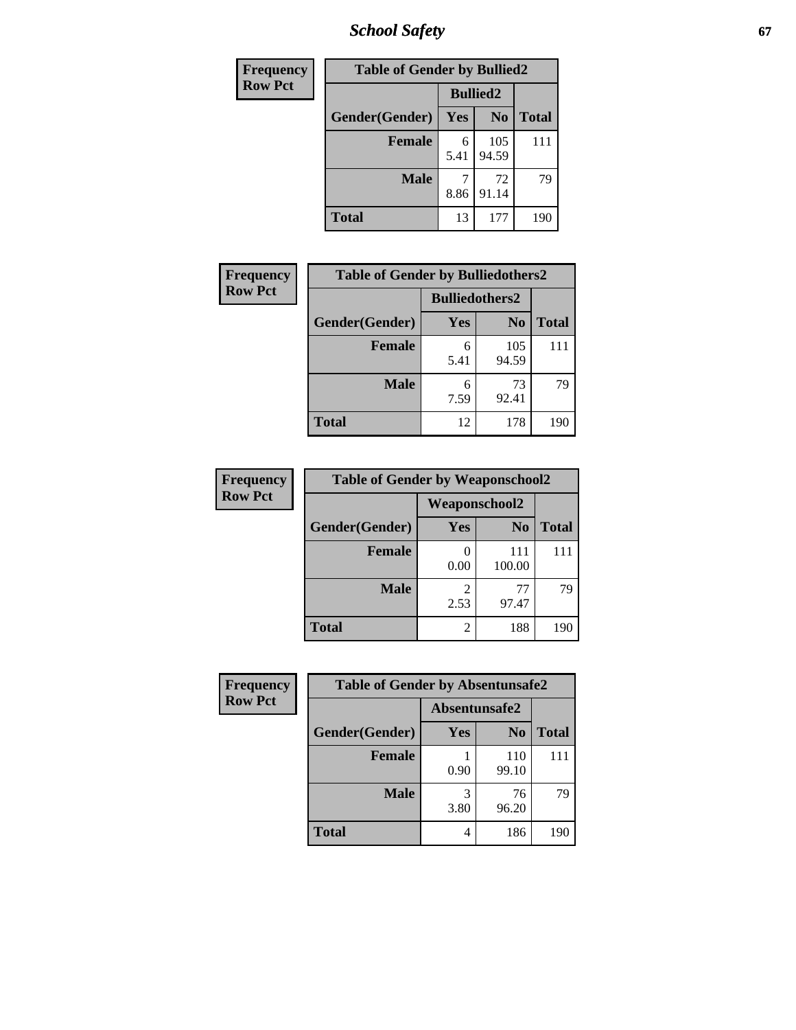# School Safety

| Frequency<br>Row Pct |
|---|

**Table of Gender by Bullied2**

| Gender(Gender) | Bullied2 Yes | Bullied2 No | Total |
|---|---|---|---|
| Female | 6<br>5.41 | 105<br>94.59 | 111 |
| Male | 7<br>8.86 | 72<br>91.14 | 79 |
| Total | 13 | 177 | 190 |

| Frequency<br>Row Pct |
|---|

**Table of Gender by Bulliedothers2**

| Gender(Gender) | Bulliedothers2 Yes | Bulliedothers2 No | Total |
|---|---|---|---|
| Female | 6<br>5.41 | 105<br>94.59 | 111 |
| Male | 6<br>7.59 | 73<br>92.41 | 79 |
| Total | 12 | 178 | 190 |

| Frequency<br>Row Pct |
|---|

**Table of Gender by Weaponschool2**

| Gender(Gender) | Weaponschool2 Yes | Weaponschool2 No | Total |
|---|---|---|---|
| Female | 0<br>0.00 | 111<br>100.00 | 111 |
| Male | 2<br>2.53 | 77<br>97.47 | 79 |
| Total | 2 | 188 | 190 |

| Frequency<br>Row Pct |
|---|

**Table of Gender by Absentunsafe2**

| Gender(Gender) | Absentunsafe2 Yes | Absentunsafe2 No | Total |
|---|---|---|---|
| Female | 1<br>0.90 | 110<br>99.10 | 111 |
| Male | 3<br>3.80 | 76<br>96.20 | 79 |
| Total | 4 | 186 | 190 |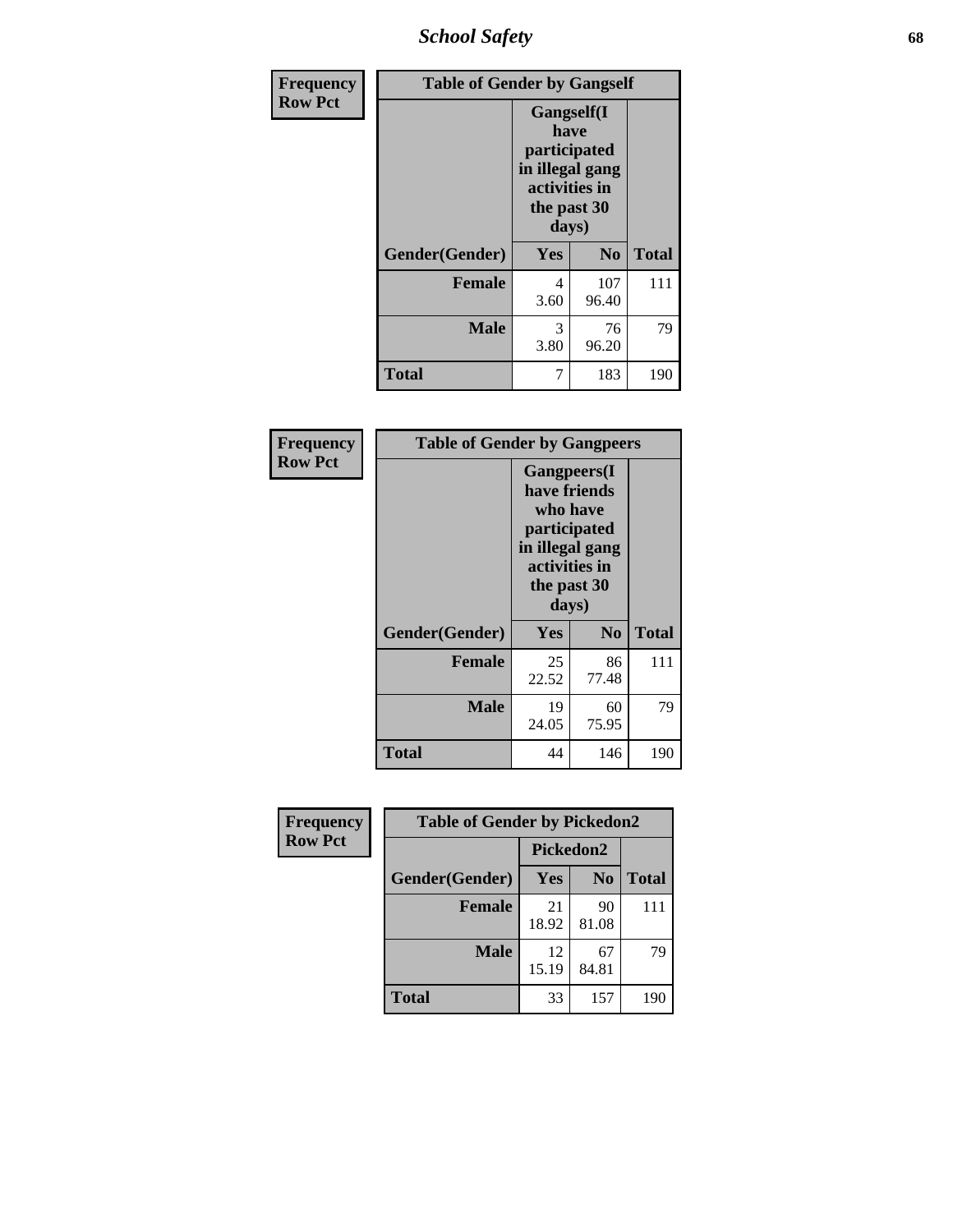# School Safety

| Frequency Row Pct | Table of Gender by Gangself | | |
|---|---|---|---|
| | Gangself(I have participated in illegal gang activities in the past 30 days) | | |
| Gender(Gender) | Yes | No | Total |
| Female | 4<br>3.60 | 107<br>96.40 | 111 |
| Male | 3<br>3.80 | 76<br>96.20 | 79 |
| Total | 7 | 183 | 190 |

| Frequency Row Pct | Table of Gender by Gangpeers | | |
|---|---|---|---|
| | Gangpeers(I have friends who have participated in illegal gang activities in the past 30 days) | | |
| Gender(Gender) | Yes | No | Total |
| Female | 25<br>22.52 | 86<br>77.48 | 111 |
| Male | 19<br>24.05 | 60<br>75.95 | 79 |
| Total | 44 | 146 | 190 |

| Frequency Row Pct | Table of Gender by Pickedon2 | | |
|---|---|---|---|
| | Pickedon2 | | |
| Gender(Gender) | Yes | No | Total |
| Female | 21<br>18.92 | 90<br>81.08 | 111 |
| Male | 12<br>15.19 | 67<br>84.81 | 79 |
| Total | 33 | 157 | 190 |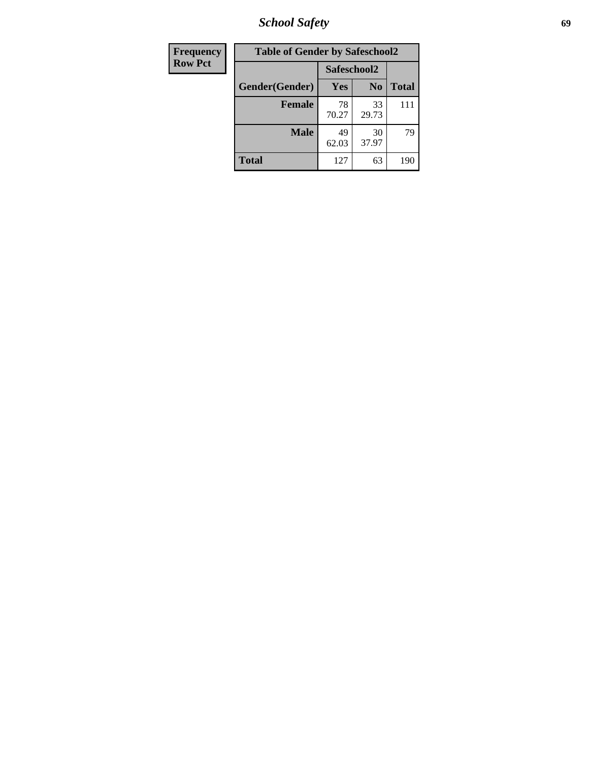| Frequency<br>Row Pct |
|---|

| Table of Gender by Safeschool2 | | | |
|---|---|---|---|
| | Safeschool2 | | |
| Gender(Gender) | Yes | No | Total |
| Female | 78<br>70.27 | 33<br>29.73 | 111 |
| Male | 49<br>62.03 | 30<br>37.97 | 79 |
| Total | 127 | 63 | 190 |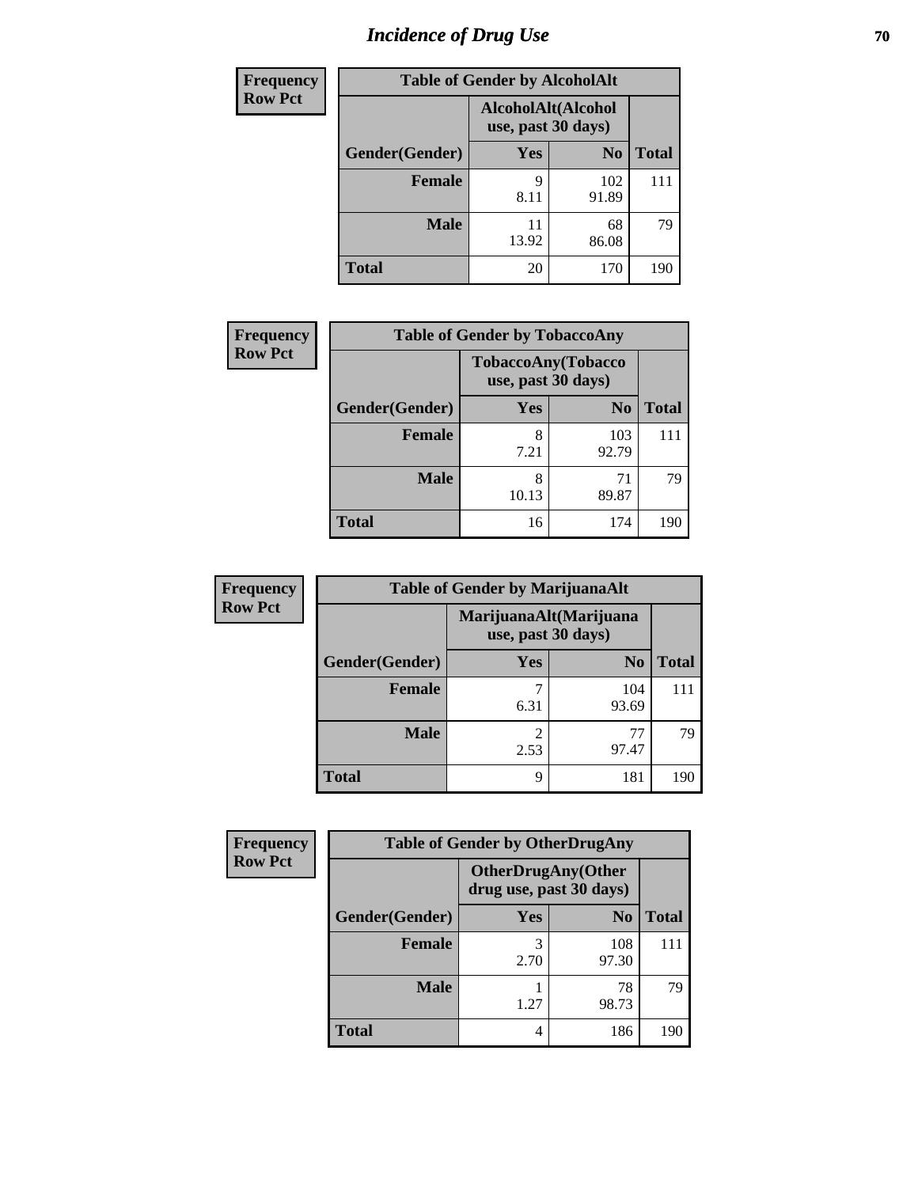# Incidence of Drug Use

| Frequency Row Pct | Table of Gender by AlcoholAlt | | |
|---|---|---|---|
| | AlcoholAlt(Alcohol use, past 30 days) | | |
| Gender(Gender) | Yes | No | Total |
| Female | 9<br>8.11 | 102<br>91.89 | 111 |
| Male | 11<br>13.92 | 68<br>86.08 | 79 |
| Total | 20 | 170 | 190 |

| Frequency Row Pct | Table of Gender by TobaccoAny | | |
|---|---|---|---|
| | TobaccoAny(Tobacco use, past 30 days) | | |
| Gender(Gender) | Yes | No | Total |
| Female | 8<br>7.21 | 103<br>92.79 | 111 |
| Male | 8<br>10.13 | 71<br>89.87 | 79 |
| Total | 16 | 174 | 190 |

| Frequency Row Pct | Table of Gender by MarijuanaAlt | | |
|---|---|---|---|
| | MarijuanaAlt(Marijuana use, past 30 days) | | |
| Gender(Gender) | Yes | No | Total |
| Female | 7<br>6.31 | 104<br>93.69 | 111 |
| Male | 2<br>2.53 | 77<br>97.47 | 79 |
| Total | 9 | 181 | 190 |

| Frequency Row Pct | Table of Gender by OtherDrugAny | | |
|---|---|---|---|
| | OtherDrugAny(Other drug use, past 30 days) | | |
| Gender(Gender) | Yes | No | Total |
| Female | 3<br>2.70 | 108<br>97.30 | 111 |
| Male | 1<br>1.27 | 78<br>98.73 | 79 |
| Total | 4 | 186 | 190 |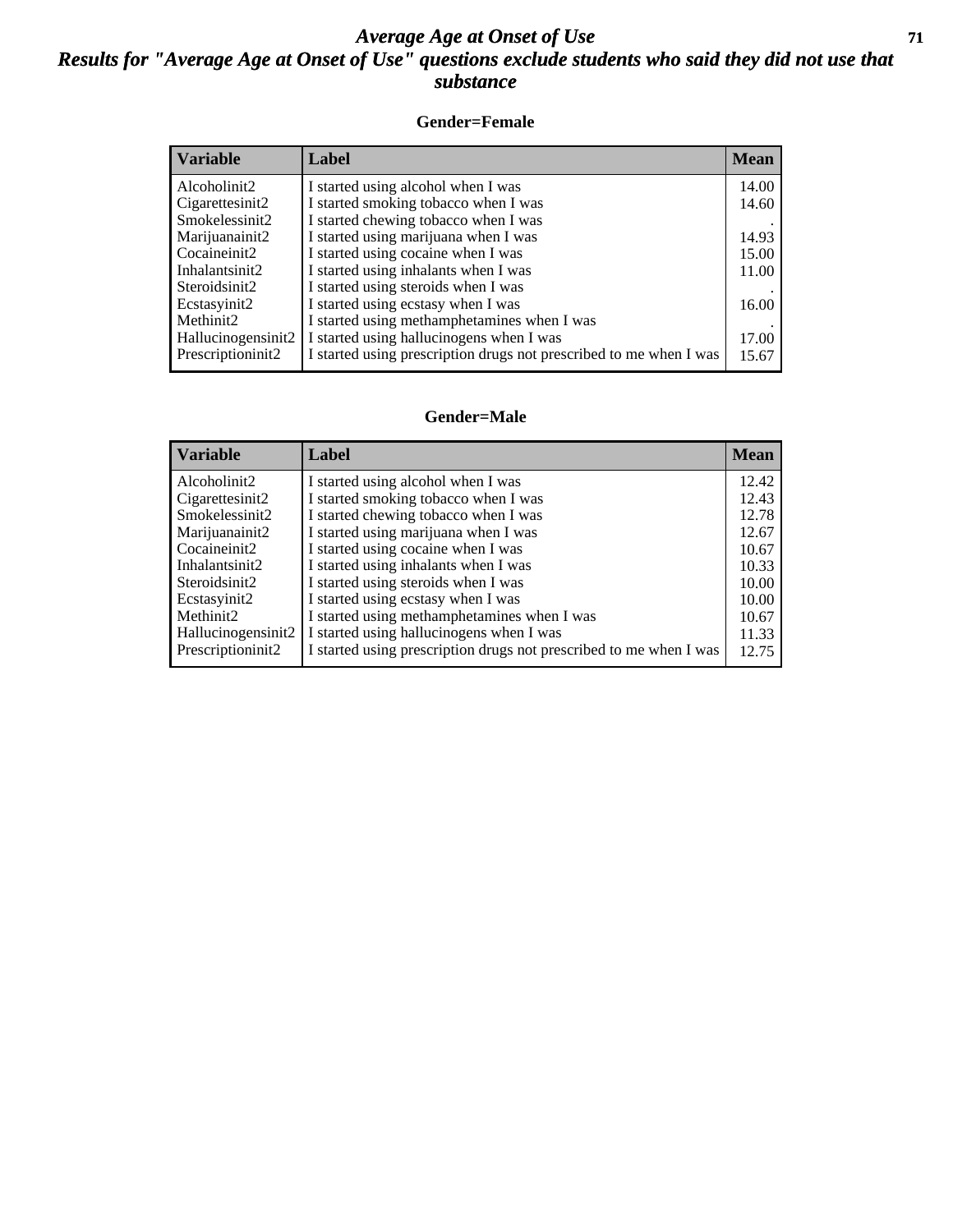# Average Age at Onset of Use

## Results for "Average Age at Onset of Use" questions exclude students who said they did not use that substance

### Gender=Female

| Variable | Label | Mean |
|---|---|---|
| Alcoholinit2 | I started using alcohol when I was | 14.00 |
| Cigarettesinit2 | I started smoking tobacco when I was | 14.60 |
| Smokelessinit2 | I started chewing tobacco when I was | . |
| Marijuanainit2 | I started using marijuana when I was | 14.93 |
| Cocaineinit2 | I started using cocaine when I was | 15.00 |
| Inhalantsinit2 | I started using inhalants when I was | 11.00 |
| Steroidsinit2 | I started using steroids when I was | . |
| Ecstasyinit2 | I started using ecstasy when I was | 16.00 |
| Methinit2 | I started using methamphetamines when I was | . |
| Hallucinogensinit2 | I started using hallucinogens when I was | 17.00 |
| Prescriptioninit2 | I started using prescription drugs not prescribed to me when I was | 15.67 |

### Gender=Male

| Variable | Label | Mean |
|---|---|---|
| Alcoholinit2 | I started using alcohol when I was | 12.42 |
| Cigarettesinit2 | I started smoking tobacco when I was | 12.43 |
| Smokelessinit2 | I started chewing tobacco when I was | 12.78 |
| Marijuanainit2 | I started using marijuana when I was | 12.67 |
| Cocaineinit2 | I started using cocaine when I was | 10.67 |
| Inhalantsinit2 | I started using inhalants when I was | 10.33 |
| Steroidsinit2 | I started using steroids when I was | 10.00 |
| Ecstasyinit2 | I started using ecstasy when I was | 10.00 |
| Methinit2 | I started using methamphetamines when I was | 10.67 |
| Hallucinogensinit2 | I started using hallucinogens when I was | 11.33 |
| Prescriptioninit2 | I started using prescription drugs not prescribed to me when I was | 12.75 |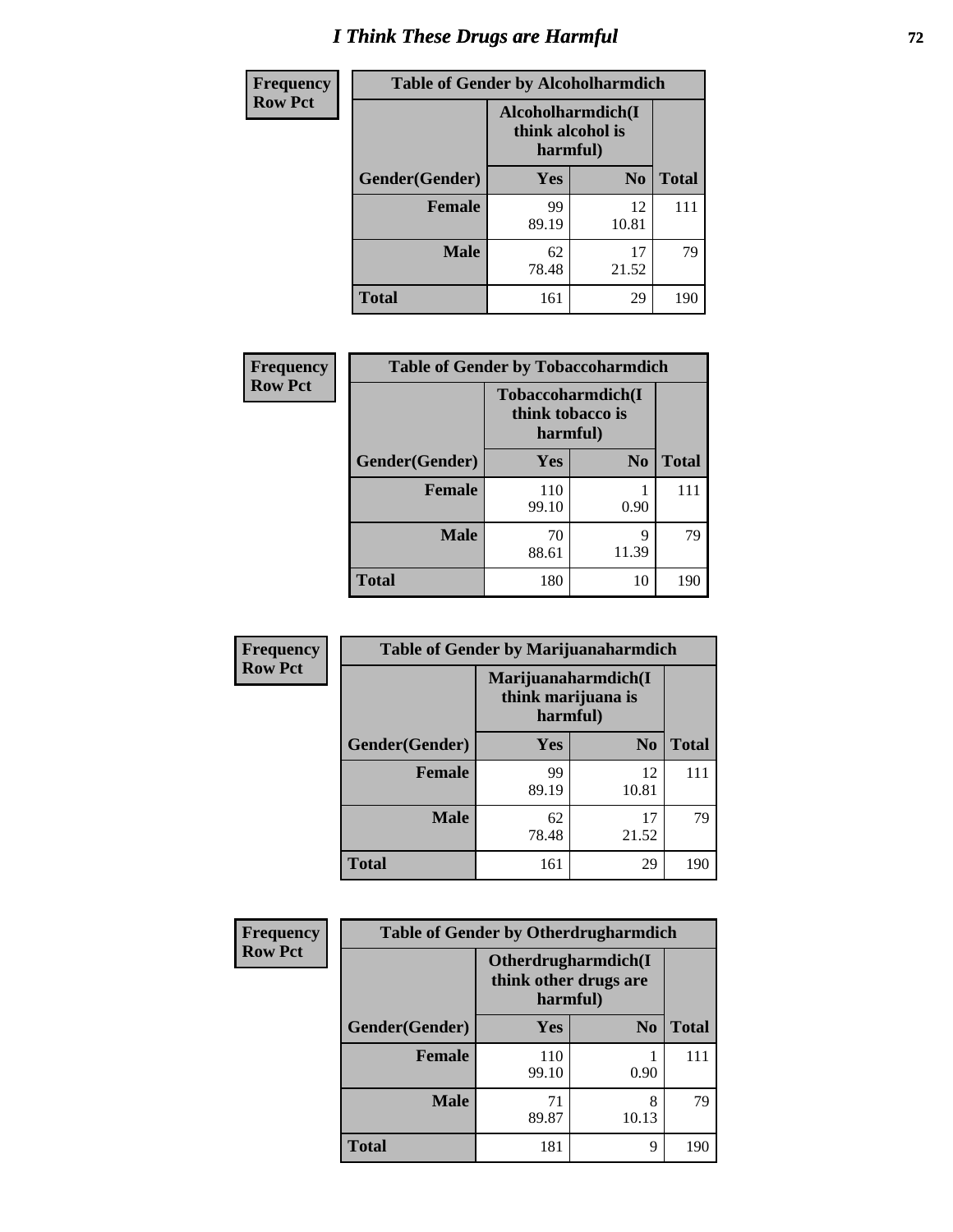# I Think These Drugs are Harmful

| Frequency Row Pct | Table of Gender by Alcoholharmdich | | |
|---|---|---|---|
| | Alcoholharmdich(I think alcohol is harmful) | | |
| Gender(Gender) | Yes | No | Total |
| Female | 99<br>89.19 | 12<br>10.81 | 111 |
| Male | 62<br>78.48 | 17<br>21.52 | 79 |
| Total | 161 | 29 | 190 |

| Frequency Row Pct | Table of Gender by Tobaccoharmdich | | |
|---|---|---|---|
| | Tobaccoharmdich(I think tobacco is harmful) | | |
| Gender(Gender) | Yes | No | Total |
| Female | 110<br>99.10 | 1<br>0.90 | 111 |
| Male | 70<br>88.61 | 9<br>11.39 | 79 |
| Total | 180 | 10 | 190 |

| Frequency Row Pct | Table of Gender by Marijuanaharmdich | | |
|---|---|---|---|
| | Marijuanaharmdich(I think marijuana is harmful) | | |
| Gender(Gender) | Yes | No | Total |
| Female | 99<br>89.19 | 12<br>10.81 | 111 |
| Male | 62<br>78.48 | 17<br>21.52 | 79 |
| Total | 161 | 29 | 190 |

| Frequency Row Pct | Table of Gender by Otherdrugharmdich | | |
|---|---|---|---|
| | Otherdrugharmdich(I think other drugs are harmful) | | |
| Gender(Gender) | Yes | No | Total |
| Female | 110<br>99.10 | 1<br>0.90 | 111 |
| Male | 71<br>89.87 | 8<br>10.13 | 79 |
| Total | 181 | 9 | 190 |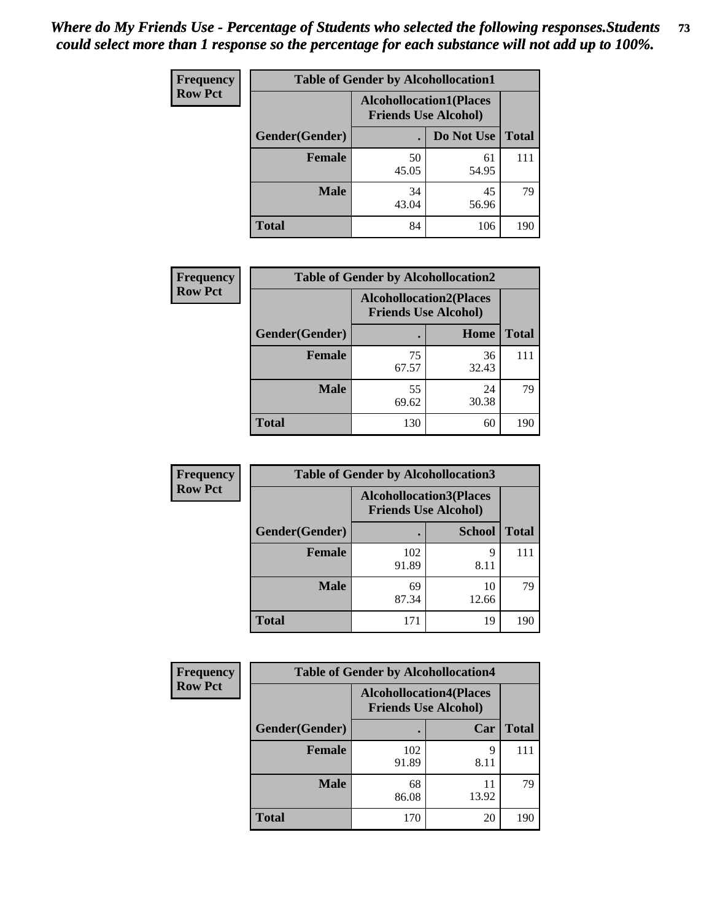*Where do My Friends Use - Percentage of Students who selected the following responses.Students could select more than 1 response so the percentage for each substance will not add up to 100%.*

**Frequency**
**Row Pct**

| Table of Gender by Alcohollocation1 | | | |
|---|---|---|---|
| | Alcohollocation1(Places Friends Use Alcohol) | | |
| Gender(Gender) | . | Do Not Use | Total |
| **Female** | 50<br>45.05 | 61<br>54.95 | 111 |
| **Male** | 34<br>43.04 | 45<br>56.96 | 79 |
| **Total** | 84 | 106 | 190 |

**Frequency**
**Row Pct**

| Table of Gender by Alcohollocation2 | | | |
|---|---|---|---|
| | Alcohollocation2(Places Friends Use Alcohol) | | |
| Gender(Gender) | . | Home | Total |
| **Female** | 75<br>67.57 | 36<br>32.43 | 111 |
| **Male** | 55<br>69.62 | 24<br>30.38 | 79 |
| **Total** | 130 | 60 | 190 |

**Frequency**
**Row Pct**

| Table of Gender by Alcohollocation3 | | | |
|---|---|---|---|
| | Alcohollocation3(Places Friends Use Alcohol) | | |
| Gender(Gender) | . | School | Total |
| **Female** | 102<br>91.89 | 9<br>8.11 | 111 |
| **Male** | 69<br>87.34 | 10<br>12.66 | 79 |
| **Total** | 171 | 19 | 190 |

**Frequency**
**Row Pct**

| Table of Gender by Alcohollocation4 | | | |
|---|---|---|---|
| | Alcohollocation4(Places Friends Use Alcohol) | | |
| Gender(Gender) | . | Car | Total |
| **Female** | 102<br>91.89 | 9<br>8.11 | 111 |
| **Male** | 68<br>86.08 | 11<br>13.92 | 79 |
| **Total** | 170 | 20 | 190 |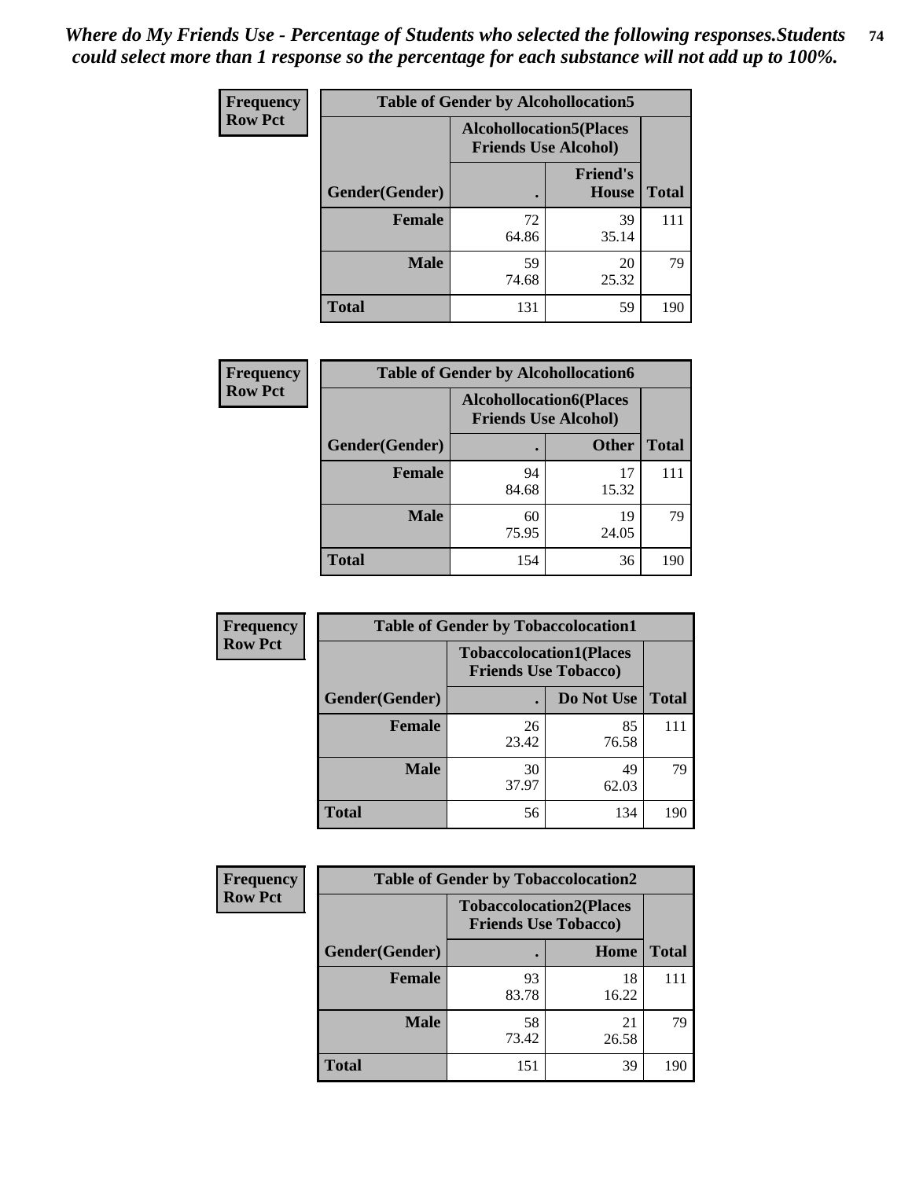*Where do My Friends Use - Percentage of Students who selected the following responses.Students could select more than 1 response so the percentage for each substance will not add up to 100%.*

| Frequency Row Pct | Table of Gender by Alcohollocation5 | | |
|---|---|---|---|
| | Alcohollocation5(Places Friends Use Alcohol) | | |
| Gender(Gender) | . | Friend's House | Total |
| Female | 72<br>64.86 | 39<br>35.14 | 111 |
| Male | 59<br>74.68 | 20<br>25.32 | 79 |
| Total | 131 | 59 | 190 |

| Frequency Row Pct | Table of Gender by Alcohollocation6 | | |
|---|---|---|---|
| | Alcohollocation6(Places Friends Use Alcohol) | | |
| Gender(Gender) | . | Other | Total |
| Female | 94<br>84.68 | 17<br>15.32 | 111 |
| Male | 60<br>75.95 | 19<br>24.05 | 79 |
| Total | 154 | 36 | 190 |

| Frequency Row Pct | Table of Gender by Tobaccolocation1 | | |
|---|---|---|---|
| | Tobaccolocation1(Places Friends Use Tobacco) | | |
| Gender(Gender) | . | Do Not Use | Total |
| Female | 26<br>23.42 | 85<br>76.58 | 111 |
| Male | 30<br>37.97 | 49<br>62.03 | 79 |
| Total | 56 | 134 | 190 |

| Frequency Row Pct | Table of Gender by Tobaccolocation2 | | |
|---|---|---|---|
| | Tobaccolocation2(Places Friends Use Tobacco) | | |
| Gender(Gender) | . | Home | Total |
| Female | 93<br>83.78 | 18<br>16.22 | 111 |
| Male | 58<br>73.42 | 21<br>26.58 | 79 |
| Total | 151 | 39 | 190 |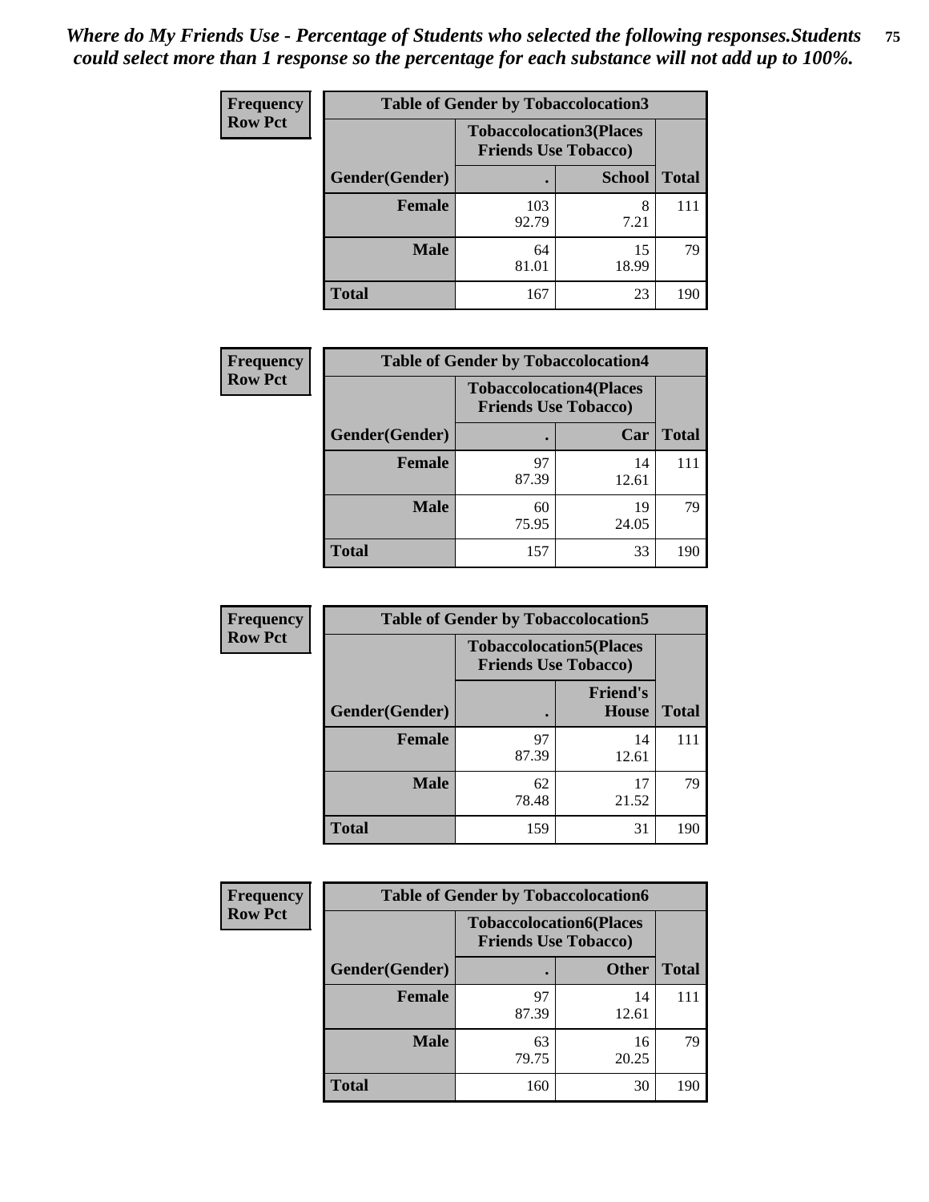*Where do My Friends Use - Percentage of Students who selected the following responses.Students could select more than 1 response so the percentage for each substance will not add up to 100%.*

**Frequency Row Pct**

| Table of Gender by Tobaccolocation3 | | | |
|---|---|---|---|
| | Tobaccolocation3(Places Friends Use Tobacco) | | |
| Gender(Gender) | . | School | Total |
| Female | 103<br>92.79 | 8<br>7.21 | 111 |
| Male | 64<br>81.01 | 15<br>18.99 | 79 |
| Total | 167 | 23 | 190 |

**Frequency Row Pct**

| Table of Gender by Tobaccolocation4 | | | |
|---|---|---|---|
| | Tobaccolocation4(Places Friends Use Tobacco) | | |
| Gender(Gender) | . | Car | Total |
| Female | 97<br>87.39 | 14<br>12.61 | 111 |
| Male | 60<br>75.95 | 19<br>24.05 | 79 |
| Total | 157 | 33 | 190 |

**Frequency Row Pct**

| Table of Gender by Tobaccolocation5 | | | |
|---|---|---|---|
| | Tobaccolocation5(Places Friends Use Tobacco) | | |
| Gender(Gender) | . | Friend's House | Total |
| Female | 97<br>87.39 | 14<br>12.61 | 111 |
| Male | 62<br>78.48 | 17<br>21.52 | 79 |
| Total | 159 | 31 | 190 |

**Frequency Row Pct**

| Table of Gender by Tobaccolocation6 | | | |
|---|---|---|---|
| | Tobaccolocation6(Places Friends Use Tobacco) | | |
| Gender(Gender) | . | Other | Total |
| Female | 97<br>87.39 | 14<br>12.61 | 111 |
| Male | 63<br>79.75 | 16<br>20.25 | 79 |
| Total | 160 | 30 | 190 |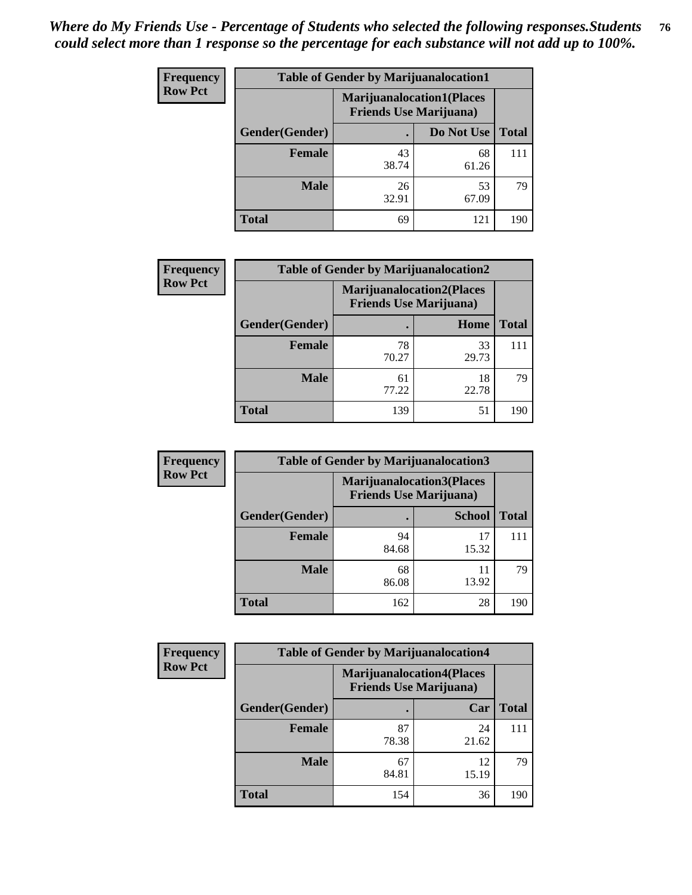*Where do My Friends Use - Percentage of Students who selected the following responses.Students could select more than 1 response so the percentage for each substance will not add up to 100%.*

**Frequency**
**Row Pct**

| Table of Gender by Marijuanalocation1 | | | |
|---|---|---|---|
| | Marijuanalocation1(Places Friends Use Marijuana) | | |
| Gender(Gender) | . | Do Not Use | Total |
| Female | 43<br>38.74 | 68<br>61.26 | 111 |
| Male | 26<br>32.91 | 53<br>67.09 | 79 |
| Total | 69 | 121 | 190 |

**Frequency**
**Row Pct**

| Table of Gender by Marijuanalocation2 | | | |
|---|---|---|---|
| | Marijuanalocation2(Places Friends Use Marijuana) | | |
| Gender(Gender) | . | Home | Total |
| Female | 78<br>70.27 | 33<br>29.73 | 111 |
| Male | 61<br>77.22 | 18<br>22.78 | 79 |
| Total | 139 | 51 | 190 |

**Frequency**
**Row Pct**

| Table of Gender by Marijuanalocation3 | | | |
|---|---|---|---|
| | Marijuanalocation3(Places Friends Use Marijuana) | | |
| Gender(Gender) | . | School | Total |
| Female | 94<br>84.68 | 17<br>15.32 | 111 |
| Male | 68<br>86.08 | 11<br>13.92 | 79 |
| Total | 162 | 28 | 190 |

**Frequency**
**Row Pct**

| Table of Gender by Marijuanalocation4 | | | |
|---|---|---|---|
| | Marijuanalocation4(Places Friends Use Marijuana) | | |
| Gender(Gender) | . | Car | Total |
| Female | 87<br>78.38 | 24<br>21.62 | 111 |
| Male | 67<br>84.81 | 12<br>15.19 | 79 |
| Total | 154 | 36 | 190 |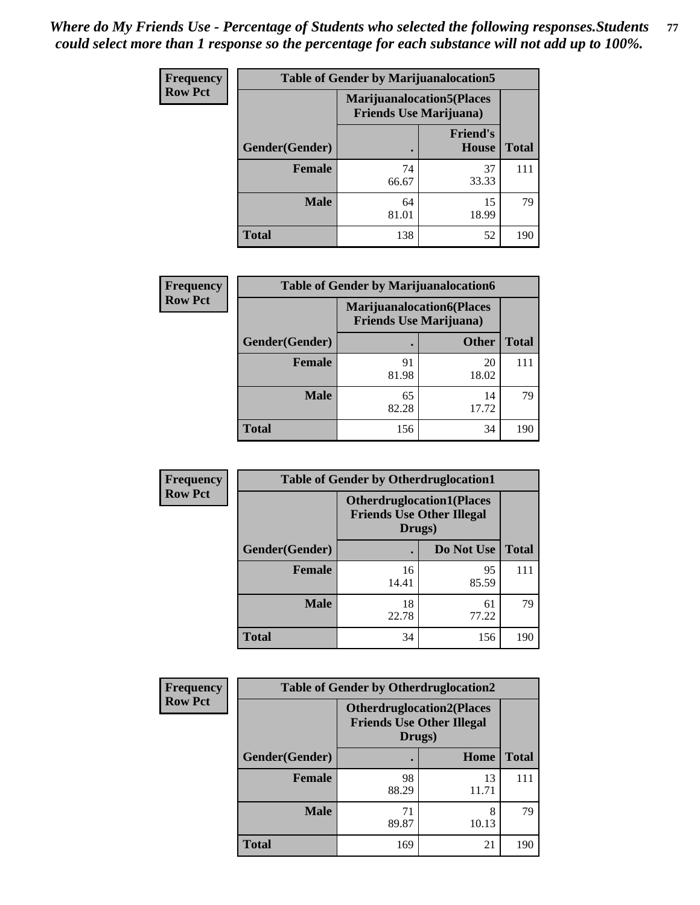*Where do My Friends Use - Percentage of Students who selected the following responses.Students could select more than 1 response so the percentage for each substance will not add up to 100%.*

**Frequency**
**Row Pct**

| Table of Gender by Marijuanalocation5 | | | |
|---|---|---|---|
| | Marijuanalocation5(Places Friends Use Marijuana) | | |
| Gender(Gender) | . | Friend's House | Total |
| **Female** | 74<br>66.67 | 37<br>33.33 | 111 |
| **Male** | 64<br>81.01 | 15<br>18.99 | 79 |
| **Total** | 138 | 52 | 190 |

**Frequency**
**Row Pct**

| Table of Gender by Marijuanalocation6 | | | |
|---|---|---|---|
| | Marijuanalocation6(Places Friends Use Marijuana) | | |
| Gender(Gender) | . | Other | Total |
| **Female** | 91<br>81.98 | 20<br>18.02 | 111 |
| **Male** | 65<br>82.28 | 14<br>17.72 | 79 |
| **Total** | 156 | 34 | 190 |

**Frequency**
**Row Pct**

| Table of Gender by Otherdruglocation1 | | | |
|---|---|---|---|
| | Otherdruglocation1(Places Friends Use Other Illegal Drugs) | | |
| Gender(Gender) | . | Do Not Use | Total |
| **Female** | 16<br>14.41 | 95<br>85.59 | 111 |
| **Male** | 18<br>22.78 | 61<br>77.22 | 79 |
| **Total** | 34 | 156 | 190 |

**Frequency**
**Row Pct**

| Table of Gender by Otherdruglocation2 | | | |
|---|---|---|---|
| | Otherdruglocation2(Places Friends Use Other Illegal Drugs) | | |
| Gender(Gender) | . | Home | Total |
| **Female** | 98<br>88.29 | 13<br>11.71 | 111 |
| **Male** | 71<br>89.87 | 8<br>10.13 | 79 |
| **Total** | 169 | 21 | 190 |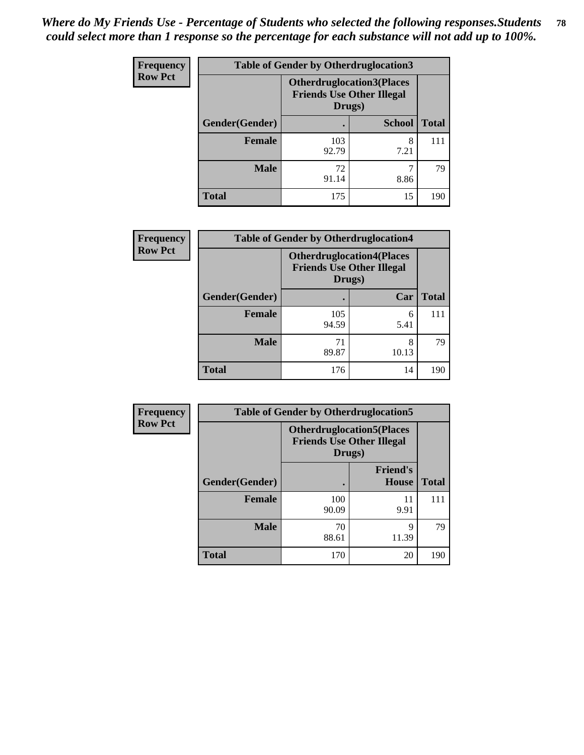*Where do My Friends Use - Percentage of Students who selected the following responses.Students could select more than 1 response so the percentage for each substance will not add up to 100%.*

**Frequency**
**Row Pct**

| Table of Gender by Otherdruglocation3 | | | |
|---|---|---|---|
| | Otherdruglocation3(Places Friends Use Other Illegal Drugs) | | |
| Gender(Gender) | . | School | Total |
| Female | 103<br>92.79 | 8<br>7.21 | 111 |
| Male | 72<br>91.14 | 7<br>8.86 | 79 |
| Total | 175 | 15 | 190 |

**Frequency**
**Row Pct**

| Table of Gender by Otherdruglocation4 | | | |
|---|---|---|---|
| | Otherdruglocation4(Places Friends Use Other Illegal Drugs) | | |
| Gender(Gender) | . | Car | Total |
| Female | 105<br>94.59 | 6<br>5.41 | 111 |
| Male | 71<br>89.87 | 8<br>10.13 | 79 |
| Total | 176 | 14 | 190 |

**Frequency**
**Row Pct**

| Table of Gender by Otherdruglocation5 | | | |
|---|---|---|---|
| | Otherdruglocation5(Places Friends Use Other Illegal Drugs) | | |
| Gender(Gender) | . | Friend's House | Total |
| Female | 100<br>90.09 | 11<br>9.91 | 111 |
| Male | 70<br>88.61 | 9<br>11.39 | 79 |
| Total | 170 | 20 | 190 |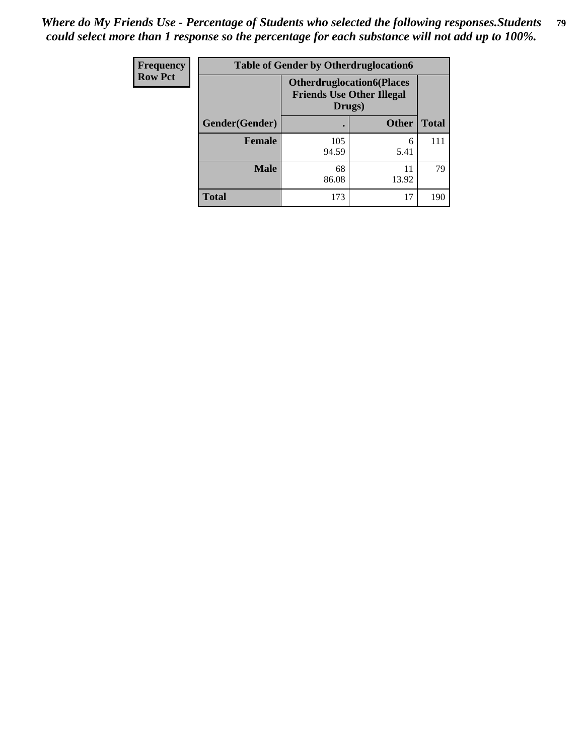*Where do My Friends Use - Percentage of Students who selected the following responses.Students could select more than 1 response so the percentage for each substance will not add up to 100%.*

| Frequency<br>Row Pct | Table of Gender by Otherdruglocation6 | | |
|---|---|---|---|
| | **Otherdruglocation6(Places Friends Use Other Illegal Drugs)** | | |
| **Gender(Gender)** | **.** | **Other** | **Total** |
| **Female** | 105<br>94.59 | 6<br>5.41 | 111 |
| **Male** | 68<br>86.08 | 11<br>13.92 | 79 |
| **Total** | 173 | 17 | 190 |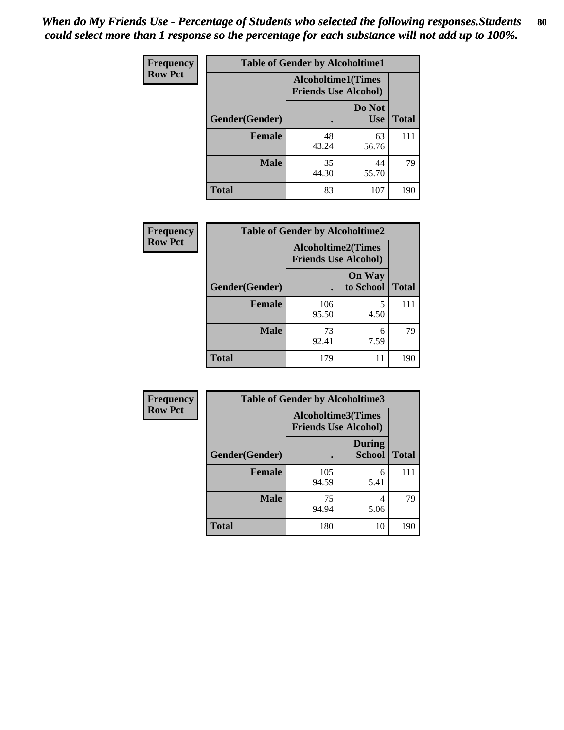*When do My Friends Use - Percentage of Students who selected the following responses.Students could select more than 1 response so the percentage for each substance will not add up to 100%.*

**Frequency**
**Row Pct**

| Table of Gender by Alcoholtime1 | | | |
|---|---|---|---|
| | Alcoholtime1(Times Friends Use Alcohol) | | |
| Gender(Gender) | . | Do Not Use | Total |
| **Female** | 48<br>43.24 | 63<br>56.76 | 111 |
| **Male** | 35<br>44.30 | 44<br>55.70 | 79 |
| **Total** | 83 | 107 | 190 |

**Frequency**
**Row Pct**

| Table of Gender by Alcoholtime2 | | | |
|---|---|---|---|
| | Alcoholtime2(Times Friends Use Alcohol) | | |
| Gender(Gender) | . | On Way to School | Total |
| **Female** | 106<br>95.50 | 5<br>4.50 | 111 |
| **Male** | 73<br>92.41 | 6<br>7.59 | 79 |
| **Total** | 179 | 11 | 190 |

**Frequency**
**Row Pct**

| Table of Gender by Alcoholtime3 | | | |
|---|---|---|---|
| | Alcoholtime3(Times Friends Use Alcohol) | | |
| Gender(Gender) | . | During School | Total |
| **Female** | 105<br>94.59 | 6<br>5.41 | 111 |
| **Male** | 75<br>94.94 | 4<br>5.06 | 79 |
| **Total** | 180 | 10 | 190 |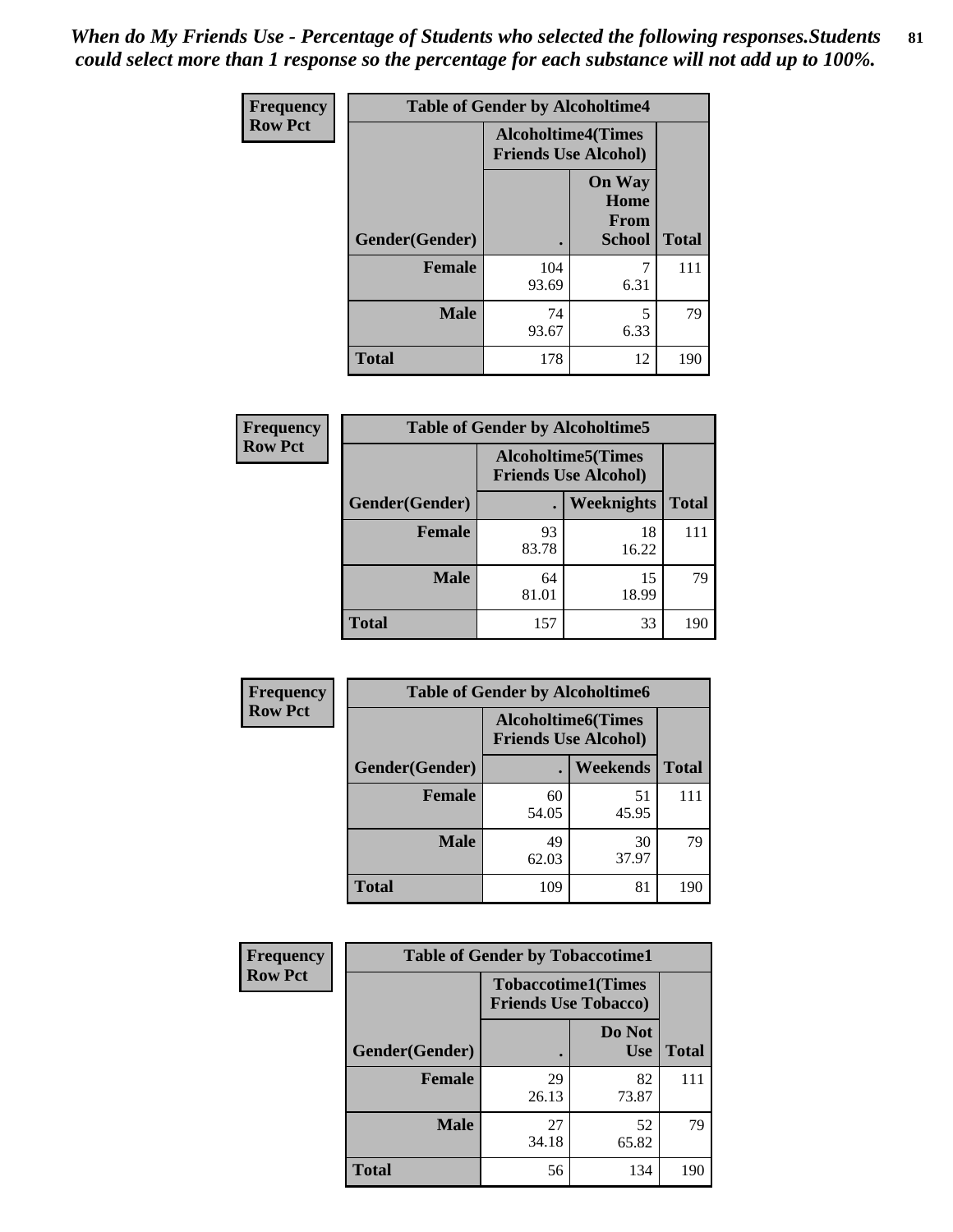*When do My Friends Use - Percentage of Students who selected the following responses.Students could select more than 1 response so the percentage for each substance will not add up to 100%.*

**Frequency**
**Row Pct**

| Table of Gender by Alcoholtime4 | | | |
|---|---|---|---|
| | Alcoholtime4(Times Friends Use Alcohol) | | |
| Gender(Gender) | . | On Way Home From School | Total |
| **Female** | 104<br>93.69 | 7<br>6.31 | 111 |
| **Male** | 74<br>93.67 | 5<br>6.33 | 79 |
| **Total** | 178 | 12 | 190 |

**Frequency**
**Row Pct**

| Table of Gender by Alcoholtime5 | | | |
|---|---|---|---|
| | Alcoholtime5(Times Friends Use Alcohol) | | |
| Gender(Gender) | . | Weeknights | Total |
| **Female** | 93<br>83.78 | 18<br>16.22 | 111 |
| **Male** | 64<br>81.01 | 15<br>18.99 | 79 |
| **Total** | 157 | 33 | 190 |

**Frequency**
**Row Pct**

| Table of Gender by Alcoholtime6 | | | |
|---|---|---|---|
| | Alcoholtime6(Times Friends Use Alcohol) | | |
| Gender(Gender) | . | Weekends | Total |
| **Female** | 60<br>54.05 | 51<br>45.95 | 111 |
| **Male** | 49<br>62.03 | 30<br>37.97 | 79 |
| **Total** | 109 | 81 | 190 |

**Frequency**
**Row Pct**

| Table of Gender by Tobaccotime1 | | | |
|---|---|---|---|
| | Tobaccotime1(Times Friends Use Tobacco) | | |
| Gender(Gender) | . | Do Not Use | Total |
| **Female** | 29<br>26.13 | 82<br>73.87 | 111 |
| **Male** | 27<br>34.18 | 52<br>65.82 | 79 |
| **Total** | 56 | 134 | 190 |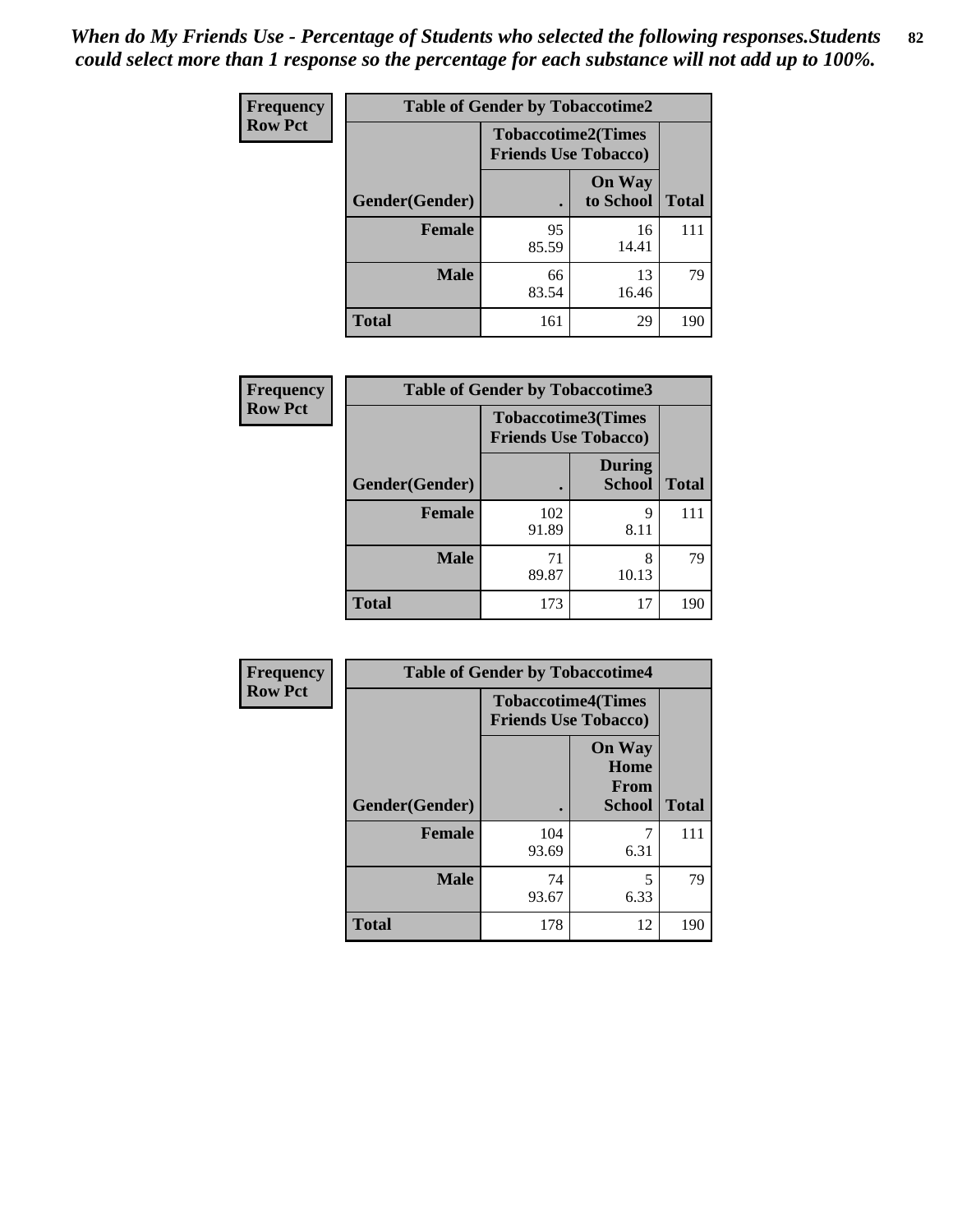*When do My Friends Use - Percentage of Students who selected the following responses.Students could select more than 1 response so the percentage for each substance will not add up to 100%.*

| Frequency Row Pct | Table of Gender by Tobaccotime2 | | |
|---|---|---|---|
| | Tobaccotime2(Times Friends Use Tobacco) | | |
| Gender(Gender) | . | On Way to School | Total |
| Female | 95<br>85.59 | 16<br>14.41 | 111 |
| Male | 66<br>83.54 | 13<br>16.46 | 79 |
| Total | 161 | 29 | 190 |

| Frequency Row Pct | Table of Gender by Tobaccotime3 | | |
|---|---|---|---|
| | Tobaccotime3(Times Friends Use Tobacco) | | |
| Gender(Gender) | . | During School | Total |
| Female | 102<br>91.89 | 9<br>8.11 | 111 |
| Male | 71<br>89.87 | 8<br>10.13 | 79 |
| Total | 173 | 17 | 190 |

| Frequency Row Pct | Table of Gender by Tobaccotime4 | | |
|---|---|---|---|
| | Tobaccotime4(Times Friends Use Tobacco) | | |
| Gender(Gender) | . | On Way Home From School | Total |
| Female | 104<br>93.69 | 7<br>6.31 | 111 |
| Male | 74<br>93.67 | 5<br>6.33 | 79 |
| Total | 178 | 12 | 190 |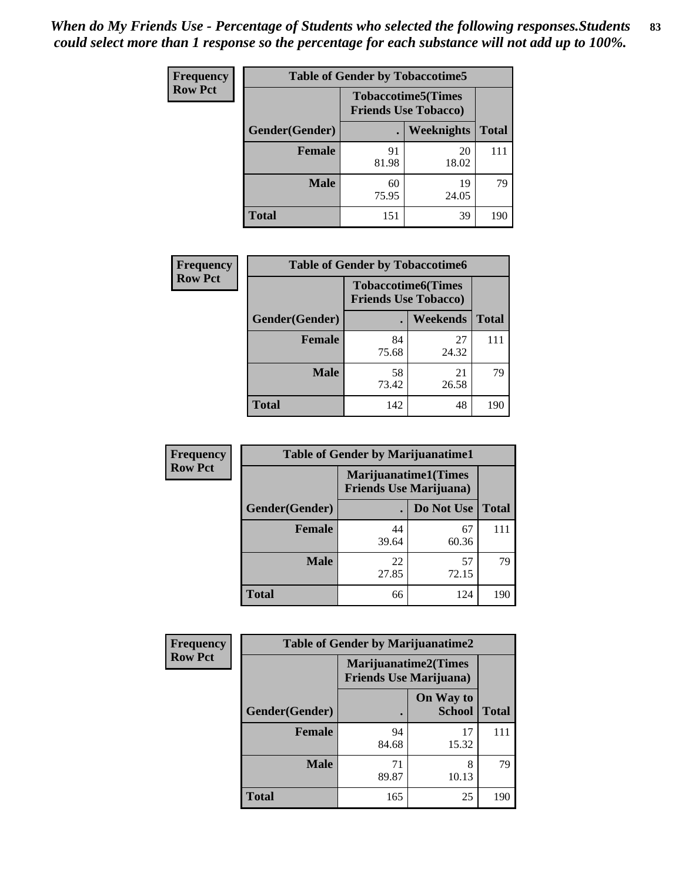*When do My Friends Use - Percentage of Students who selected the following responses.Students could select more than 1 response so the percentage for each substance will not add up to 100%.*

| Frequency Row Pct | Table of Gender by Tobaccotime5 | | |
|---|---|---|---|
| | Tobaccotime5(Times Friends Use Tobacco) | | |
| Gender(Gender) | . | Weeknights | Total |
| Female | 91 81.98 | 20 18.02 | 111 |
| Male | 60 75.95 | 19 24.05 | 79 |
| Total | 151 | 39 | 190 |

| Frequency Row Pct | Table of Gender by Tobaccotime6 | | |
|---|---|---|---|
| | Tobaccotime6(Times Friends Use Tobacco) | | |
| Gender(Gender) | . | Weekends | Total |
| Female | 84 75.68 | 27 24.32 | 111 |
| Male | 58 73.42 | 21 26.58 | 79 |
| Total | 142 | 48 | 190 |

| Frequency Row Pct | Table of Gender by Marijuanatime1 | | |
|---|---|---|---|
| | Marijuanatime1(Times Friends Use Marijuana) | | |
| Gender(Gender) | . | Do Not Use | Total |
| Female | 44 39.64 | 67 60.36 | 111 |
| Male | 22 27.85 | 57 72.15 | 79 |
| Total | 66 | 124 | 190 |

| Frequency Row Pct | Table of Gender by Marijuanatime2 | | |
|---|---|---|---|
| | Marijuanatime2(Times Friends Use Marijuana) | | |
| Gender(Gender) | . | On Way to School | Total |
| Female | 94 84.68 | 17 15.32 | 111 |
| Male | 71 89.87 | 8 10.13 | 79 |
| Total | 165 | 25 | 190 |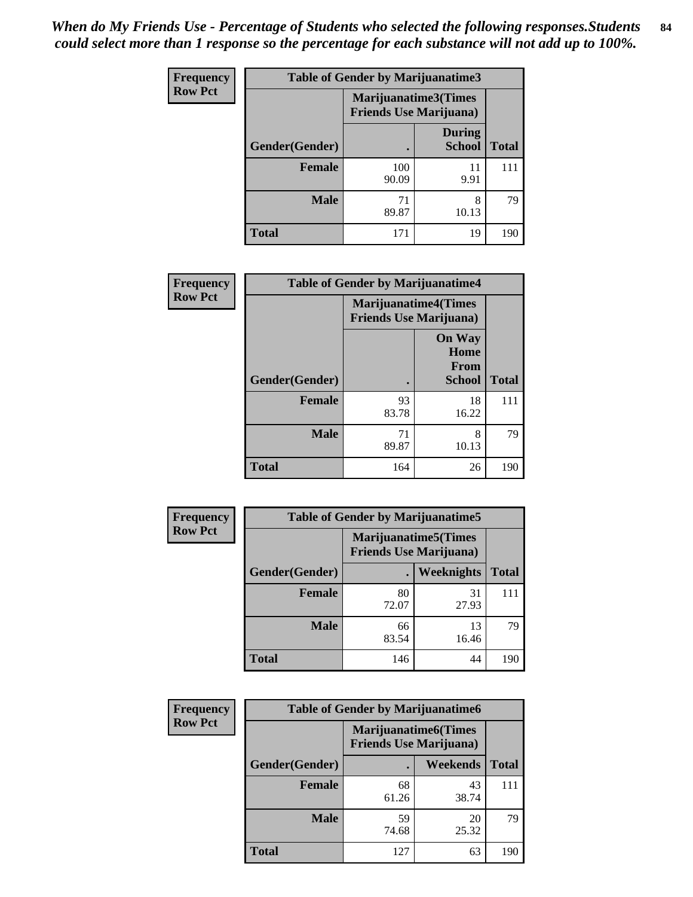*When do My Friends Use - Percentage of Students who selected the following responses.Students could select more than 1 response so the percentage for each substance will not add up to 100%.*

**Frequency**
**Row Pct**

| Table of Gender by Marijuanatime3 | | | |
|---|---|---|---|
| | Marijuanatime3(Times Friends Use Marijuana) | | |
| Gender(Gender) | . | During School | Total |
| **Female** | 100<br>90.09 | 11<br>9.91 | 111 |
| **Male** | 71<br>89.87 | 8<br>10.13 | 79 |
| **Total** | 171 | 19 | 190 |

**Frequency**
**Row Pct**

| Table of Gender by Marijuanatime4 | | | |
|---|---|---|---|
| | Marijuanatime4(Times Friends Use Marijuana) | | |
| Gender(Gender) | . | On Way Home From School | Total |
| **Female** | 93<br>83.78 | 18<br>16.22 | 111 |
| **Male** | 71<br>89.87 | 8<br>10.13 | 79 |
| **Total** | 164 | 26 | 190 |

**Frequency**
**Row Pct**

| Table of Gender by Marijuanatime5 | | | |
|---|---|---|---|
| | Marijuanatime5(Times Friends Use Marijuana) | | |
| Gender(Gender) | . | Weeknights | Total |
| **Female** | 80<br>72.07 | 31<br>27.93 | 111 |
| **Male** | 66<br>83.54 | 13<br>16.46 | 79 |
| **Total** | 146 | 44 | 190 |

**Frequency**
**Row Pct**

| Table of Gender by Marijuanatime6 | | | |
|---|---|---|---|
| | Marijuanatime6(Times Friends Use Marijuana) | | |
| Gender(Gender) | . | Weekends | Total |
| **Female** | 68<br>61.26 | 43<br>38.74 | 111 |
| **Male** | 59<br>74.68 | 20<br>25.32 | 79 |
| **Total** | 127 | 63 | 190 |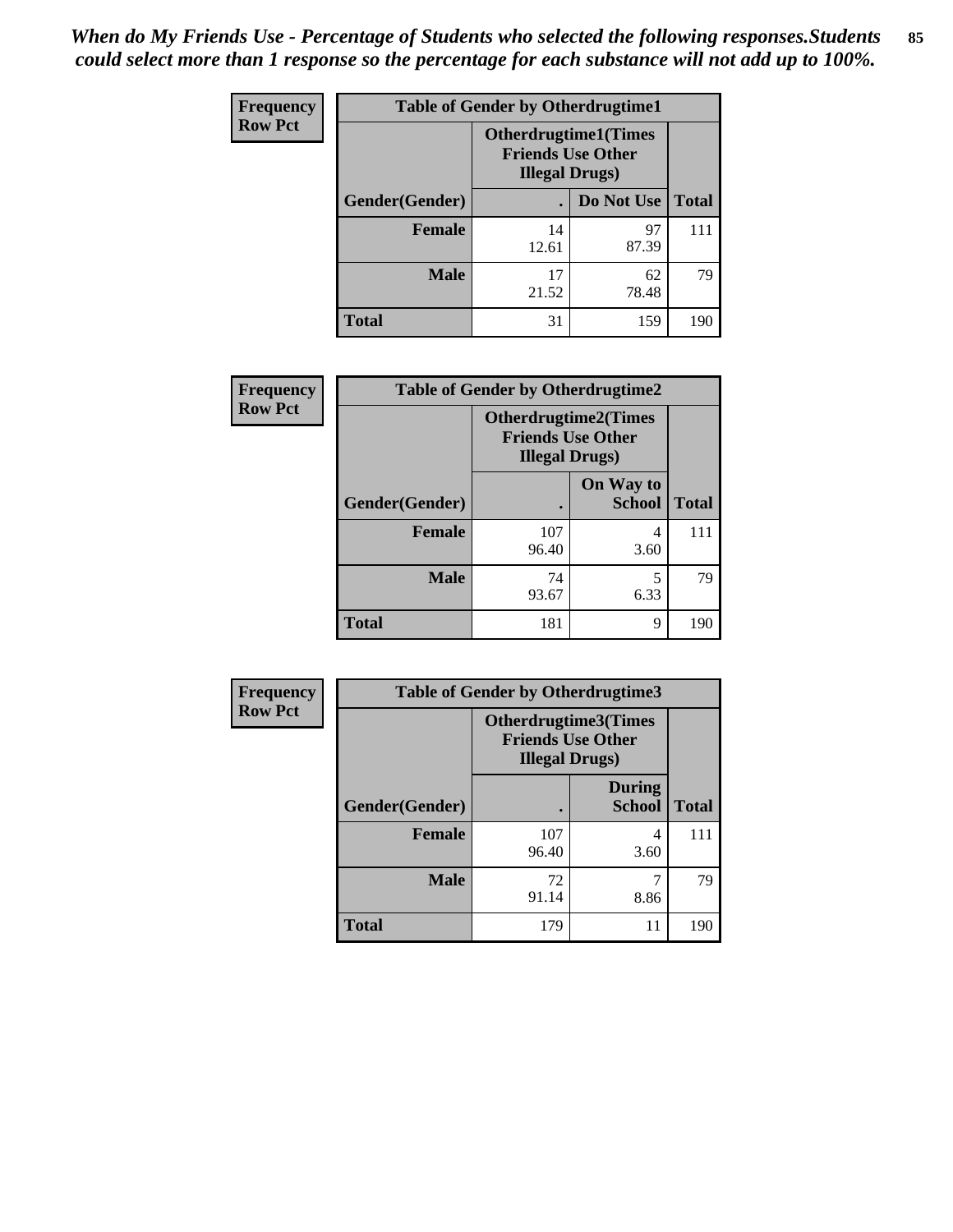*When do My Friends Use - Percentage of Students who selected the following responses.Students could select more than 1 response so the percentage for each substance will not add up to 100%.*

**Frequency**
**Row Pct**

| Table of Gender by Otherdrugtime1 | | | |
|---|---|---|---|
| | Otherdrugtime1(Times Friends Use Other Illegal Drugs) | | |
| Gender(Gender) | . | Do Not Use | Total |
| **Female** | 14<br>12.61 | 97<br>87.39 | 111 |
| **Male** | 17<br>21.52 | 62<br>78.48 | 79 |
| **Total** | 31 | 159 | 190 |

**Frequency**
**Row Pct**

| Table of Gender by Otherdrugtime2 | | | |
|---|---|---|---|
| | Otherdrugtime2(Times Friends Use Other Illegal Drugs) | | |
| Gender(Gender) | . | On Way to School | Total |
| **Female** | 107<br>96.40 | 4<br>3.60 | 111 |
| **Male** | 74<br>93.67 | 5<br>6.33 | 79 |
| **Total** | 181 | 9 | 190 |

**Frequency**
**Row Pct**

| Table of Gender by Otherdrugtime3 | | | |
|---|---|---|---|
| | Otherdrugtime3(Times Friends Use Other Illegal Drugs) | | |
| Gender(Gender) | . | During School | Total |
| **Female** | 107<br>96.40 | 4<br>3.60 | 111 |
| **Male** | 72<br>91.14 | 7<br>8.86 | 79 |
| **Total** | 179 | 11 | 190 |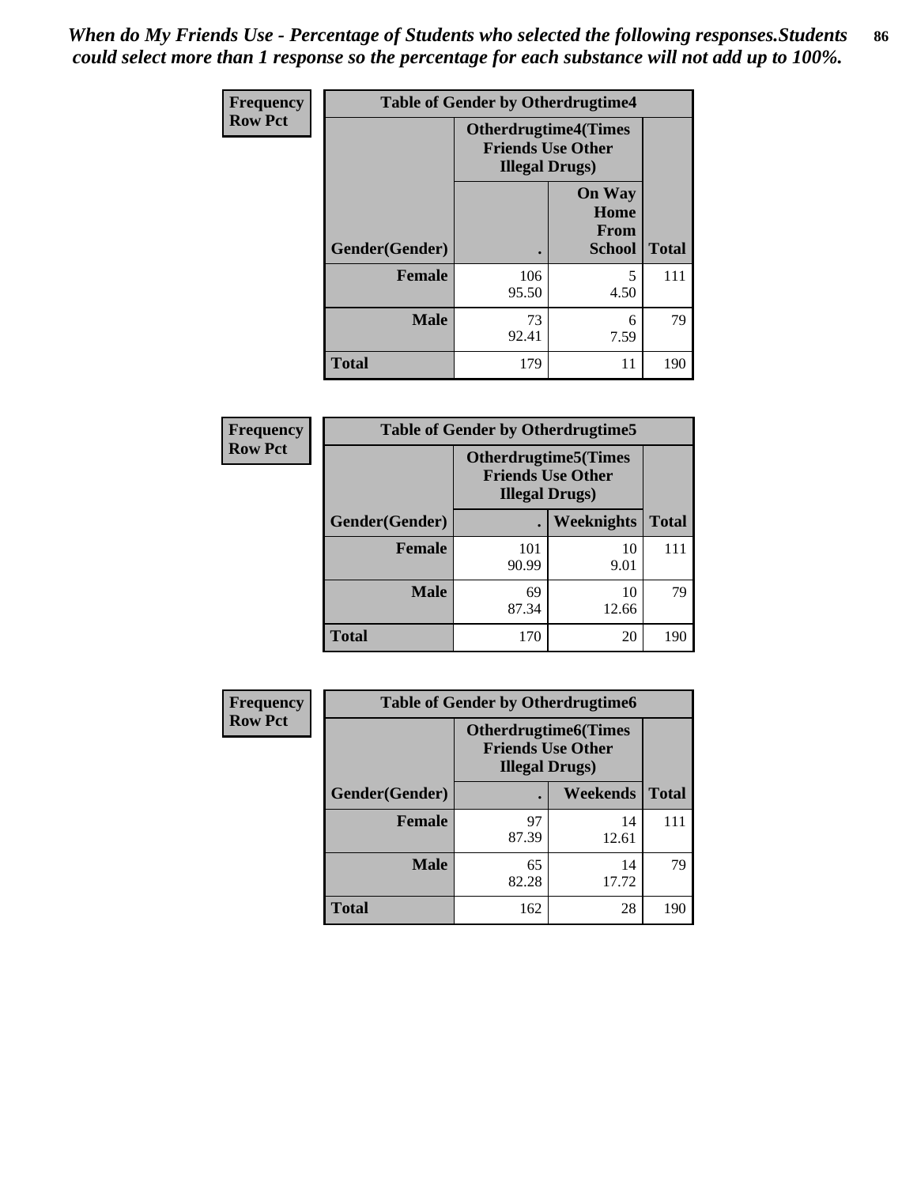*When do My Friends Use - Percentage of Students who selected the following responses.Students could select more than 1 response so the percentage for each substance will not add up to 100%.*

| Frequency<br>Row Pct | Table of Gender by Otherdrugtime4 | | |
|---|---|---|---|
| | Otherdrugtime4(Times Friends Use Other Illegal Drugs) | | |
| Gender(Gender) | . | On Way Home From School | Total |
| **Female** | 106<br>95.50 | 5<br>4.50 | 111 |
| **Male** | 73<br>92.41 | 6<br>7.59 | 79 |
| **Total** | 179 | 11 | 190 |

| Frequency<br>Row Pct | Table of Gender by Otherdrugtime5 | | |
|---|---|---|---|
| | Otherdrugtime5(Times Friends Use Other Illegal Drugs) | | |
| Gender(Gender) | . | Weeknights | Total |
| **Female** | 101<br>90.99 | 10<br>9.01 | 111 |
| **Male** | 69<br>87.34 | 10<br>12.66 | 79 |
| **Total** | 170 | 20 | 190 |

| Frequency<br>Row Pct | Table of Gender by Otherdrugtime6 | | |
|---|---|---|---|
| | Otherdrugtime6(Times Friends Use Other Illegal Drugs) | | |
| Gender(Gender) | . | Weekends | Total |
| **Female** | 97<br>87.39 | 14<br>12.61 | 111 |
| **Male** | 65<br>82.28 | 14<br>17.72 | 79 |
| **Total** | 162 | 28 | 190 |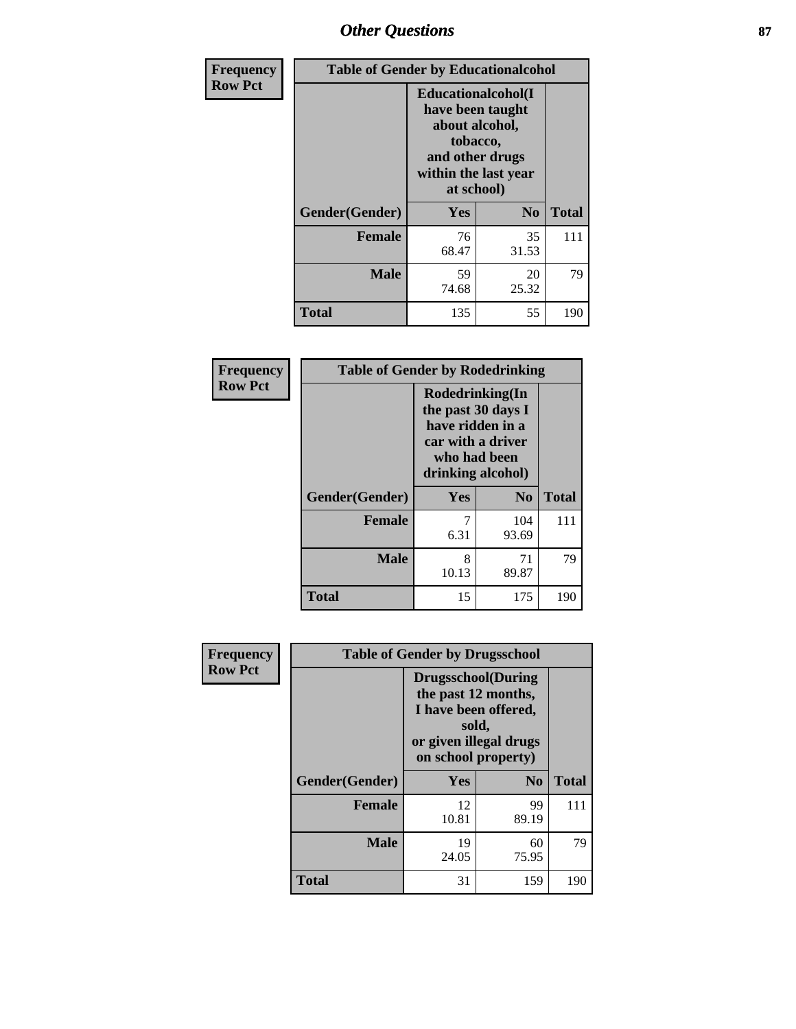# Other Questions

**Frequency**
**Row Pct**

| Table of Gender by Educationalcohol | | | |
|---|---|---|---|
| | Educationalcohol(I have been taught about alcohol, tobacco, and other drugs within the last year at school) | | |
| Gender(Gender) | Yes | No | Total |
| Female | 76<br>68.47 | 35<br>31.53 | 111 |
| Male | 59<br>74.68 | 20<br>25.32 | 79 |
| Total | 135 | 55 | 190 |

**Frequency**
**Row Pct**

| Table of Gender by Rodedrinking | | | |
|---|---|---|---|
| | Rodedrinking(In the past 30 days I have ridden in a car with a driver who had been drinking alcohol) | | |
| Gender(Gender) | Yes | No | Total |
| Female | 7<br>6.31 | 104<br>93.69 | 111 |
| Male | 8<br>10.13 | 71<br>89.87 | 79 |
| Total | 15 | 175 | 190 |

**Frequency**
**Row Pct**

| Table of Gender by Drugsschool | | | |
|---|---|---|---|
| | Drugsschool(During the past 12 months, I have been offered, sold, or given illegal drugs on school property) | | |
| Gender(Gender) | Yes | No | Total |
| Female | 12<br>10.81 | 99<br>89.19 | 111 |
| Male | 19<br>24.05 | 60<br>75.95 | 79 |
| Total | 31 | 159 | 190 |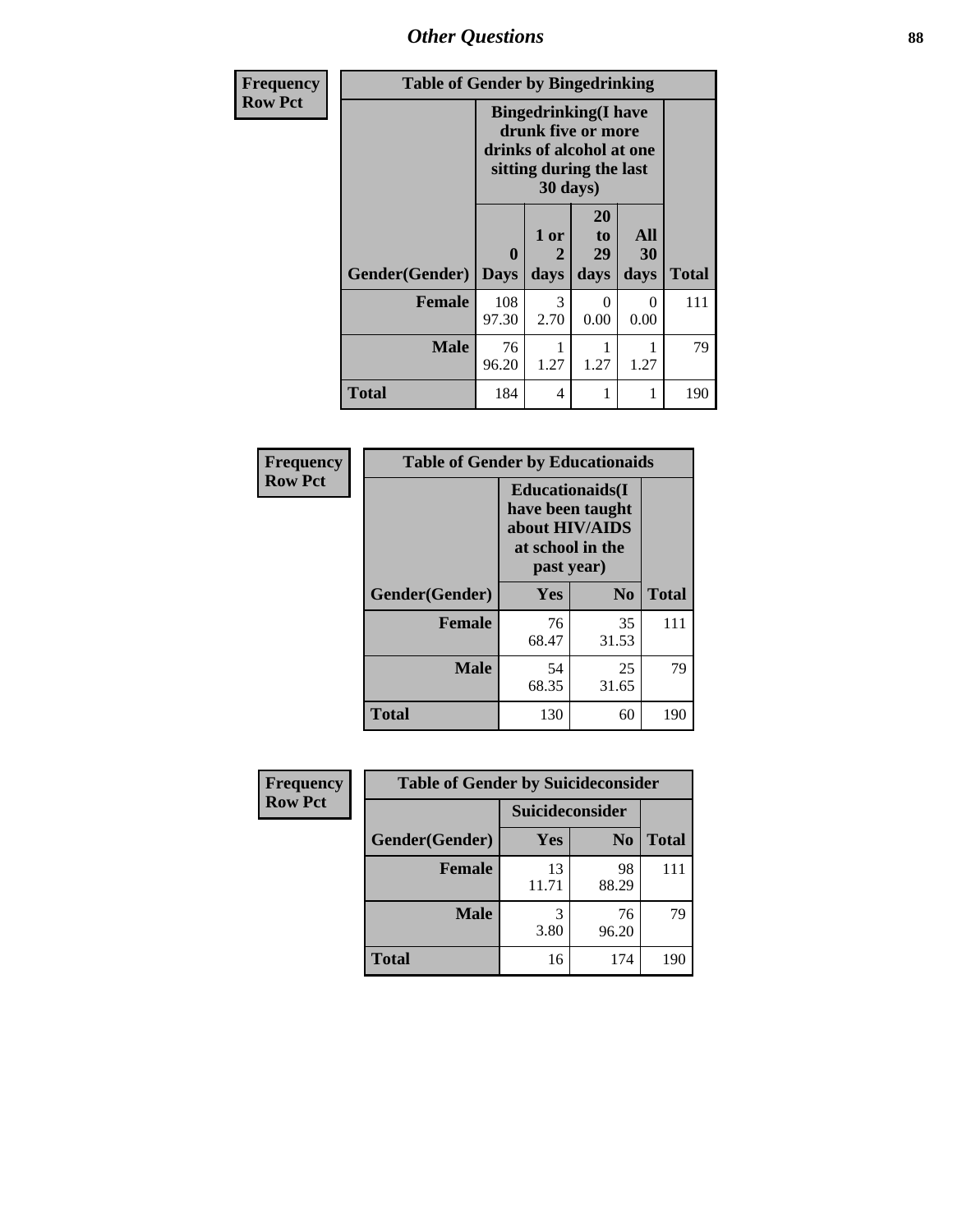## Other Questions

Frequency
Row Pct

| Table of Gender by Bingedrinking | | | | | |
|---|---|---|---|---|---|
| | Bingedrinking(I have drunk five or more drinks of alcohol at one sitting during the last 30 days) | | | | |
| Gender(Gender) | 0 Days | 1 or 2 days | 20 to 29 days | All 30 days | Total |
| **Female** | 108<br>97.30 | 3<br>2.70 | 0<br>0.00 | 0<br>0.00 | 111 |
| **Male** | 76<br>96.20 | 1<br>1.27 | 1<br>1.27 | 1<br>1.27 | 79 |
| **Total** | 184 | 4 | 1 | 1 | 190 |

Frequency
Row Pct

| Table of Gender by Educationaids | | | |
|---|---|---|---|
| | Educationaids(I have been taught about HIV/AIDS at school in the past year) | | |
| Gender(Gender) | Yes | No | Total |
| **Female** | 76<br>68.47 | 35<br>31.53 | 111 |
| **Male** | 54<br>68.35 | 25<br>31.65 | 79 |
| **Total** | 130 | 60 | 190 |

Frequency
Row Pct

| Table of Gender by Suicideconsider | | | |
|---|---|---|---|
| | Suicideconsider | | |
| Gender(Gender) | Yes | No | Total |
| **Female** | 13<br>11.71 | 98<br>88.29 | 111 |
| **Male** | 3<br>3.80 | 76<br>96.20 | 79 |
| **Total** | 16 | 174 | 190 |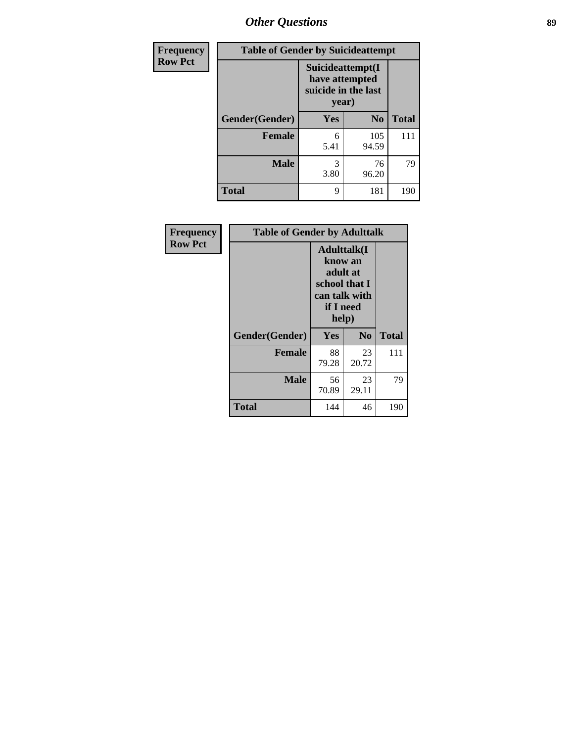# Other Questions

| Frequency Row Pct | Table of Gender by Suicideattempt | | |
|---|---|---|---|
| | Suicideattempt(I have attempted suicide in the last year) | | |
| Gender(Gender) | Yes | No | Total |
| Female | 6<br>5.41 | 105<br>94.59 | 111 |
| Male | 3<br>3.80 | 76<br>96.20 | 79 |
| Total | 9 | 181 | 190 |

| Frequency Row Pct | Table of Gender by Adulttalk | | |
|---|---|---|---|
| | Adulttalk(I know an adult at school that I can talk with if I need help) | | |
| Gender(Gender) | Yes | No | Total |
| Female | 88<br>79.28 | 23<br>20.72 | 111 |
| Male | 56<br>70.89 | 23<br>29.11 | 79 |
| Total | 144 | 46 | 190 |